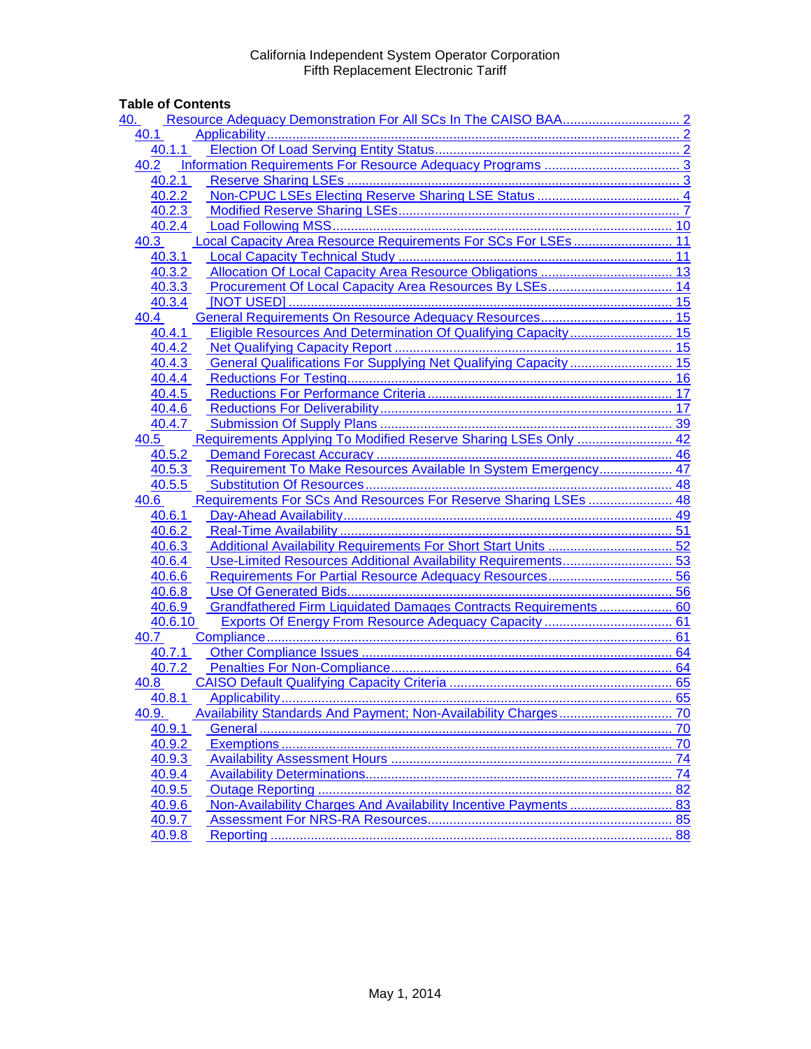California Independent System Operator Corporation
Fifth Replacement Electronic Tariff

**Table of Contents**

40. Resource Adequacy Demonstration For All SCs In The CAISO BAA ............ 2
- 40.1 Applicability ............ 2
  - 40.1.1 Election Of Load Serving Entity Status ............ 2
- 40.2 Information Requirements For Resource Adequacy Programs ............ 3
  - 40.2.1 Reserve Sharing LSEs ............ 3
  - 40.2.2 Non-CPUC LSEs Electing Reserve Sharing LSE Status ............ 4
  - 40.2.3 Modified Reserve Sharing LSEs ............ 7
  - 40.2.4 Load Following MSS ............ 10
- 40.3 Local Capacity Area Resource Requirements For SCs For LSEs ............ 11
  - 40.3.1 Local Capacity Technical Study ............ 11
  - 40.3.2 Allocation Of Local Capacity Area Resource Obligations ............ 13
  - 40.3.3 Procurement Of Local Capacity Area Resources By LSEs ............ 14
  - 40.3.4 [NOT USED] ............ 15
- 40.4 General Requirements On Resource Adequacy Resources ............ 15
  - 40.4.1 Eligible Resources And Determination Of Qualifying Capacity ............ 15
  - 40.4.2 Net Qualifying Capacity Report ............ 15
  - 40.4.3 General Qualifications For Supplying Net Qualifying Capacity ............ 15
  - 40.4.4 Reductions For Testing ............ 16
  - 40.4.5 Reductions For Performance Criteria ............ 17
  - 40.4.6 Reductions For Deliverability ............ 17
  - 40.4.7 Submission Of Supply Plans ............ 39
- 40.5 Requirements Applying To Modified Reserve Sharing LSEs Only ............ 42
  - 40.5.2 Demand Forecast Accuracy ............ 46
  - 40.5.3 Requirement To Make Resources Available In System Emergency ............ 47
  - 40.5.5 Substitution Of Resources ............ 48
- 40.6 Requirements For SCs And Resources For Reserve Sharing LSEs ............ 48
  - 40.6.1 Day-Ahead Availability ............ 49
  - 40.6.2 Real-Time Availability ............ 51
  - 40.6.3 Additional Availability Requirements For Short Start Units ............ 52
  - 40.6.4 Use-Limited Resources Additional Availability Requirements ............ 53
  - 40.6.6 Requirements For Partial Resource Adequacy Resources ............ 56
  - 40.6.8 Use Of Generated Bids ............ 56
  - 40.6.9 Grandfathered Firm Liquidated Damages Contracts Requirements ............ 60
  - 40.6.10 Exports Of Energy From Resource Adequacy Capacity ............ 61
- 40.7 Compliance ............ 61
  - 40.7.1 Other Compliance Issues ............ 64
  - 40.7.2 Penalties For Non-Compliance ............ 64
- 40.8 CAISO Default Qualifying Capacity Criteria ............ 65
  - 40.8.1 Applicability ............ 65
- 40.9. Availability Standards And Payment; Non-Availability Charges ............ 70
  - 40.9.1 General ............ 70
  - 40.9.2 Exemptions ............ 70
  - 40.9.3 Availability Assessment Hours ............ 74
  - 40.9.4 Availability Determinations ............ 74
  - 40.9.5 Outage Reporting ............ 82
  - 40.9.6 Non-Availability Charges And Availability Incentive Payments ............ 83
  - 40.9.7 Assessment For NRS-RA Resources ............ 85
  - 40.9.8 Reporting ............ 88

May 1, 2014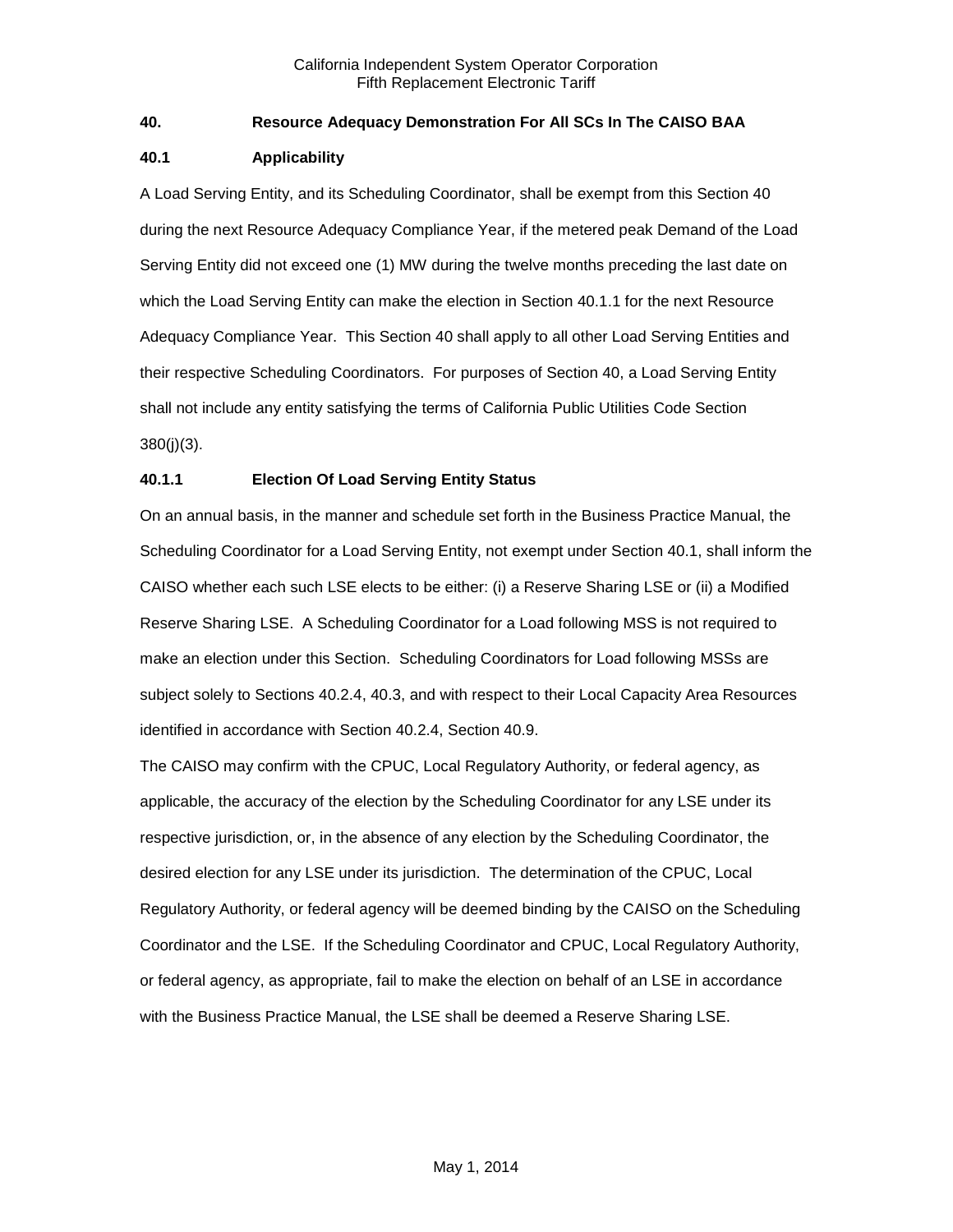## 40. Resource Adequacy Demonstration For All SCs In The CAISO BAA

### 40.1 Applicability

A Load Serving Entity, and its Scheduling Coordinator, shall be exempt from this Section 40 during the next Resource Adequacy Compliance Year, if the metered peak Demand of the Load Serving Entity did not exceed one (1) MW during the twelve months preceding the last date on which the Load Serving Entity can make the election in Section 40.1.1 for the next Resource Adequacy Compliance Year. This Section 40 shall apply to all other Load Serving Entities and their respective Scheduling Coordinators. For purposes of Section 40, a Load Serving Entity shall not include any entity satisfying the terms of California Public Utilities Code Section 380(j)(3).

#### 40.1.1 Election Of Load Serving Entity Status

On an annual basis, in the manner and schedule set forth in the Business Practice Manual, the Scheduling Coordinator for a Load Serving Entity, not exempt under Section 40.1, shall inform the CAISO whether each such LSE elects to be either: (i) a Reserve Sharing LSE or (ii) a Modified Reserve Sharing LSE. A Scheduling Coordinator for a Load following MSS is not required to make an election under this Section. Scheduling Coordinators for Load following MSSs are subject solely to Sections 40.2.4, 40.3, and with respect to their Local Capacity Area Resources identified in accordance with Section 40.2.4, Section 40.9.

The CAISO may confirm with the CPUC, Local Regulatory Authority, or federal agency, as applicable, the accuracy of the election by the Scheduling Coordinator for any LSE under its respective jurisdiction, or, in the absence of any election by the Scheduling Coordinator, the desired election for any LSE under its jurisdiction. The determination of the CPUC, Local Regulatory Authority, or federal agency will be deemed binding by the CAISO on the Scheduling Coordinator and the LSE. If the Scheduling Coordinator and CPUC, Local Regulatory Authority, or federal agency, as appropriate, fail to make the election on behalf of an LSE in accordance with the Business Practice Manual, the LSE shall be deemed a Reserve Sharing LSE.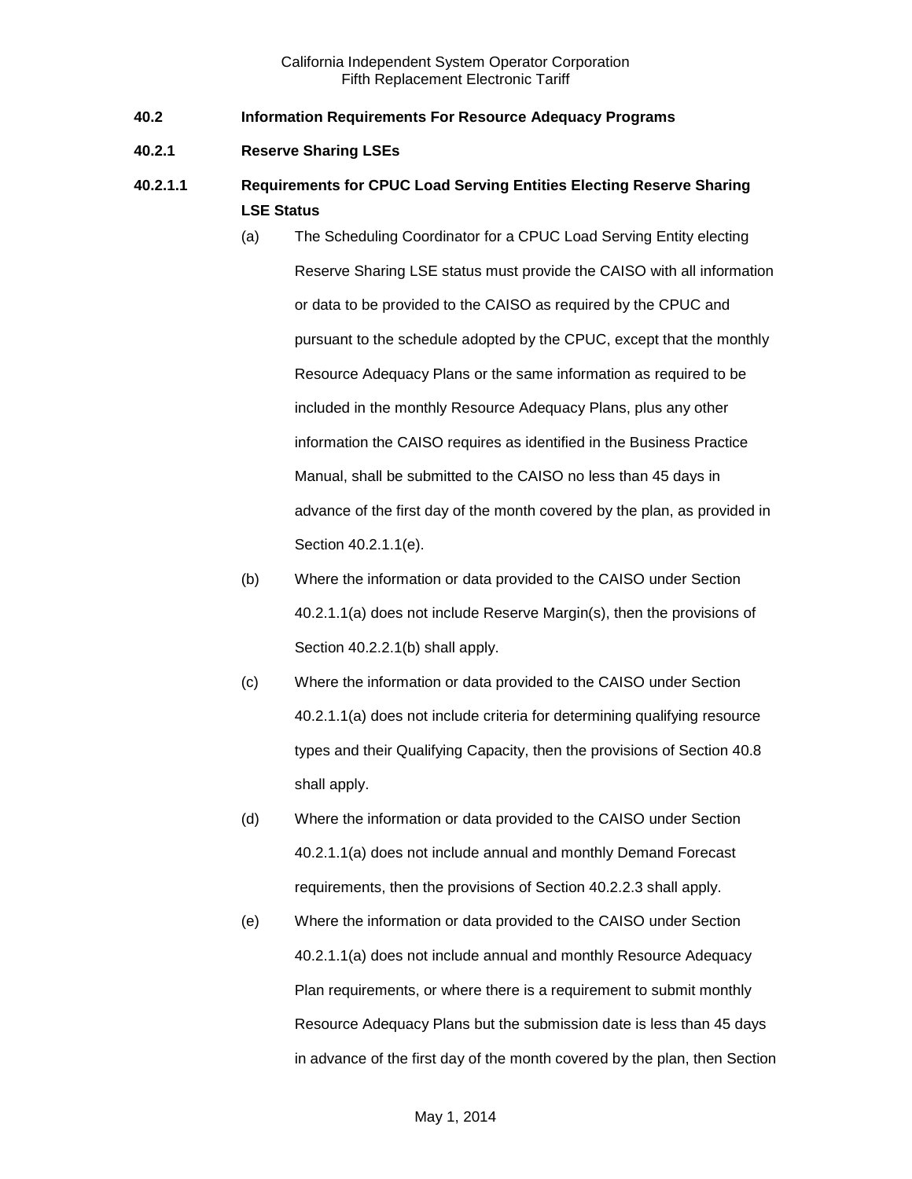**40.2 Information Requirements For Resource Adequacy Programs**

**40.2.1 Reserve Sharing LSEs**

**40.2.1.1 Requirements for CPUC Load Serving Entities Electing Reserve Sharing LSE Status**

(a) The Scheduling Coordinator for a CPUC Load Serving Entity electing Reserve Sharing LSE status must provide the CAISO with all information or data to be provided to the CAISO as required by the CPUC and pursuant to the schedule adopted by the CPUC, except that the monthly Resource Adequacy Plans or the same information as required to be included in the monthly Resource Adequacy Plans, plus any other information the CAISO requires as identified in the Business Practice Manual, shall be submitted to the CAISO no less than 45 days in advance of the first day of the month covered by the plan, as provided in Section 40.2.1.1(e).

(b) Where the information or data provided to the CAISO under Section 40.2.1.1(a) does not include Reserve Margin(s), then the provisions of Section 40.2.2.1(b) shall apply.

(c) Where the information or data provided to the CAISO under Section 40.2.1.1(a) does not include criteria for determining qualifying resource types and their Qualifying Capacity, then the provisions of Section 40.8 shall apply.

(d) Where the information or data provided to the CAISO under Section 40.2.1.1(a) does not include annual and monthly Demand Forecast requirements, then the provisions of Section 40.2.2.3 shall apply.

(e) Where the information or data provided to the CAISO under Section 40.2.1.1(a) does not include annual and monthly Resource Adequacy Plan requirements, or where there is a requirement to submit monthly Resource Adequacy Plans but the submission date is less than 45 days in advance of the first day of the month covered by the plan, then Section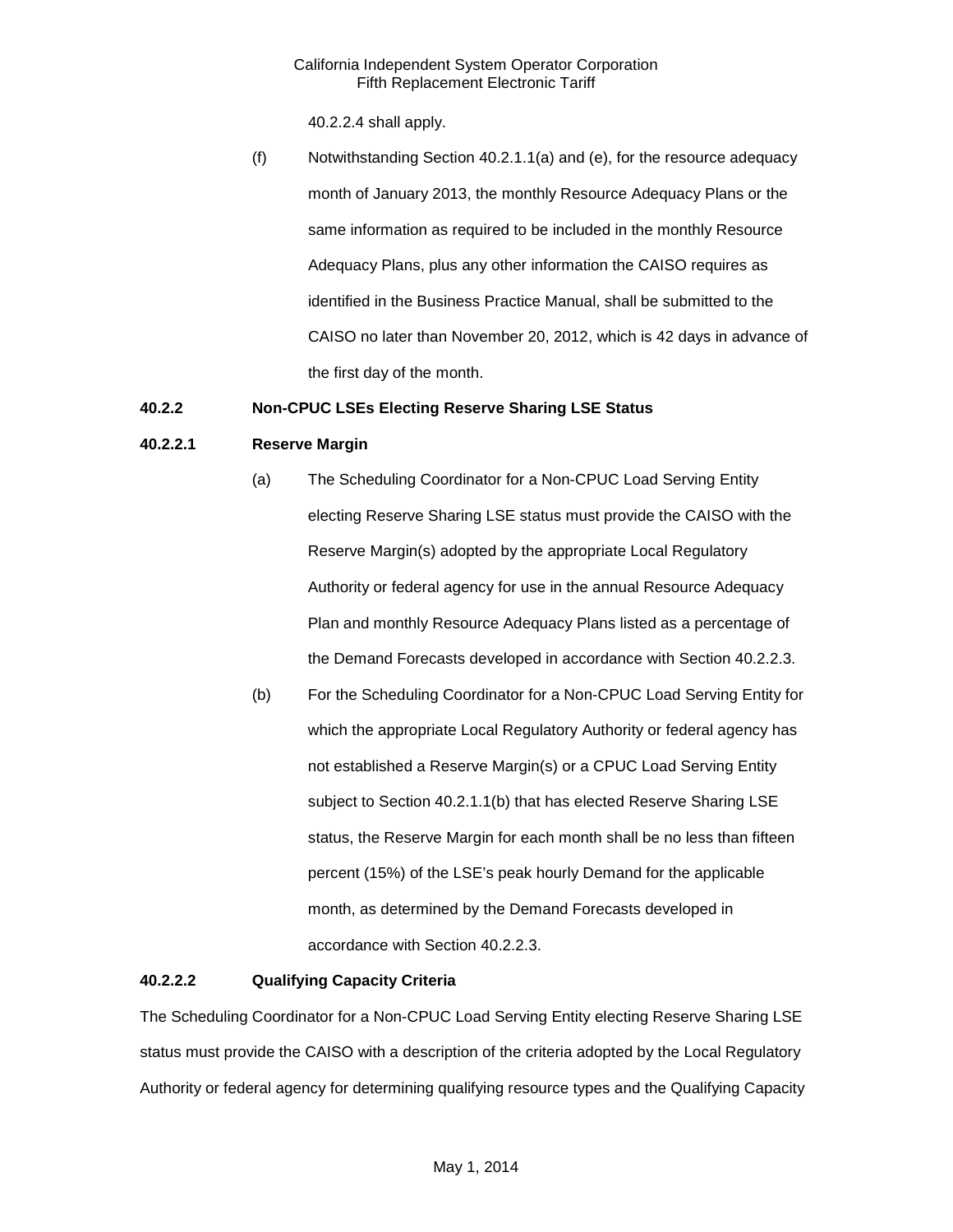40.2.2.4 shall apply.

(f) Notwithstanding Section 40.2.1.1(a) and (e), for the resource adequacy month of January 2013, the monthly Resource Adequacy Plans or the same information as required to be included in the monthly Resource Adequacy Plans, plus any other information the CAISO requires as identified in the Business Practice Manual, shall be submitted to the CAISO no later than November 20, 2012, which is 42 days in advance of the first day of the month.

### 40.2.2 Non-CPUC LSEs Electing Reserve Sharing LSE Status

### 40.2.2.1 Reserve Margin

(a) The Scheduling Coordinator for a Non-CPUC Load Serving Entity electing Reserve Sharing LSE status must provide the CAISO with the Reserve Margin(s) adopted by the appropriate Local Regulatory Authority or federal agency for use in the annual Resource Adequacy Plan and monthly Resource Adequacy Plans listed as a percentage of the Demand Forecasts developed in accordance with Section 40.2.2.3.

(b) For the Scheduling Coordinator for a Non-CPUC Load Serving Entity for which the appropriate Local Regulatory Authority or federal agency has not established a Reserve Margin(s) or a CPUC Load Serving Entity subject to Section 40.2.1.1(b) that has elected Reserve Sharing LSE status, the Reserve Margin for each month shall be no less than fifteen percent (15%) of the LSE's peak hourly Demand for the applicable month, as determined by the Demand Forecasts developed in accordance with Section 40.2.2.3.

### 40.2.2.2 Qualifying Capacity Criteria

The Scheduling Coordinator for a Non-CPUC Load Serving Entity electing Reserve Sharing LSE status must provide the CAISO with a description of the criteria adopted by the Local Regulatory Authority or federal agency for determining qualifying resource types and the Qualifying Capacity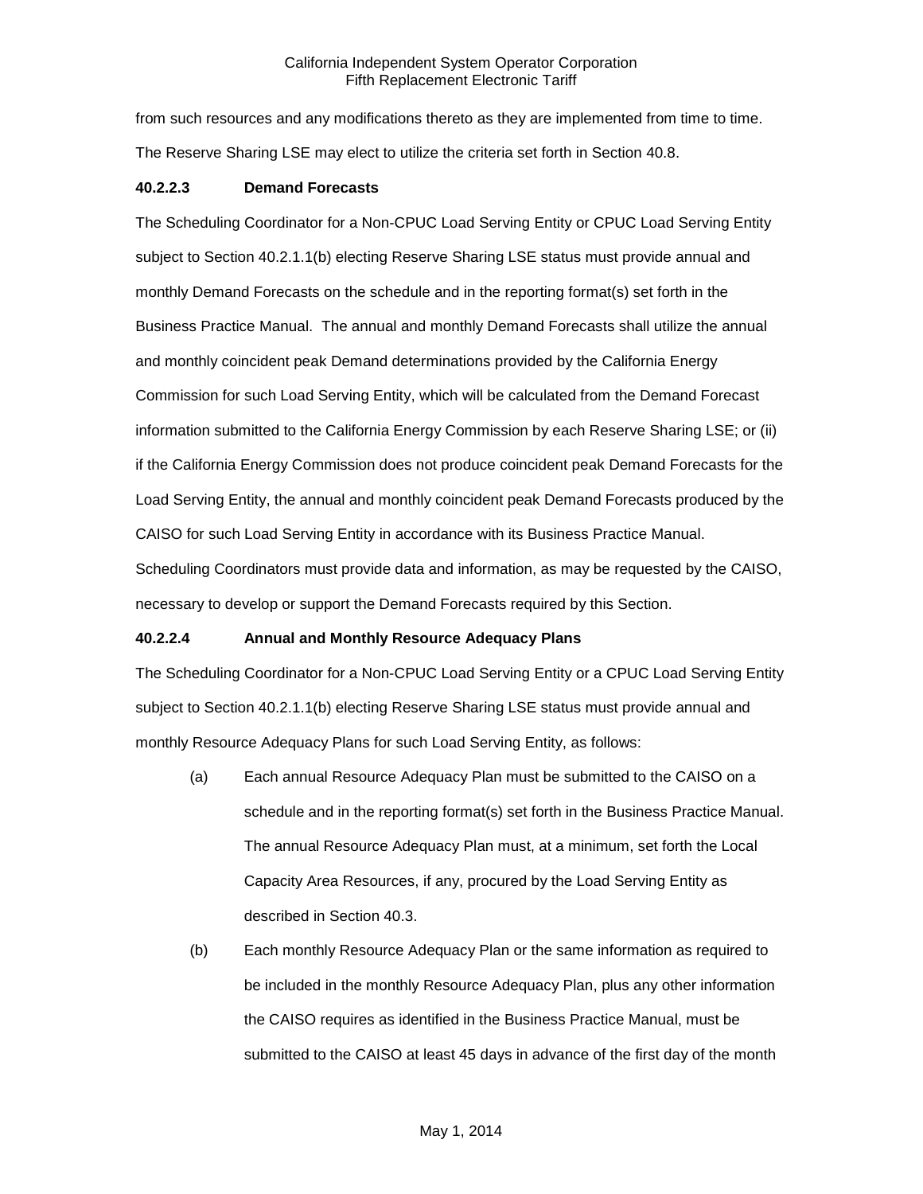from such resources and any modifications thereto as they are implemented from time to time. The Reserve Sharing LSE may elect to utilize the criteria set forth in Section 40.8.

**40.2.2.3 Demand Forecasts**

The Scheduling Coordinator for a Non-CPUC Load Serving Entity or CPUC Load Serving Entity subject to Section 40.2.1.1(b) electing Reserve Sharing LSE status must provide annual and monthly Demand Forecasts on the schedule and in the reporting format(s) set forth in the Business Practice Manual. The annual and monthly Demand Forecasts shall utilize the annual and monthly coincident peak Demand determinations provided by the California Energy Commission for such Load Serving Entity, which will be calculated from the Demand Forecast information submitted to the California Energy Commission by each Reserve Sharing LSE; or (ii) if the California Energy Commission does not produce coincident peak Demand Forecasts for the Load Serving Entity, the annual and monthly coincident peak Demand Forecasts produced by the CAISO for such Load Serving Entity in accordance with its Business Practice Manual. Scheduling Coordinators must provide data and information, as may be requested by the CAISO, necessary to develop or support the Demand Forecasts required by this Section.

**40.2.2.4 Annual and Monthly Resource Adequacy Plans**

The Scheduling Coordinator for a Non-CPUC Load Serving Entity or a CPUC Load Serving Entity subject to Section 40.2.1.1(b) electing Reserve Sharing LSE status must provide annual and monthly Resource Adequacy Plans for such Load Serving Entity, as follows:

(a) Each annual Resource Adequacy Plan must be submitted to the CAISO on a schedule and in the reporting format(s) set forth in the Business Practice Manual. The annual Resource Adequacy Plan must, at a minimum, set forth the Local Capacity Area Resources, if any, procured by the Load Serving Entity as described in Section 40.3.

(b) Each monthly Resource Adequacy Plan or the same information as required to be included in the monthly Resource Adequacy Plan, plus any other information the CAISO requires as identified in the Business Practice Manual, must be submitted to the CAISO at least 45 days in advance of the first day of the month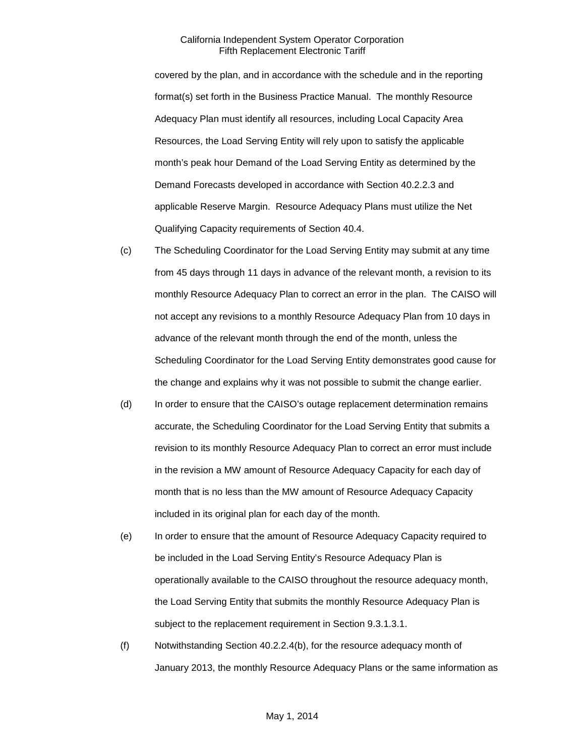covered by the plan, and in accordance with the schedule and in the reporting format(s) set forth in the Business Practice Manual. The monthly Resource Adequacy Plan must identify all resources, including Local Capacity Area Resources, the Load Serving Entity will rely upon to satisfy the applicable month's peak hour Demand of the Load Serving Entity as determined by the Demand Forecasts developed in accordance with Section 40.2.2.3 and applicable Reserve Margin. Resource Adequacy Plans must utilize the Net Qualifying Capacity requirements of Section 40.4.

(c) The Scheduling Coordinator for the Load Serving Entity may submit at any time from 45 days through 11 days in advance of the relevant month, a revision to its monthly Resource Adequacy Plan to correct an error in the plan. The CAISO will not accept any revisions to a monthly Resource Adequacy Plan from 10 days in advance of the relevant month through the end of the month, unless the Scheduling Coordinator for the Load Serving Entity demonstrates good cause for the change and explains why it was not possible to submit the change earlier.

(d) In order to ensure that the CAISO's outage replacement determination remains accurate, the Scheduling Coordinator for the Load Serving Entity that submits a revision to its monthly Resource Adequacy Plan to correct an error must include in the revision a MW amount of Resource Adequacy Capacity for each day of month that is no less than the MW amount of Resource Adequacy Capacity included in its original plan for each day of the month.

(e) In order to ensure that the amount of Resource Adequacy Capacity required to be included in the Load Serving Entity's Resource Adequacy Plan is operationally available to the CAISO throughout the resource adequacy month, the Load Serving Entity that submits the monthly Resource Adequacy Plan is subject to the replacement requirement in Section 9.3.1.3.1.

(f) Notwithstanding Section 40.2.2.4(b), for the resource adequacy month of January 2013, the monthly Resource Adequacy Plans or the same information as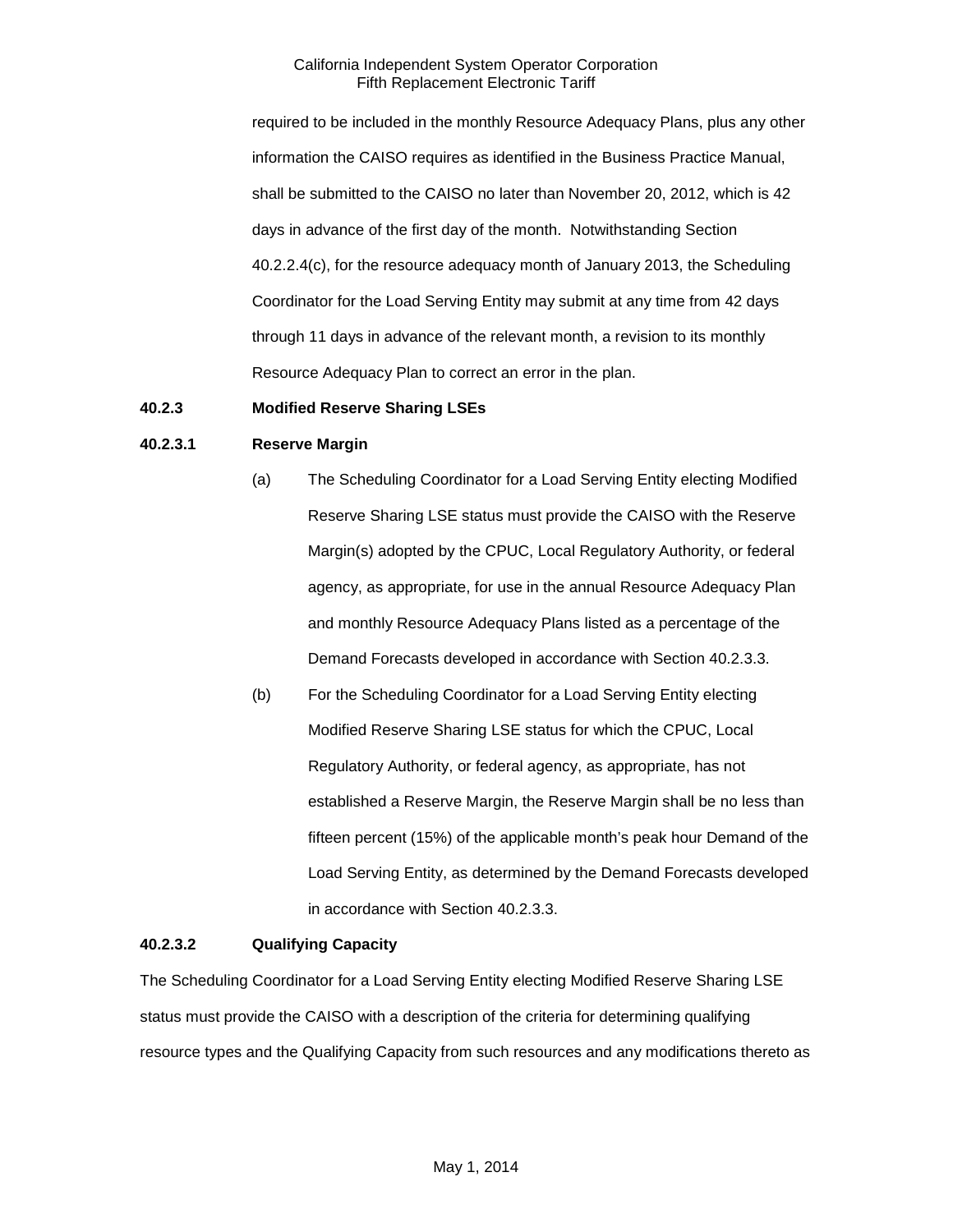required to be included in the monthly Resource Adequacy Plans, plus any other information the CAISO requires as identified in the Business Practice Manual, shall be submitted to the CAISO no later than November 20, 2012, which is 42 days in advance of the first day of the month. Notwithstanding Section 40.2.2.4(c), for the resource adequacy month of January 2013, the Scheduling Coordinator for the Load Serving Entity may submit at any time from 42 days through 11 days in advance of the relevant month, a revision to its monthly Resource Adequacy Plan to correct an error in the plan.

**40.2.3 Modified Reserve Sharing LSEs**

**40.2.3.1 Reserve Margin**

(a) The Scheduling Coordinator for a Load Serving Entity electing Modified Reserve Sharing LSE status must provide the CAISO with the Reserve Margin(s) adopted by the CPUC, Local Regulatory Authority, or federal agency, as appropriate, for use in the annual Resource Adequacy Plan and monthly Resource Adequacy Plans listed as a percentage of the Demand Forecasts developed in accordance with Section 40.2.3.3.

(b) For the Scheduling Coordinator for a Load Serving Entity electing Modified Reserve Sharing LSE status for which the CPUC, Local Regulatory Authority, or federal agency, as appropriate, has not established a Reserve Margin, the Reserve Margin shall be no less than fifteen percent (15%) of the applicable month's peak hour Demand of the Load Serving Entity, as determined by the Demand Forecasts developed in accordance with Section 40.2.3.3.

**40.2.3.2 Qualifying Capacity**

The Scheduling Coordinator for a Load Serving Entity electing Modified Reserve Sharing LSE status must provide the CAISO with a description of the criteria for determining qualifying resource types and the Qualifying Capacity from such resources and any modifications thereto as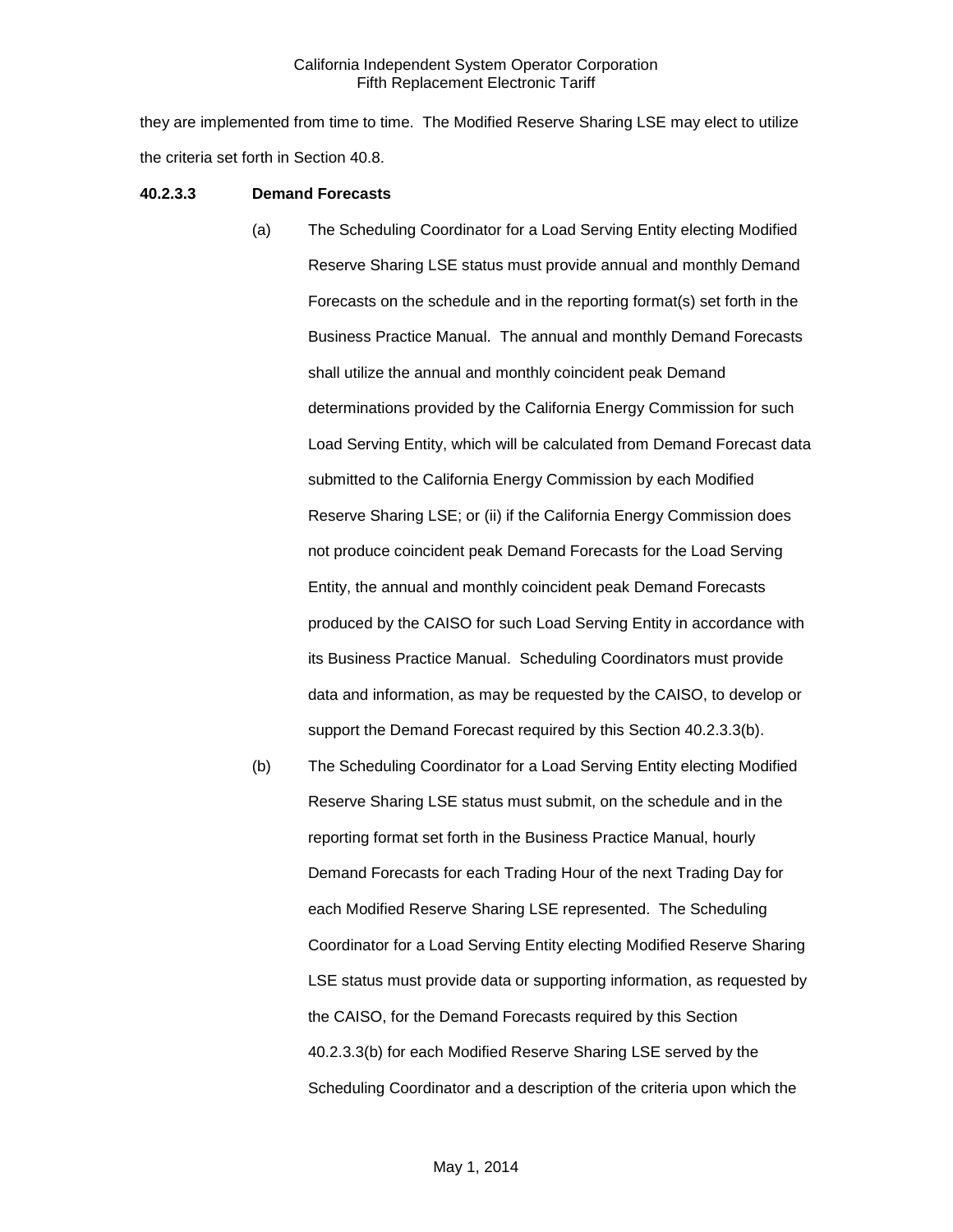they are implemented from time to time. The Modified Reserve Sharing LSE may elect to utilize the criteria set forth in Section 40.8.

**40.2.3.3 Demand Forecasts**

(a) The Scheduling Coordinator for a Load Serving Entity electing Modified Reserve Sharing LSE status must provide annual and monthly Demand Forecasts on the schedule and in the reporting format(s) set forth in the Business Practice Manual. The annual and monthly Demand Forecasts shall utilize the annual and monthly coincident peak Demand determinations provided by the California Energy Commission for such Load Serving Entity, which will be calculated from Demand Forecast data submitted to the California Energy Commission by each Modified Reserve Sharing LSE; or (ii) if the California Energy Commission does not produce coincident peak Demand Forecasts for the Load Serving Entity, the annual and monthly coincident peak Demand Forecasts produced by the CAISO for such Load Serving Entity in accordance with its Business Practice Manual. Scheduling Coordinators must provide data and information, as may be requested by the CAISO, to develop or support the Demand Forecast required by this Section 40.2.3.3(b).

(b) The Scheduling Coordinator for a Load Serving Entity electing Modified Reserve Sharing LSE status must submit, on the schedule and in the reporting format set forth in the Business Practice Manual, hourly Demand Forecasts for each Trading Hour of the next Trading Day for each Modified Reserve Sharing LSE represented. The Scheduling Coordinator for a Load Serving Entity electing Modified Reserve Sharing LSE status must provide data or supporting information, as requested by the CAISO, for the Demand Forecasts required by this Section 40.2.3.3(b) for each Modified Reserve Sharing LSE served by the Scheduling Coordinator and a description of the criteria upon which the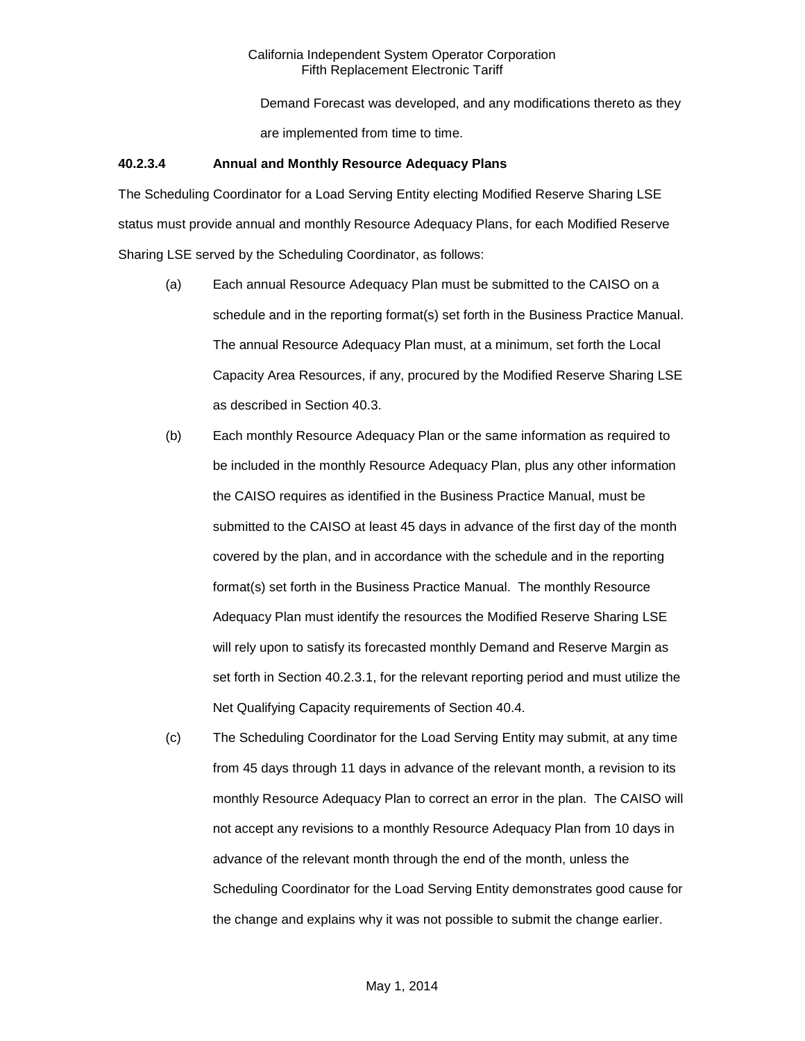Demand Forecast was developed, and any modifications thereto as they are implemented from time to time.

**40.2.3.4 Annual and Monthly Resource Adequacy Plans**

The Scheduling Coordinator for a Load Serving Entity electing Modified Reserve Sharing LSE status must provide annual and monthly Resource Adequacy Plans, for each Modified Reserve Sharing LSE served by the Scheduling Coordinator, as follows:

(a) Each annual Resource Adequacy Plan must be submitted to the CAISO on a schedule and in the reporting format(s) set forth in the Business Practice Manual. The annual Resource Adequacy Plan must, at a minimum, set forth the Local Capacity Area Resources, if any, procured by the Modified Reserve Sharing LSE as described in Section 40.3.

(b) Each monthly Resource Adequacy Plan or the same information as required to be included in the monthly Resource Adequacy Plan, plus any other information the CAISO requires as identified in the Business Practice Manual, must be submitted to the CAISO at least 45 days in advance of the first day of the month covered by the plan, and in accordance with the schedule and in the reporting format(s) set forth in the Business Practice Manual. The monthly Resource Adequacy Plan must identify the resources the Modified Reserve Sharing LSE will rely upon to satisfy its forecasted monthly Demand and Reserve Margin as set forth in Section 40.2.3.1, for the relevant reporting period and must utilize the Net Qualifying Capacity requirements of Section 40.4.

(c) The Scheduling Coordinator for the Load Serving Entity may submit, at any time from 45 days through 11 days in advance of the relevant month, a revision to its monthly Resource Adequacy Plan to correct an error in the plan. The CAISO will not accept any revisions to a monthly Resource Adequacy Plan from 10 days in advance of the relevant month through the end of the month, unless the Scheduling Coordinator for the Load Serving Entity demonstrates good cause for the change and explains why it was not possible to submit the change earlier.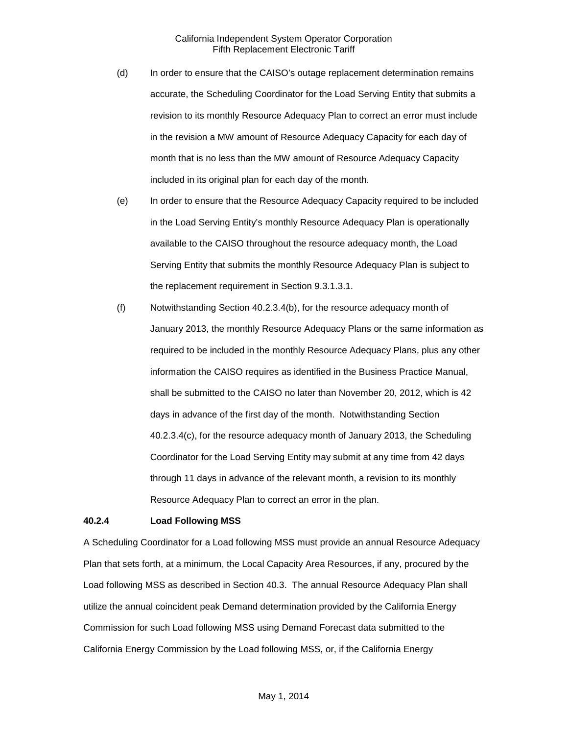(d) In order to ensure that the CAISO's outage replacement determination remains accurate, the Scheduling Coordinator for the Load Serving Entity that submits a revision to its monthly Resource Adequacy Plan to correct an error must include in the revision a MW amount of Resource Adequacy Capacity for each day of month that is no less than the MW amount of Resource Adequacy Capacity included in its original plan for each day of the month.

(e) In order to ensure that the Resource Adequacy Capacity required to be included in the Load Serving Entity's monthly Resource Adequacy Plan is operationally available to the CAISO throughout the resource adequacy month, the Load Serving Entity that submits the monthly Resource Adequacy Plan is subject to the replacement requirement in Section 9.3.1.3.1.

(f) Notwithstanding Section 40.2.3.4(b), for the resource adequacy month of January 2013, the monthly Resource Adequacy Plans or the same information as required to be included in the monthly Resource Adequacy Plans, plus any other information the CAISO requires as identified in the Business Practice Manual, shall be submitted to the CAISO no later than November 20, 2012, which is 42 days in advance of the first day of the month. Notwithstanding Section 40.2.3.4(c), for the resource adequacy month of January 2013, the Scheduling Coordinator for the Load Serving Entity may submit at any time from 42 days through 11 days in advance of the relevant month, a revision to its monthly Resource Adequacy Plan to correct an error in the plan.

### 40.2.4 Load Following MSS

A Scheduling Coordinator for a Load following MSS must provide an annual Resource Adequacy Plan that sets forth, at a minimum, the Local Capacity Area Resources, if any, procured by the Load following MSS as described in Section 40.3. The annual Resource Adequacy Plan shall utilize the annual coincident peak Demand determination provided by the California Energy Commission for such Load following MSS using Demand Forecast data submitted to the California Energy Commission by the Load following MSS, or, if the California Energy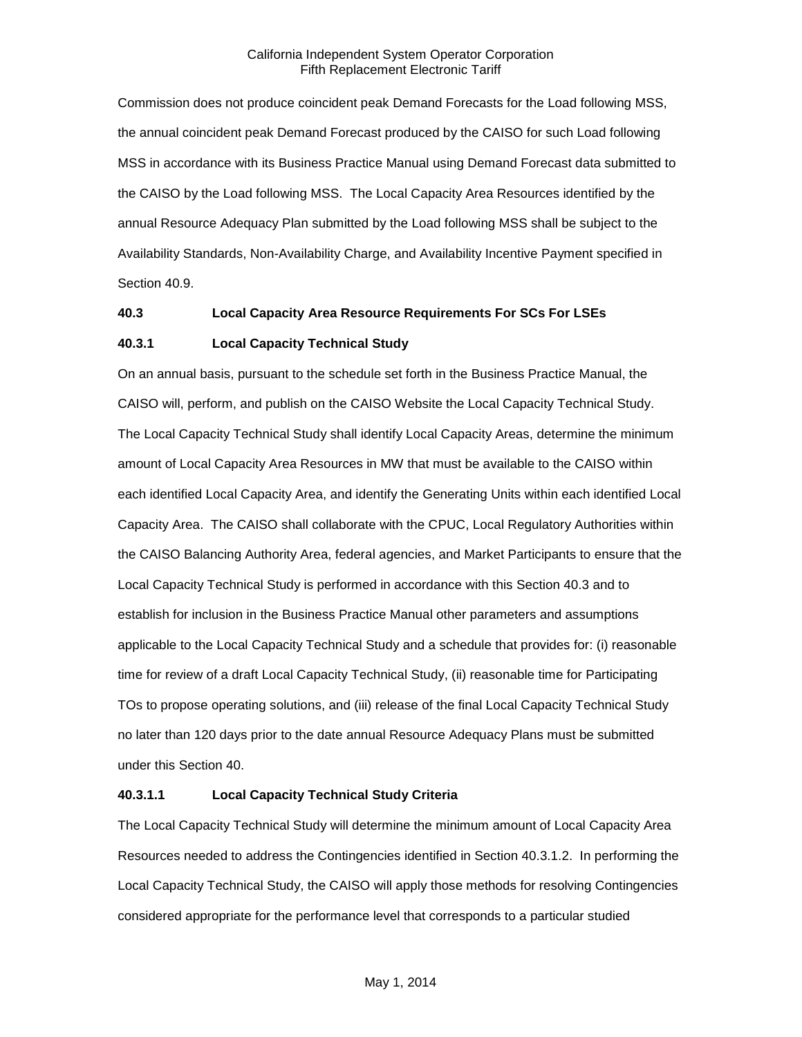Commission does not produce coincident peak Demand Forecasts for the Load following MSS, the annual coincident peak Demand Forecast produced by the CAISO for such Load following MSS in accordance with its Business Practice Manual using Demand Forecast data submitted to the CAISO by the Load following MSS. The Local Capacity Area Resources identified by the annual Resource Adequacy Plan submitted by the Load following MSS shall be subject to the Availability Standards, Non-Availability Charge, and Availability Incentive Payment specified in Section 40.9.

**40.3 Local Capacity Area Resource Requirements For SCs For LSEs**

**40.3.1 Local Capacity Technical Study**

On an annual basis, pursuant to the schedule set forth in the Business Practice Manual, the CAISO will, perform, and publish on the CAISO Website the Local Capacity Technical Study. The Local Capacity Technical Study shall identify Local Capacity Areas, determine the minimum amount of Local Capacity Area Resources in MW that must be available to the CAISO within each identified Local Capacity Area, and identify the Generating Units within each identified Local Capacity Area. The CAISO shall collaborate with the CPUC, Local Regulatory Authorities within the CAISO Balancing Authority Area, federal agencies, and Market Participants to ensure that the Local Capacity Technical Study is performed in accordance with this Section 40.3 and to establish for inclusion in the Business Practice Manual other parameters and assumptions applicable to the Local Capacity Technical Study and a schedule that provides for: (i) reasonable time for review of a draft Local Capacity Technical Study, (ii) reasonable time for Participating TOs to propose operating solutions, and (iii) release of the final Local Capacity Technical Study no later than 120 days prior to the date annual Resource Adequacy Plans must be submitted under this Section 40.

**40.3.1.1 Local Capacity Technical Study Criteria**

The Local Capacity Technical Study will determine the minimum amount of Local Capacity Area Resources needed to address the Contingencies identified in Section 40.3.1.2. In performing the Local Capacity Technical Study, the CAISO will apply those methods for resolving Contingencies considered appropriate for the performance level that corresponds to a particular studied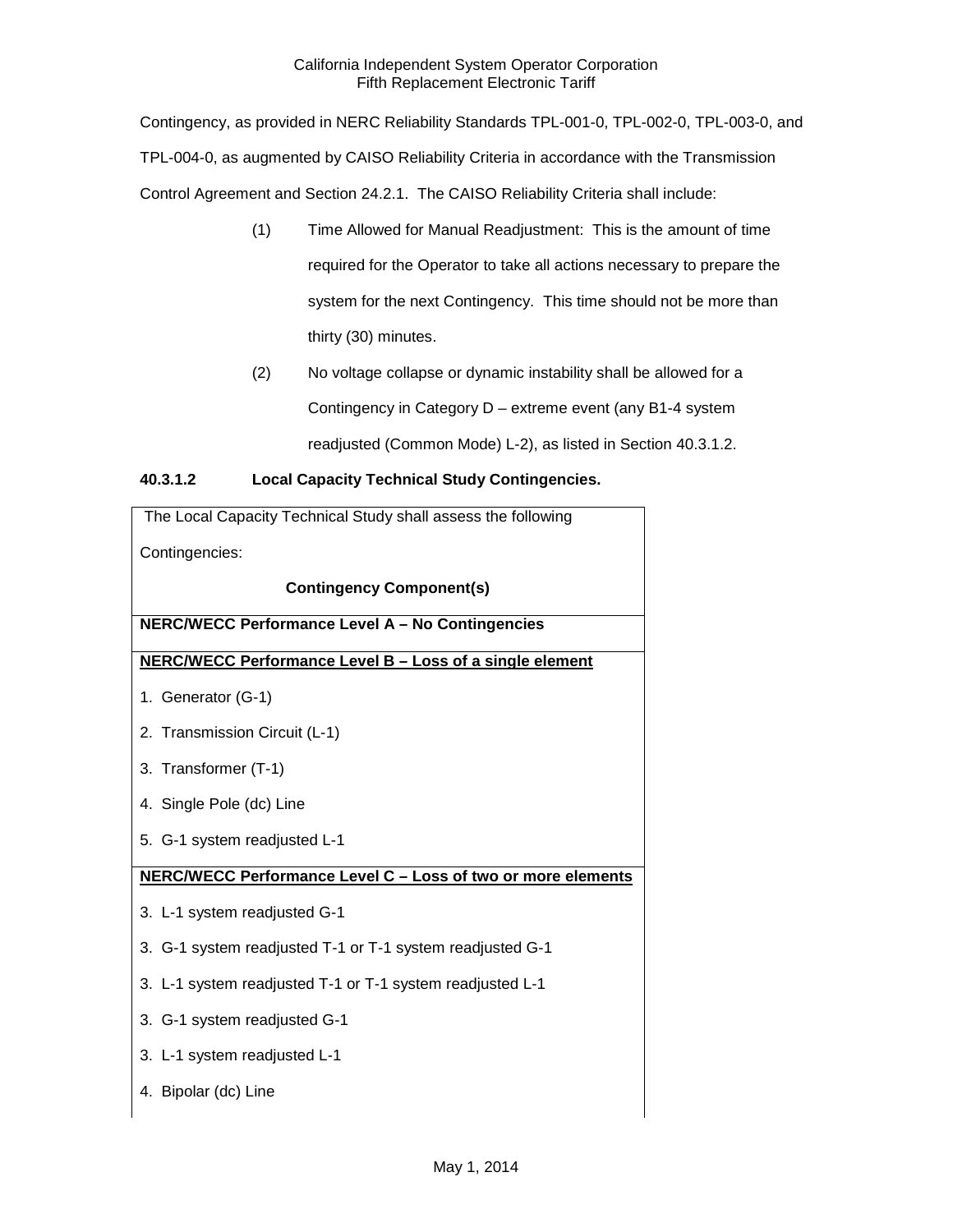Contingency, as provided in NERC Reliability Standards TPL-001-0, TPL-002-0, TPL-003-0, and TPL-004-0, as augmented by CAISO Reliability Criteria in accordance with the Transmission Control Agreement and Section 24.2.1. The CAISO Reliability Criteria shall include:

(1) Time Allowed for Manual Readjustment: This is the amount of time required for the Operator to take all actions necessary to prepare the system for the next Contingency. This time should not be more than thirty (30) minutes.

(2) No voltage collapse or dynamic instability shall be allowed for a Contingency in Category D – extreme event (any B1-4 system readjusted (Common Mode) L-2), as listed in Section 40.3.1.2.

### 40.3.1.2 Local Capacity Technical Study Contingencies.

| The Local Capacity Technical Study shall assess the following Contingencies: |
|---|
| **Contingency Component(s)** |
| **NERC/WECC Performance Level A – No Contingencies** |
| **<u>NERC/WECC Performance Level B – Loss of a single element</u>** |
| 1. Generator (G-1) |
| 2. Transmission Circuit (L-1) |
| 3. Transformer (T-1) |
| 4. Single Pole (dc) Line |
| 5. G-1 system readjusted L-1 |
| **<u>NERC/WECC Performance Level C – Loss of two or more elements</u>** |
| 3. L-1 system readjusted G-1 |
| 3. G-1 system readjusted T-1 or T-1 system readjusted G-1 |
| 3. L-1 system readjusted T-1 or T-1 system readjusted L-1 |
| 3. G-1 system readjusted G-1 |
| 3. L-1 system readjusted L-1 |
| 4. Bipolar (dc) Line |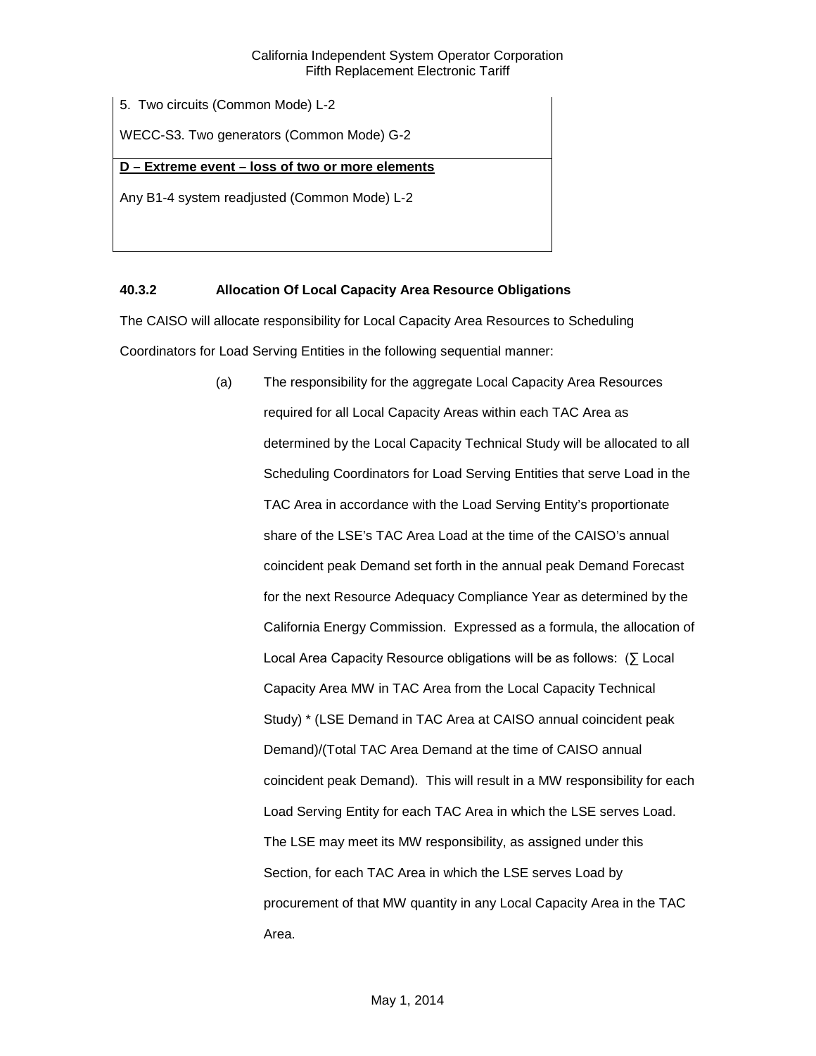| 5. Two circuits (Common Mode) L-2 |
| --- |
| WECC-S3. Two generators (Common Mode) G-2 |
| **D – Extreme event – loss of two or more elements** |
| Any B1-4 system readjusted (Common Mode) L-2 |

### 40.3.2 Allocation Of Local Capacity Area Resource Obligations

The CAISO will allocate responsibility for Local Capacity Area Resources to Scheduling Coordinators for Load Serving Entities in the following sequential manner:

(a) The responsibility for the aggregate Local Capacity Area Resources required for all Local Capacity Areas within each TAC Area as determined by the Local Capacity Technical Study will be allocated to all Scheduling Coordinators for Load Serving Entities that serve Load in the TAC Area in accordance with the Load Serving Entity's proportionate share of the LSE's TAC Area Load at the time of the CAISO's annual coincident peak Demand set forth in the annual peak Demand Forecast for the next Resource Adequacy Compliance Year as determined by the California Energy Commission. Expressed as a formula, the allocation of Local Area Capacity Resource obligations will be as follows: (∑ Local Capacity Area MW in TAC Area from the Local Capacity Technical Study) * (LSE Demand in TAC Area at CAISO annual coincident peak Demand)/(Total TAC Area Demand at the time of CAISO annual coincident peak Demand). This will result in a MW responsibility for each Load Serving Entity for each TAC Area in which the LSE serves Load. The LSE may meet its MW responsibility, as assigned under this Section, for each TAC Area in which the LSE serves Load by procurement of that MW quantity in any Local Capacity Area in the TAC Area.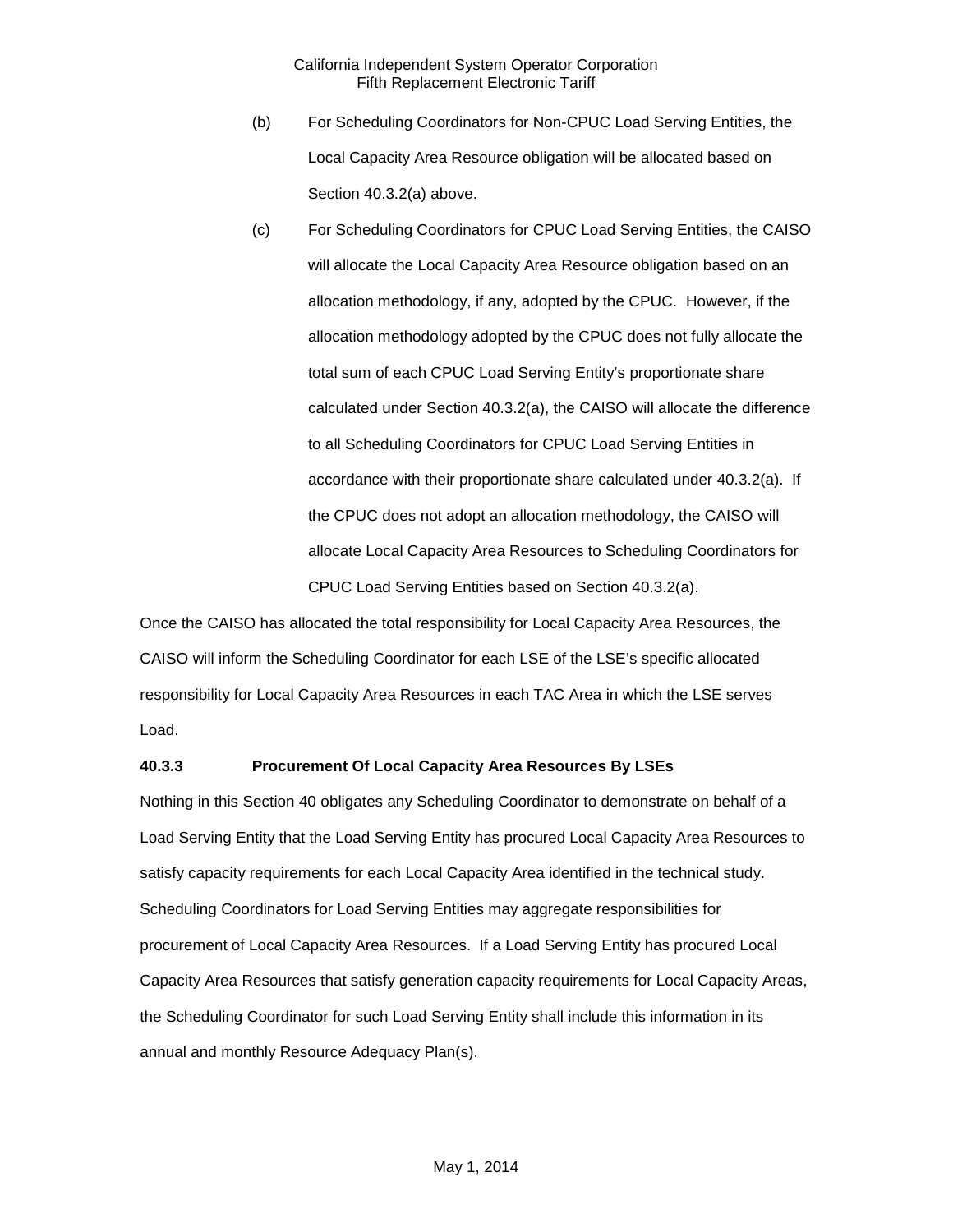(b) For Scheduling Coordinators for Non-CPUC Load Serving Entities, the Local Capacity Area Resource obligation will be allocated based on Section 40.3.2(a) above.

(c) For Scheduling Coordinators for CPUC Load Serving Entities, the CAISO will allocate the Local Capacity Area Resource obligation based on an allocation methodology, if any, adopted by the CPUC. However, if the allocation methodology adopted by the CPUC does not fully allocate the total sum of each CPUC Load Serving Entity's proportionate share calculated under Section 40.3.2(a), the CAISO will allocate the difference to all Scheduling Coordinators for CPUC Load Serving Entities in accordance with their proportionate share calculated under 40.3.2(a). If the CPUC does not adopt an allocation methodology, the CAISO will allocate Local Capacity Area Resources to Scheduling Coordinators for CPUC Load Serving Entities based on Section 40.3.2(a).

Once the CAISO has allocated the total responsibility for Local Capacity Area Resources, the CAISO will inform the Scheduling Coordinator for each LSE of the LSE's specific allocated responsibility for Local Capacity Area Resources in each TAC Area in which the LSE serves Load.

### 40.3.3 Procurement Of Local Capacity Area Resources By LSEs

Nothing in this Section 40 obligates any Scheduling Coordinator to demonstrate on behalf of a Load Serving Entity that the Load Serving Entity has procured Local Capacity Area Resources to satisfy capacity requirements for each Local Capacity Area identified in the technical study. Scheduling Coordinators for Load Serving Entities may aggregate responsibilities for procurement of Local Capacity Area Resources. If a Load Serving Entity has procured Local Capacity Area Resources that satisfy generation capacity requirements for Local Capacity Areas, the Scheduling Coordinator for such Load Serving Entity shall include this information in its annual and monthly Resource Adequacy Plan(s).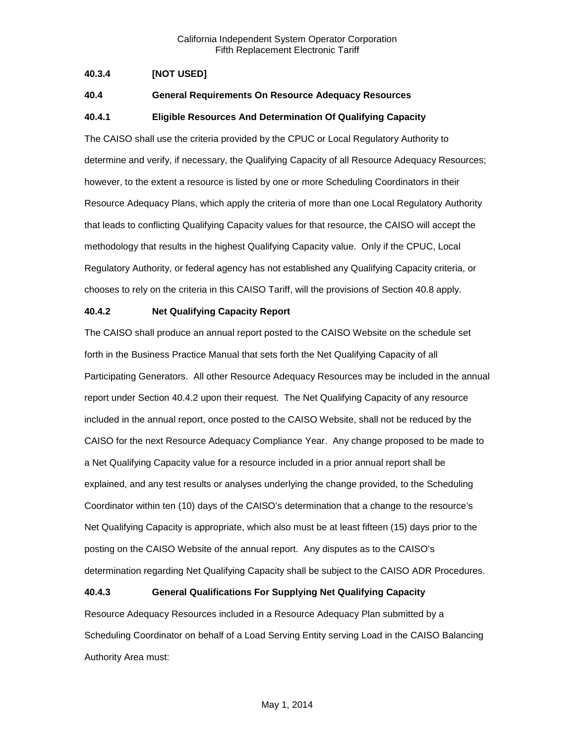**40.3.4 [NOT USED]**

**40.4 General Requirements On Resource Adequacy Resources**

**40.4.1 Eligible Resources And Determination Of Qualifying Capacity**

The CAISO shall use the criteria provided by the CPUC or Local Regulatory Authority to determine and verify, if necessary, the Qualifying Capacity of all Resource Adequacy Resources; however, to the extent a resource is listed by one or more Scheduling Coordinators in their Resource Adequacy Plans, which apply the criteria of more than one Local Regulatory Authority that leads to conflicting Qualifying Capacity values for that resource, the CAISO will accept the methodology that results in the highest Qualifying Capacity value. Only if the CPUC, Local Regulatory Authority, or federal agency has not established any Qualifying Capacity criteria, or chooses to rely on the criteria in this CAISO Tariff, will the provisions of Section 40.8 apply.

**40.4.2 Net Qualifying Capacity Report**

The CAISO shall produce an annual report posted to the CAISO Website on the schedule set forth in the Business Practice Manual that sets forth the Net Qualifying Capacity of all Participating Generators. All other Resource Adequacy Resources may be included in the annual report under Section 40.4.2 upon their request. The Net Qualifying Capacity of any resource included in the annual report, once posted to the CAISO Website, shall not be reduced by the CAISO for the next Resource Adequacy Compliance Year. Any change proposed to be made to a Net Qualifying Capacity value for a resource included in a prior annual report shall be explained, and any test results or analyses underlying the change provided, to the Scheduling Coordinator within ten (10) days of the CAISO's determination that a change to the resource's Net Qualifying Capacity is appropriate, which also must be at least fifteen (15) days prior to the posting on the CAISO Website of the annual report. Any disputes as to the CAISO's determination regarding Net Qualifying Capacity shall be subject to the CAISO ADR Procedures.

**40.4.3 General Qualifications For Supplying Net Qualifying Capacity**

Resource Adequacy Resources included in a Resource Adequacy Plan submitted by a Scheduling Coordinator on behalf of a Load Serving Entity serving Load in the CAISO Balancing Authority Area must: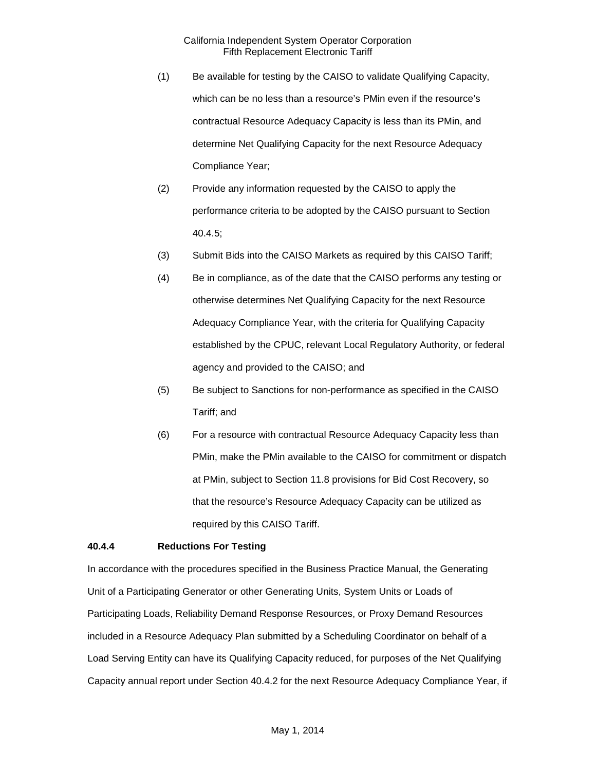(1) Be available for testing by the CAISO to validate Qualifying Capacity, which can be no less than a resource's PMin even if the resource's contractual Resource Adequacy Capacity is less than its PMin, and determine Net Qualifying Capacity for the next Resource Adequacy Compliance Year;

(2) Provide any information requested by the CAISO to apply the performance criteria to be adopted by the CAISO pursuant to Section 40.4.5;

(3) Submit Bids into the CAISO Markets as required by this CAISO Tariff;

(4) Be in compliance, as of the date that the CAISO performs any testing or otherwise determines Net Qualifying Capacity for the next Resource Adequacy Compliance Year, with the criteria for Qualifying Capacity established by the CPUC, relevant Local Regulatory Authority, or federal agency and provided to the CAISO; and

(5) Be subject to Sanctions for non-performance as specified in the CAISO Tariff; and

(6) For a resource with contractual Resource Adequacy Capacity less than PMin, make the PMin available to the CAISO for commitment or dispatch at PMin, subject to Section 11.8 provisions for Bid Cost Recovery, so that the resource's Resource Adequacy Capacity can be utilized as required by this CAISO Tariff.

**40.4.4 Reductions For Testing**

In accordance with the procedures specified in the Business Practice Manual, the Generating Unit of a Participating Generator or other Generating Units, System Units or Loads of Participating Loads, Reliability Demand Response Resources, or Proxy Demand Resources included in a Resource Adequacy Plan submitted by a Scheduling Coordinator on behalf of a Load Serving Entity can have its Qualifying Capacity reduced, for purposes of the Net Qualifying Capacity annual report under Section 40.4.2 for the next Resource Adequacy Compliance Year, if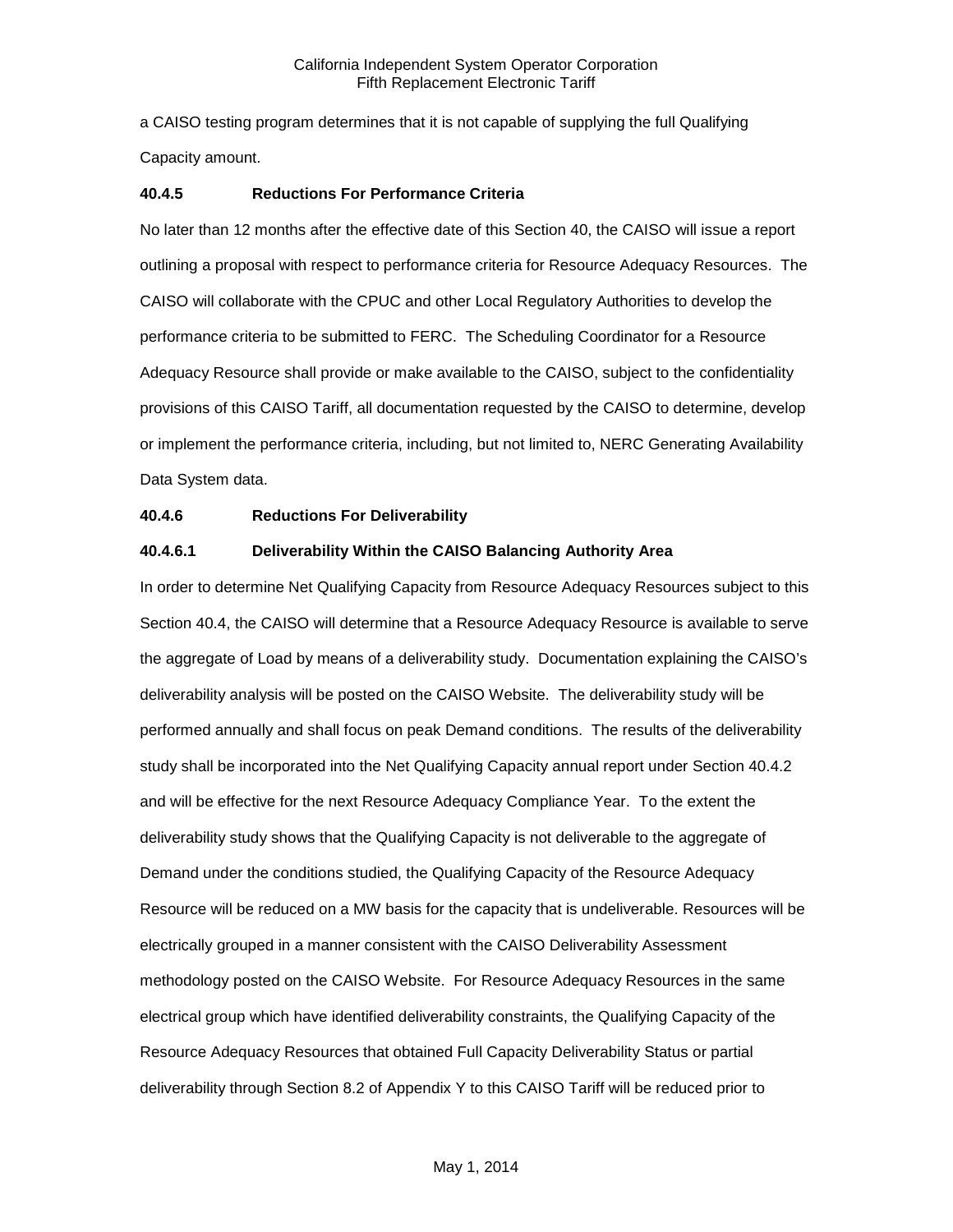a CAISO testing program determines that it is not capable of supplying the full Qualifying Capacity amount.

**40.4.5 Reductions For Performance Criteria**

No later than 12 months after the effective date of this Section 40, the CAISO will issue a report outlining a proposal with respect to performance criteria for Resource Adequacy Resources. The CAISO will collaborate with the CPUC and other Local Regulatory Authorities to develop the performance criteria to be submitted to FERC. The Scheduling Coordinator for a Resource Adequacy Resource shall provide or make available to the CAISO, subject to the confidentiality provisions of this CAISO Tariff, all documentation requested by the CAISO to determine, develop or implement the performance criteria, including, but not limited to, NERC Generating Availability Data System data.

**40.4.6 Reductions For Deliverability**

**40.4.6.1 Deliverability Within the CAISO Balancing Authority Area**

In order to determine Net Qualifying Capacity from Resource Adequacy Resources subject to this Section 40.4, the CAISO will determine that a Resource Adequacy Resource is available to serve the aggregate of Load by means of a deliverability study. Documentation explaining the CAISO's deliverability analysis will be posted on the CAISO Website. The deliverability study will be performed annually and shall focus on peak Demand conditions. The results of the deliverability study shall be incorporated into the Net Qualifying Capacity annual report under Section 40.4.2 and will be effective for the next Resource Adequacy Compliance Year. To the extent the deliverability study shows that the Qualifying Capacity is not deliverable to the aggregate of Demand under the conditions studied, the Qualifying Capacity of the Resource Adequacy Resource will be reduced on a MW basis for the capacity that is undeliverable. Resources will be electrically grouped in a manner consistent with the CAISO Deliverability Assessment methodology posted on the CAISO Website. For Resource Adequacy Resources in the same electrical group which have identified deliverability constraints, the Qualifying Capacity of the Resource Adequacy Resources that obtained Full Capacity Deliverability Status or partial deliverability through Section 8.2 of Appendix Y to this CAISO Tariff will be reduced prior to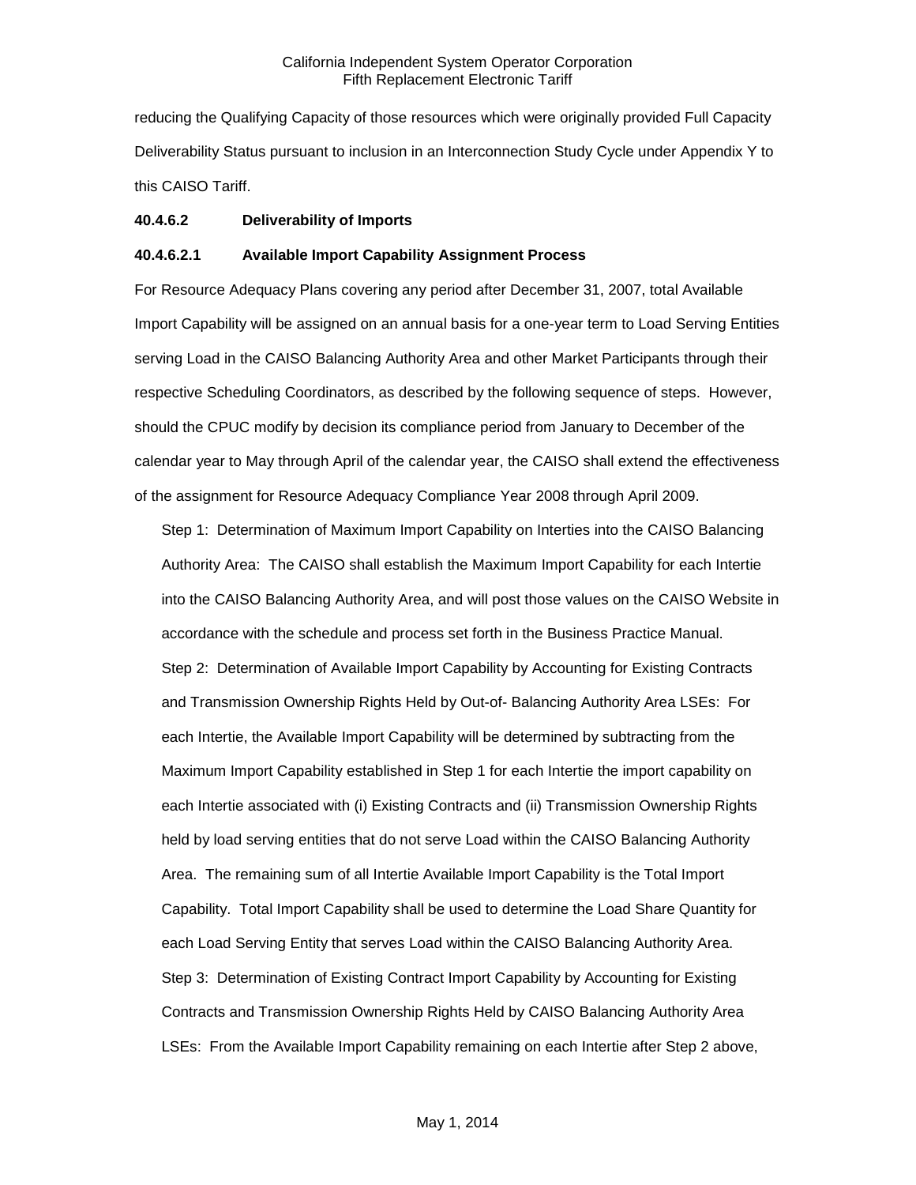reducing the Qualifying Capacity of those resources which were originally provided Full Capacity Deliverability Status pursuant to inclusion in an Interconnection Study Cycle under Appendix Y to this CAISO Tariff.

**40.4.6.2 Deliverability of Imports**

**40.4.6.2.1 Available Import Capability Assignment Process**

For Resource Adequacy Plans covering any period after December 31, 2007, total Available Import Capability will be assigned on an annual basis for a one-year term to Load Serving Entities serving Load in the CAISO Balancing Authority Area and other Market Participants through their respective Scheduling Coordinators, as described by the following sequence of steps. However, should the CPUC modify by decision its compliance period from January to December of the calendar year to May through April of the calendar year, the CAISO shall extend the effectiveness of the assignment for Resource Adequacy Compliance Year 2008 through April 2009.

Step 1: Determination of Maximum Import Capability on Interties into the CAISO Balancing Authority Area: The CAISO shall establish the Maximum Import Capability for each Intertie into the CAISO Balancing Authority Area, and will post those values on the CAISO Website in accordance with the schedule and process set forth in the Business Practice Manual.

Step 2: Determination of Available Import Capability by Accounting for Existing Contracts and Transmission Ownership Rights Held by Out-of- Balancing Authority Area LSEs: For each Intertie, the Available Import Capability will be determined by subtracting from the Maximum Import Capability established in Step 1 for each Intertie the import capability on each Intertie associated with (i) Existing Contracts and (ii) Transmission Ownership Rights held by load serving entities that do not serve Load within the CAISO Balancing Authority Area. The remaining sum of all Intertie Available Import Capability is the Total Import Capability. Total Import Capability shall be used to determine the Load Share Quantity for each Load Serving Entity that serves Load within the CAISO Balancing Authority Area.

Step 3: Determination of Existing Contract Import Capability by Accounting for Existing Contracts and Transmission Ownership Rights Held by CAISO Balancing Authority Area LSEs: From the Available Import Capability remaining on each Intertie after Step 2 above,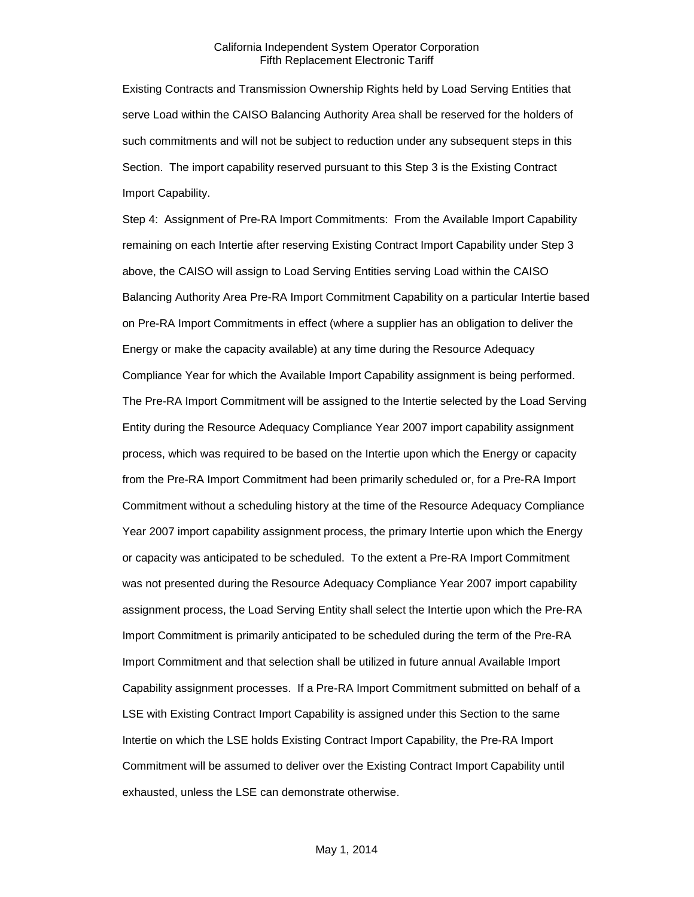Existing Contracts and Transmission Ownership Rights held by Load Serving Entities that serve Load within the CAISO Balancing Authority Area shall be reserved for the holders of such commitments and will not be subject to reduction under any subsequent steps in this Section. The import capability reserved pursuant to this Step 3 is the Existing Contract Import Capability.

Step 4: Assignment of Pre-RA Import Commitments: From the Available Import Capability remaining on each Intertie after reserving Existing Contract Import Capability under Step 3 above, the CAISO will assign to Load Serving Entities serving Load within the CAISO Balancing Authority Area Pre-RA Import Commitment Capability on a particular Intertie based on Pre-RA Import Commitments in effect (where a supplier has an obligation to deliver the Energy or make the capacity available) at any time during the Resource Adequacy Compliance Year for which the Available Import Capability assignment is being performed. The Pre-RA Import Commitment will be assigned to the Intertie selected by the Load Serving Entity during the Resource Adequacy Compliance Year 2007 import capability assignment process, which was required to be based on the Intertie upon which the Energy or capacity from the Pre-RA Import Commitment had been primarily scheduled or, for a Pre-RA Import Commitment without a scheduling history at the time of the Resource Adequacy Compliance Year 2007 import capability assignment process, the primary Intertie upon which the Energy or capacity was anticipated to be scheduled. To the extent a Pre-RA Import Commitment was not presented during the Resource Adequacy Compliance Year 2007 import capability assignment process, the Load Serving Entity shall select the Intertie upon which the Pre-RA Import Commitment is primarily anticipated to be scheduled during the term of the Pre-RA Import Commitment and that selection shall be utilized in future annual Available Import Capability assignment processes. If a Pre-RA Import Commitment submitted on behalf of a LSE with Existing Contract Import Capability is assigned under this Section to the same Intertie on which the LSE holds Existing Contract Import Capability, the Pre-RA Import Commitment will be assumed to deliver over the Existing Contract Import Capability until exhausted, unless the LSE can demonstrate otherwise.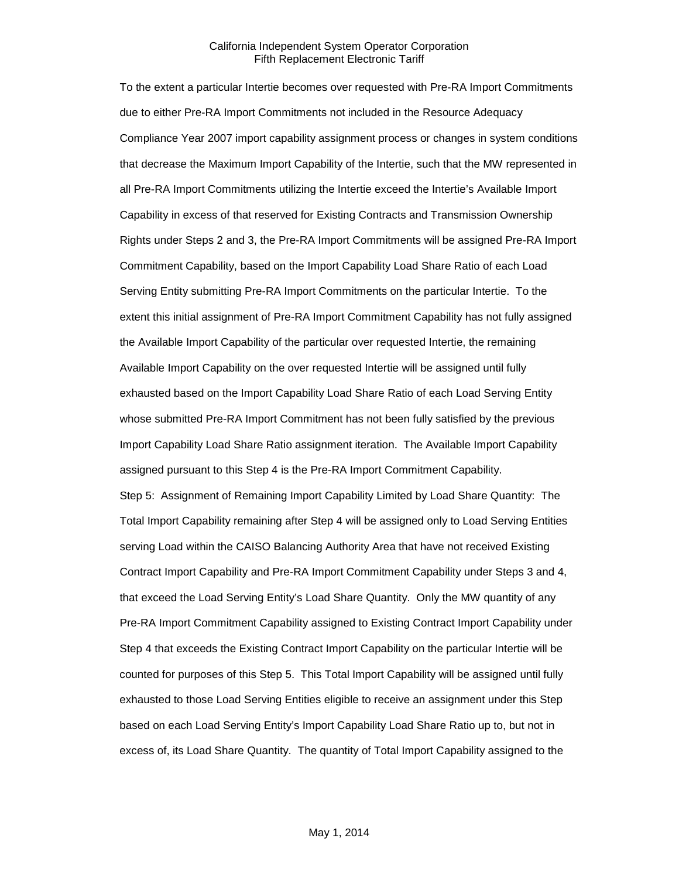To the extent a particular Intertie becomes over requested with Pre-RA Import Commitments due to either Pre-RA Import Commitments not included in the Resource Adequacy Compliance Year 2007 import capability assignment process or changes in system conditions that decrease the Maximum Import Capability of the Intertie, such that the MW represented in all Pre-RA Import Commitments utilizing the Intertie exceed the Intertie's Available Import Capability in excess of that reserved for Existing Contracts and Transmission Ownership Rights under Steps 2 and 3, the Pre-RA Import Commitments will be assigned Pre-RA Import Commitment Capability, based on the Import Capability Load Share Ratio of each Load Serving Entity submitting Pre-RA Import Commitments on the particular Intertie. To the extent this initial assignment of Pre-RA Import Commitment Capability has not fully assigned the Available Import Capability of the particular over requested Intertie, the remaining Available Import Capability on the over requested Intertie will be assigned until fully exhausted based on the Import Capability Load Share Ratio of each Load Serving Entity whose submitted Pre-RA Import Commitment has not been fully satisfied by the previous Import Capability Load Share Ratio assignment iteration. The Available Import Capability assigned pursuant to this Step 4 is the Pre-RA Import Commitment Capability.

Step 5: Assignment of Remaining Import Capability Limited by Load Share Quantity: The Total Import Capability remaining after Step 4 will be assigned only to Load Serving Entities serving Load within the CAISO Balancing Authority Area that have not received Existing Contract Import Capability and Pre-RA Import Commitment Capability under Steps 3 and 4, that exceed the Load Serving Entity's Load Share Quantity. Only the MW quantity of any Pre-RA Import Commitment Capability assigned to Existing Contract Import Capability under Step 4 that exceeds the Existing Contract Import Capability on the particular Intertie will be counted for purposes of this Step 5. This Total Import Capability will be assigned until fully exhausted to those Load Serving Entities eligible to receive an assignment under this Step based on each Load Serving Entity's Import Capability Load Share Ratio up to, but not in excess of, its Load Share Quantity. The quantity of Total Import Capability assigned to the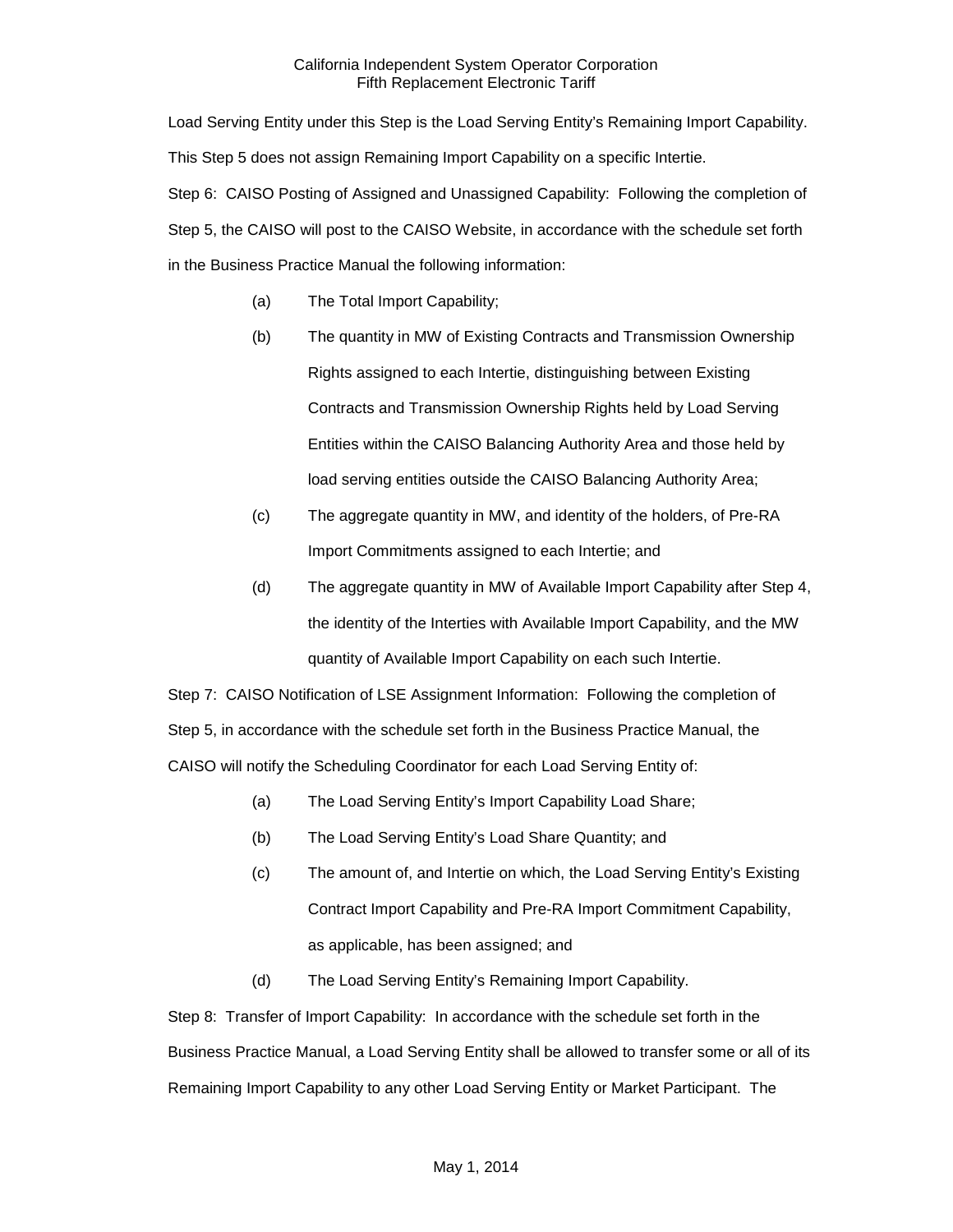Load Serving Entity under this Step is the Load Serving Entity's Remaining Import Capability. This Step 5 does not assign Remaining Import Capability on a specific Intertie.

Step 6: CAISO Posting of Assigned and Unassigned Capability: Following the completion of Step 5, the CAISO will post to the CAISO Website, in accordance with the schedule set forth in the Business Practice Manual the following information:

(a) The Total Import Capability;

(b) The quantity in MW of Existing Contracts and Transmission Ownership Rights assigned to each Intertie, distinguishing between Existing Contracts and Transmission Ownership Rights held by Load Serving Entities within the CAISO Balancing Authority Area and those held by load serving entities outside the CAISO Balancing Authority Area;

(c) The aggregate quantity in MW, and identity of the holders, of Pre-RA Import Commitments assigned to each Intertie; and

(d) The aggregate quantity in MW of Available Import Capability after Step 4, the identity of the Interties with Available Import Capability, and the MW quantity of Available Import Capability on each such Intertie.

Step 7: CAISO Notification of LSE Assignment Information: Following the completion of Step 5, in accordance with the schedule set forth in the Business Practice Manual, the CAISO will notify the Scheduling Coordinator for each Load Serving Entity of:

(a) The Load Serving Entity's Import Capability Load Share;

(b) The Load Serving Entity's Load Share Quantity; and

(c) The amount of, and Intertie on which, the Load Serving Entity's Existing Contract Import Capability and Pre-RA Import Commitment Capability, as applicable, has been assigned; and

(d) The Load Serving Entity's Remaining Import Capability.

Step 8: Transfer of Import Capability: In accordance with the schedule set forth in the Business Practice Manual, a Load Serving Entity shall be allowed to transfer some or all of its Remaining Import Capability to any other Load Serving Entity or Market Participant. The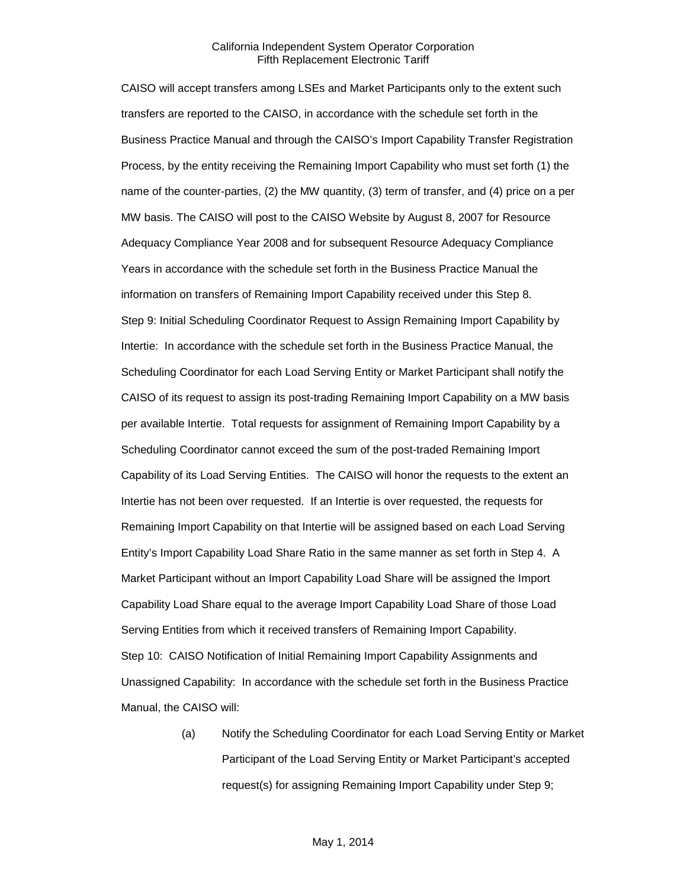CAISO will accept transfers among LSEs and Market Participants only to the extent such transfers are reported to the CAISO, in accordance with the schedule set forth in the Business Practice Manual and through the CAISO's Import Capability Transfer Registration Process, by the entity receiving the Remaining Import Capability who must set forth (1) the name of the counter-parties, (2) the MW quantity, (3) term of transfer, and (4) price on a per MW basis. The CAISO will post to the CAISO Website by August 8, 2007 for Resource Adequacy Compliance Year 2008 and for subsequent Resource Adequacy Compliance Years in accordance with the schedule set forth in the Business Practice Manual the information on transfers of Remaining Import Capability received under this Step 8.

Step 9: Initial Scheduling Coordinator Request to Assign Remaining Import Capability by Intertie: In accordance with the schedule set forth in the Business Practice Manual, the Scheduling Coordinator for each Load Serving Entity or Market Participant shall notify the CAISO of its request to assign its post-trading Remaining Import Capability on a MW basis per available Intertie. Total requests for assignment of Remaining Import Capability by a Scheduling Coordinator cannot exceed the sum of the post-traded Remaining Import Capability of its Load Serving Entities. The CAISO will honor the requests to the extent an Intertie has not been over requested. If an Intertie is over requested, the requests for Remaining Import Capability on that Intertie will be assigned based on each Load Serving Entity's Import Capability Load Share Ratio in the same manner as set forth in Step 4. A Market Participant without an Import Capability Load Share will be assigned the Import Capability Load Share equal to the average Import Capability Load Share of those Load Serving Entities from which it received transfers of Remaining Import Capability.

Step 10: CAISO Notification of Initial Remaining Import Capability Assignments and Unassigned Capability: In accordance with the schedule set forth in the Business Practice Manual, the CAISO will:

(a) Notify the Scheduling Coordinator for each Load Serving Entity or Market Participant of the Load Serving Entity or Market Participant's accepted request(s) for assigning Remaining Import Capability under Step 9;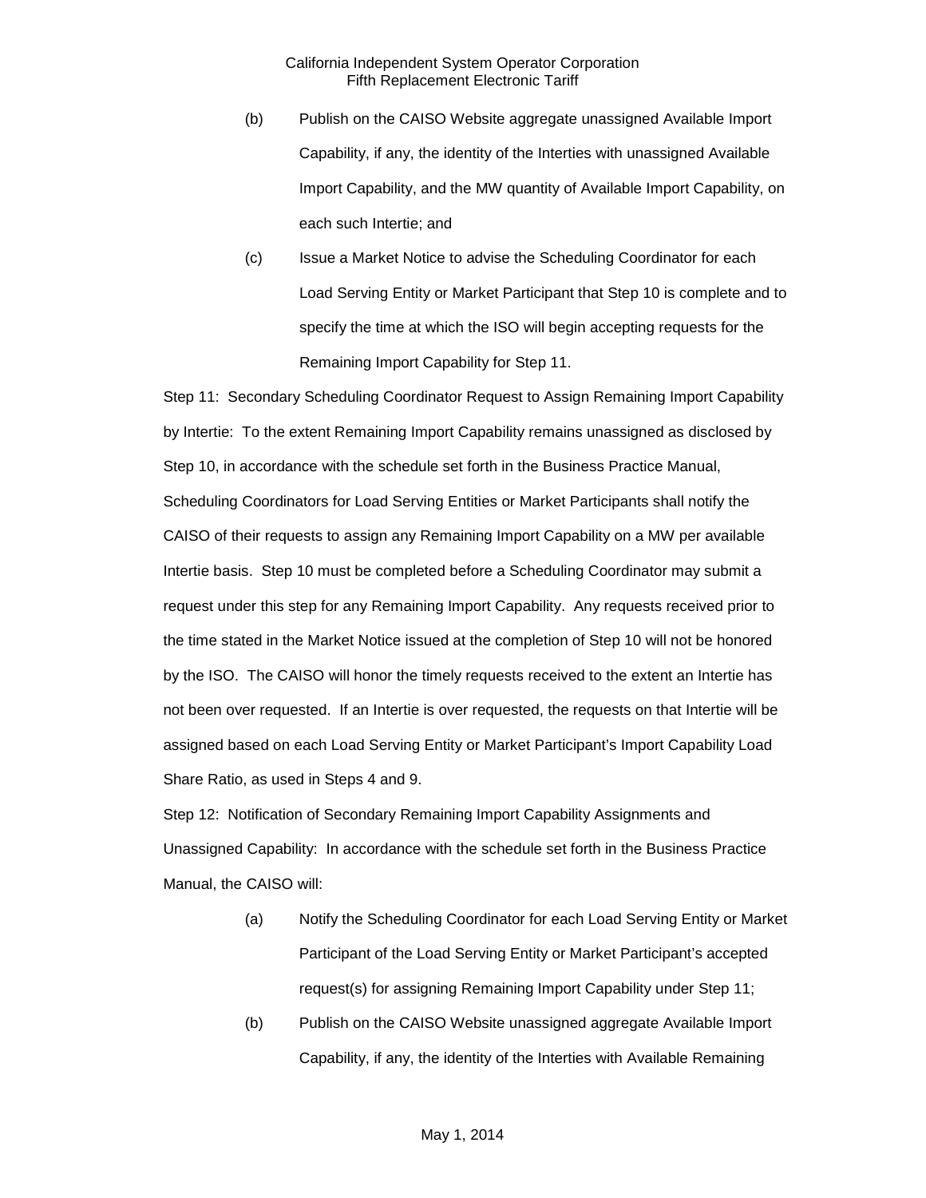(b) Publish on the CAISO Website aggregate unassigned Available Import Capability, if any, the identity of the Interties with unassigned Available Import Capability, and the MW quantity of Available Import Capability, on each such Intertie; and

(c) Issue a Market Notice to advise the Scheduling Coordinator for each Load Serving Entity or Market Participant that Step 10 is complete and to specify the time at which the ISO will begin accepting requests for the Remaining Import Capability for Step 11.

Step 11: Secondary Scheduling Coordinator Request to Assign Remaining Import Capability by Intertie: To the extent Remaining Import Capability remains unassigned as disclosed by Step 10, in accordance with the schedule set forth in the Business Practice Manual, Scheduling Coordinators for Load Serving Entities or Market Participants shall notify the CAISO of their requests to assign any Remaining Import Capability on a MW per available Intertie basis. Step 10 must be completed before a Scheduling Coordinator may submit a request under this step for any Remaining Import Capability. Any requests received prior to the time stated in the Market Notice issued at the completion of Step 10 will not be honored by the ISO. The CAISO will honor the timely requests received to the extent an Intertie has not been over requested. If an Intertie is over requested, the requests on that Intertie will be assigned based on each Load Serving Entity or Market Participant's Import Capability Load Share Ratio, as used in Steps 4 and 9.

Step 12: Notification of Secondary Remaining Import Capability Assignments and Unassigned Capability: In accordance with the schedule set forth in the Business Practice Manual, the CAISO will:

(a) Notify the Scheduling Coordinator for each Load Serving Entity or Market Participant of the Load Serving Entity or Market Participant's accepted request(s) for assigning Remaining Import Capability under Step 11;

(b) Publish on the CAISO Website unassigned aggregate Available Import Capability, if any, the identity of the Interties with Available Remaining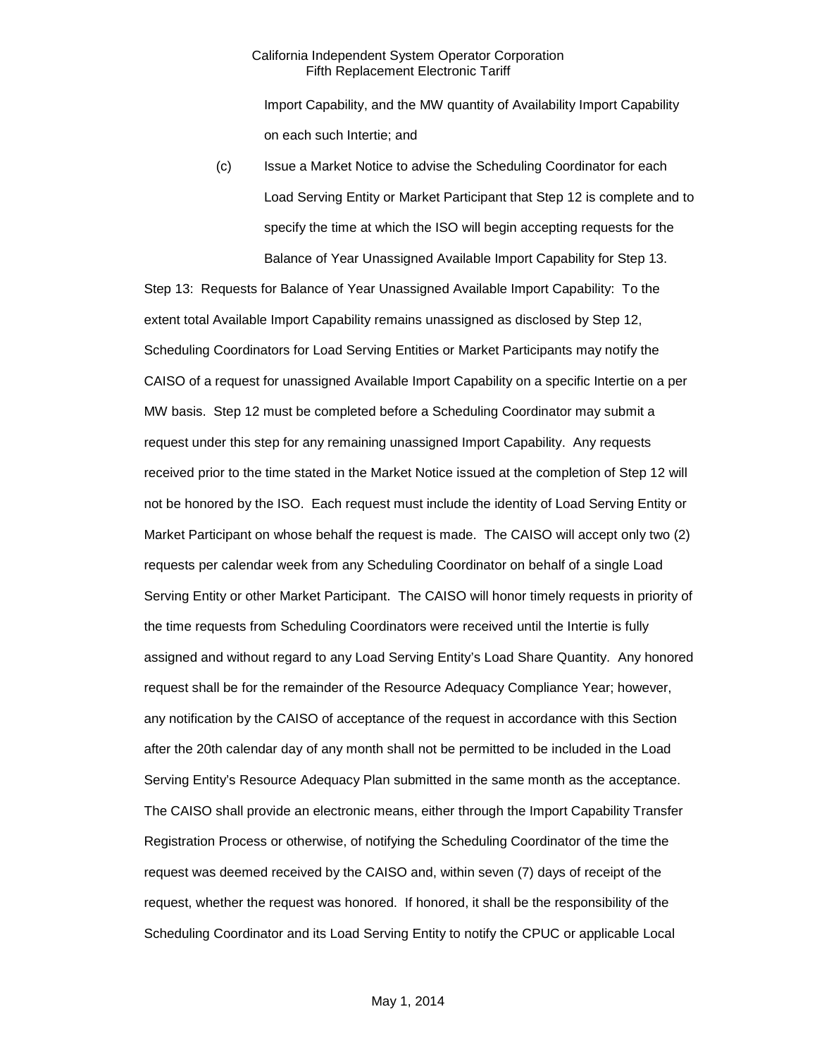Import Capability, and the MW quantity of Availability Import Capability on each such Intertie; and

(c) Issue a Market Notice to advise the Scheduling Coordinator for each Load Serving Entity or Market Participant that Step 12 is complete and to specify the time at which the ISO will begin accepting requests for the Balance of Year Unassigned Available Import Capability for Step 13.

Step 13: Requests for Balance of Year Unassigned Available Import Capability: To the extent total Available Import Capability remains unassigned as disclosed by Step 12, Scheduling Coordinators for Load Serving Entities or Market Participants may notify the CAISO of a request for unassigned Available Import Capability on a specific Intertie on a per MW basis. Step 12 must be completed before a Scheduling Coordinator may submit a request under this step for any remaining unassigned Import Capability. Any requests received prior to the time stated in the Market Notice issued at the completion of Step 12 will not be honored by the ISO. Each request must include the identity of Load Serving Entity or Market Participant on whose behalf the request is made. The CAISO will accept only two (2) requests per calendar week from any Scheduling Coordinator on behalf of a single Load Serving Entity or other Market Participant. The CAISO will honor timely requests in priority of the time requests from Scheduling Coordinators were received until the Intertie is fully assigned and without regard to any Load Serving Entity's Load Share Quantity. Any honored request shall be for the remainder of the Resource Adequacy Compliance Year; however, any notification by the CAISO of acceptance of the request in accordance with this Section after the 20th calendar day of any month shall not be permitted to be included in the Load Serving Entity's Resource Adequacy Plan submitted in the same month as the acceptance. The CAISO shall provide an electronic means, either through the Import Capability Transfer Registration Process or otherwise, of notifying the Scheduling Coordinator of the time the request was deemed received by the CAISO and, within seven (7) days of receipt of the request, whether the request was honored. If honored, it shall be the responsibility of the Scheduling Coordinator and its Load Serving Entity to notify the CPUC or applicable Local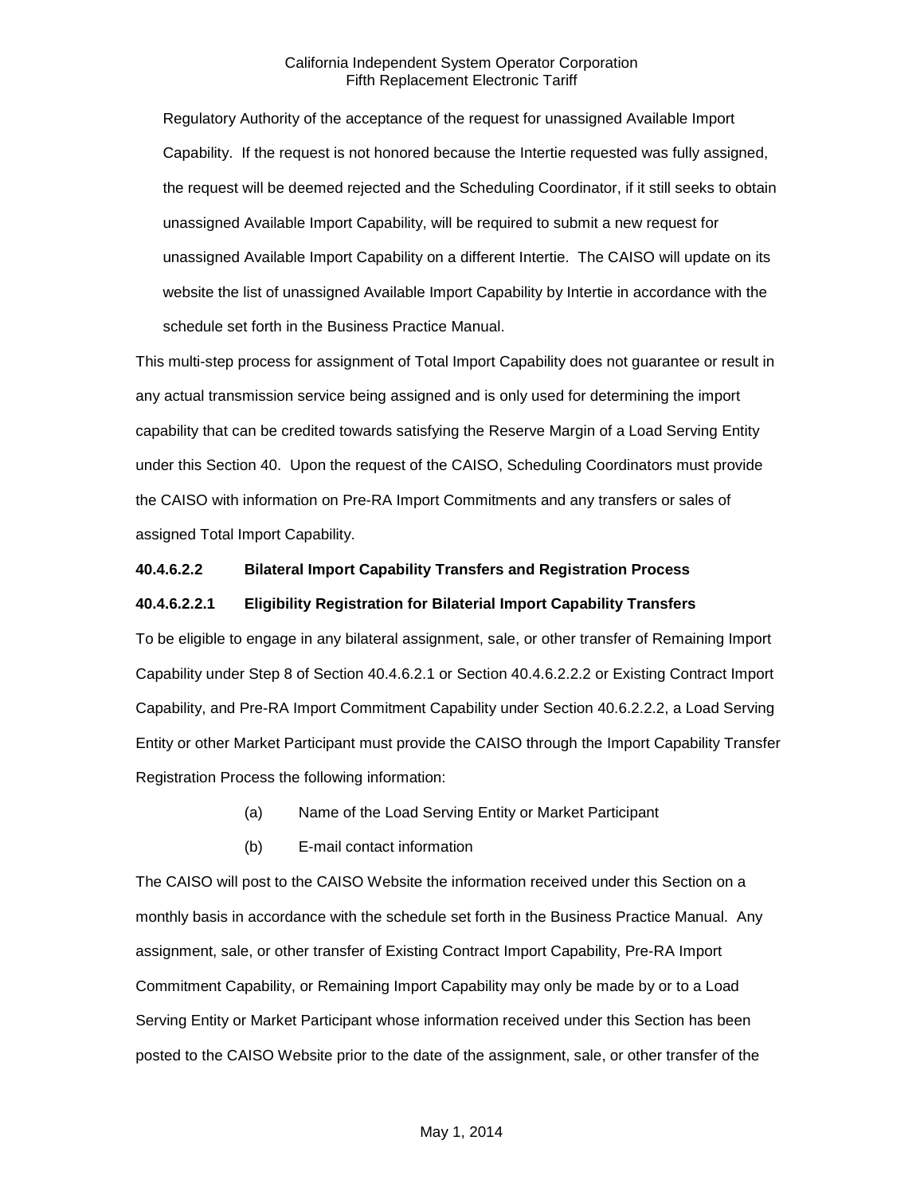Regulatory Authority of the acceptance of the request for unassigned Available Import Capability. If the request is not honored because the Intertie requested was fully assigned, the request will be deemed rejected and the Scheduling Coordinator, if it still seeks to obtain unassigned Available Import Capability, will be required to submit a new request for unassigned Available Import Capability on a different Intertie. The CAISO will update on its website the list of unassigned Available Import Capability by Intertie in accordance with the schedule set forth in the Business Practice Manual.

This multi-step process for assignment of Total Import Capability does not guarantee or result in any actual transmission service being assigned and is only used for determining the import capability that can be credited towards satisfying the Reserve Margin of a Load Serving Entity under this Section 40. Upon the request of the CAISO, Scheduling Coordinators must provide the CAISO with information on Pre-RA Import Commitments and any transfers or sales of assigned Total Import Capability.

**40.4.6.2.2 Bilateral Import Capability Transfers and Registration Process**

**40.4.6.2.2.1 Eligibility Registration for Bilaterial Import Capability Transfers**

To be eligible to engage in any bilateral assignment, sale, or other transfer of Remaining Import Capability under Step 8 of Section 40.4.6.2.1 or Section 40.4.6.2.2.2 or Existing Contract Import Capability, and Pre-RA Import Commitment Capability under Section 40.6.2.2.2, a Load Serving Entity or other Market Participant must provide the CAISO through the Import Capability Transfer Registration Process the following information:

(a) Name of the Load Serving Entity or Market Participant

(b) E-mail contact information

The CAISO will post to the CAISO Website the information received under this Section on a monthly basis in accordance with the schedule set forth in the Business Practice Manual. Any assignment, sale, or other transfer of Existing Contract Import Capability, Pre-RA Import Commitment Capability, or Remaining Import Capability may only be made by or to a Load Serving Entity or Market Participant whose information received under this Section has been posted to the CAISO Website prior to the date of the assignment, sale, or other transfer of the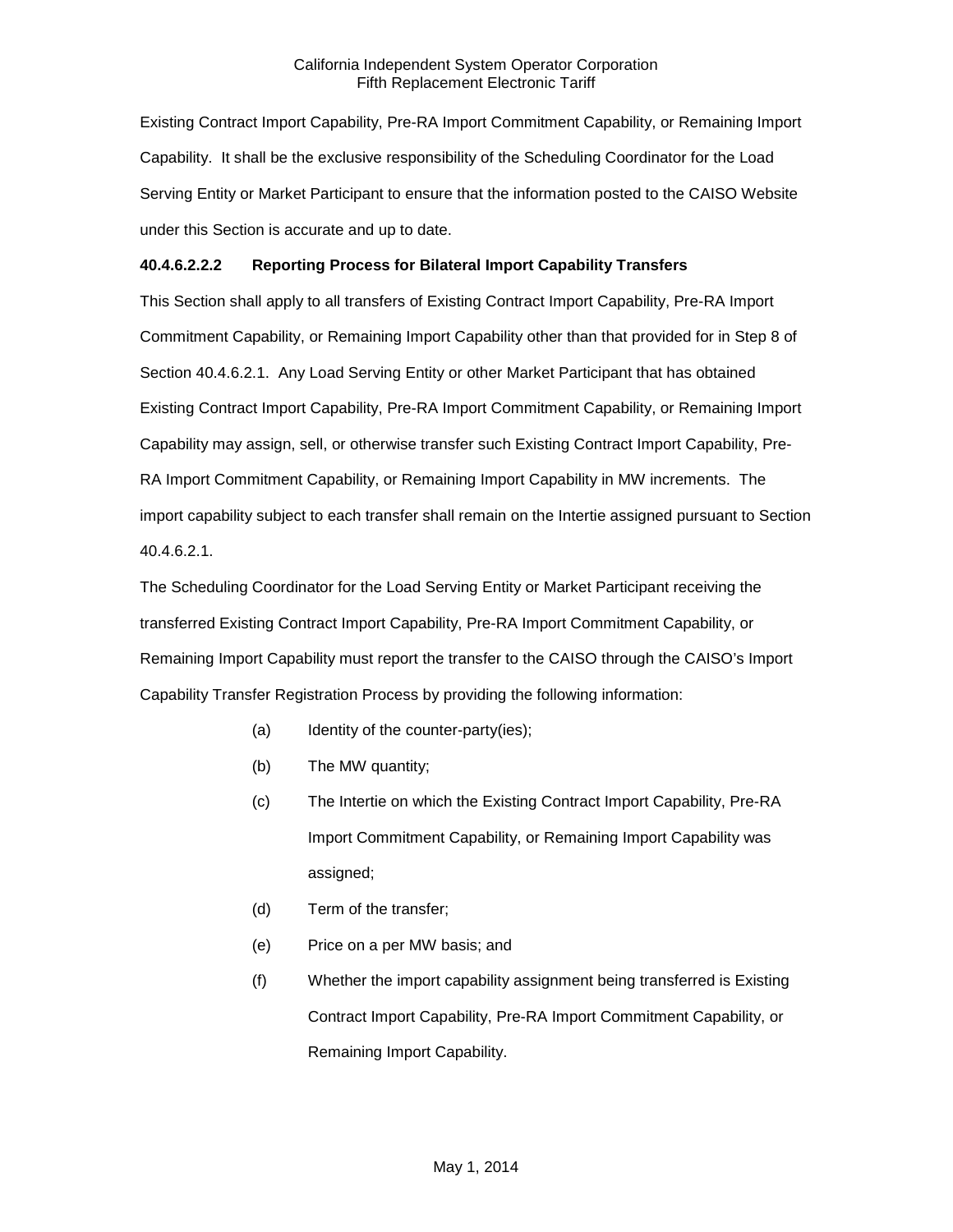Existing Contract Import Capability, Pre-RA Import Commitment Capability, or Remaining Import Capability. It shall be the exclusive responsibility of the Scheduling Coordinator for the Load Serving Entity or Market Participant to ensure that the information posted to the CAISO Website under this Section is accurate and up to date.

**40.4.6.2.2.2 Reporting Process for Bilateral Import Capability Transfers**

This Section shall apply to all transfers of Existing Contract Import Capability, Pre-RA Import Commitment Capability, or Remaining Import Capability other than that provided for in Step 8 of Section 40.4.6.2.1. Any Load Serving Entity or other Market Participant that has obtained Existing Contract Import Capability, Pre-RA Import Commitment Capability, or Remaining Import Capability may assign, sell, or otherwise transfer such Existing Contract Import Capability, Pre-RA Import Commitment Capability, or Remaining Import Capability in MW increments. The import capability subject to each transfer shall remain on the Intertie assigned pursuant to Section 40.4.6.2.1.

The Scheduling Coordinator for the Load Serving Entity or Market Participant receiving the transferred Existing Contract Import Capability, Pre-RA Import Commitment Capability, or Remaining Import Capability must report the transfer to the CAISO through the CAISO's Import Capability Transfer Registration Process by providing the following information:

(a) Identity of the counter-party(ies);

(b) The MW quantity;

(c) The Intertie on which the Existing Contract Import Capability, Pre-RA Import Commitment Capability, or Remaining Import Capability was assigned;

(d) Term of the transfer;

(e) Price on a per MW basis; and

(f) Whether the import capability assignment being transferred is Existing Contract Import Capability, Pre-RA Import Commitment Capability, or Remaining Import Capability.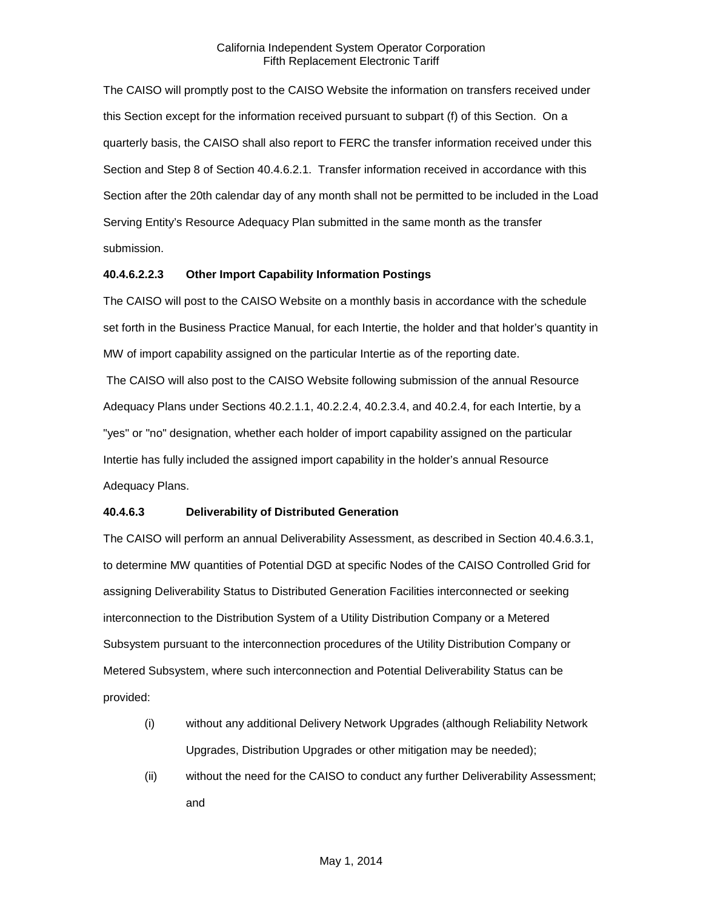The CAISO will promptly post to the CAISO Website the information on transfers received under this Section except for the information received pursuant to subpart (f) of this Section. On a quarterly basis, the CAISO shall also report to FERC the transfer information received under this Section and Step 8 of Section 40.4.6.2.1. Transfer information received in accordance with this Section after the 20th calendar day of any month shall not be permitted to be included in the Load Serving Entity's Resource Adequacy Plan submitted in the same month as the transfer submission.

**40.4.6.2.2.3 Other Import Capability Information Postings**

The CAISO will post to the CAISO Website on a monthly basis in accordance with the schedule set forth in the Business Practice Manual, for each Intertie, the holder and that holder's quantity in MW of import capability assigned on the particular Intertie as of the reporting date.

The CAISO will also post to the CAISO Website following submission of the annual Resource Adequacy Plans under Sections 40.2.1.1, 40.2.2.4, 40.2.3.4, and 40.2.4, for each Intertie, by a "yes" or "no" designation, whether each holder of import capability assigned on the particular Intertie has fully included the assigned import capability in the holder's annual Resource Adequacy Plans.

**40.4.6.3 Deliverability of Distributed Generation**

The CAISO will perform an annual Deliverability Assessment, as described in Section 40.4.6.3.1, to determine MW quantities of Potential DGD at specific Nodes of the CAISO Controlled Grid for assigning Deliverability Status to Distributed Generation Facilities interconnected or seeking interconnection to the Distribution System of a Utility Distribution Company or a Metered Subsystem pursuant to the interconnection procedures of the Utility Distribution Company or Metered Subsystem, where such interconnection and Potential Deliverability Status can be provided:

(i) without any additional Delivery Network Upgrades (although Reliability Network Upgrades, Distribution Upgrades or other mitigation may be needed);

(ii) without the need for the CAISO to conduct any further Deliverability Assessment; and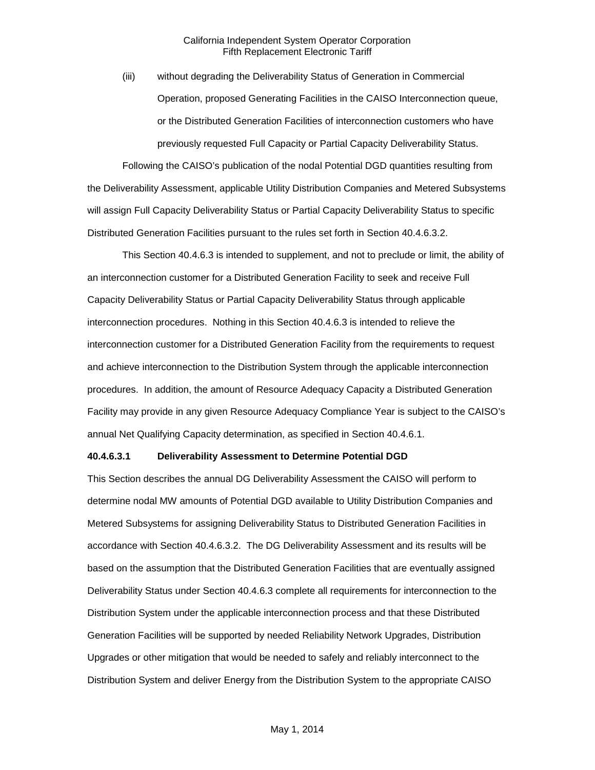(iii) without degrading the Deliverability Status of Generation in Commercial Operation, proposed Generating Facilities in the CAISO Interconnection queue, or the Distributed Generation Facilities of interconnection customers who have previously requested Full Capacity or Partial Capacity Deliverability Status.

Following the CAISO's publication of the nodal Potential DGD quantities resulting from the Deliverability Assessment, applicable Utility Distribution Companies and Metered Subsystems will assign Full Capacity Deliverability Status or Partial Capacity Deliverability Status to specific Distributed Generation Facilities pursuant to the rules set forth in Section 40.4.6.3.2.

This Section 40.4.6.3 is intended to supplement, and not to preclude or limit, the ability of an interconnection customer for a Distributed Generation Facility to seek and receive Full Capacity Deliverability Status or Partial Capacity Deliverability Status through applicable interconnection procedures. Nothing in this Section 40.4.6.3 is intended to relieve the interconnection customer for a Distributed Generation Facility from the requirements to request and achieve interconnection to the Distribution System through the applicable interconnection procedures. In addition, the amount of Resource Adequacy Capacity a Distributed Generation Facility may provide in any given Resource Adequacy Compliance Year is subject to the CAISO's annual Net Qualifying Capacity determination, as specified in Section 40.4.6.1.

**40.4.6.3.1 Deliverability Assessment to Determine Potential DGD**

This Section describes the annual DG Deliverability Assessment the CAISO will perform to determine nodal MW amounts of Potential DGD available to Utility Distribution Companies and Metered Subsystems for assigning Deliverability Status to Distributed Generation Facilities in accordance with Section 40.4.6.3.2. The DG Deliverability Assessment and its results will be based on the assumption that the Distributed Generation Facilities that are eventually assigned Deliverability Status under Section 40.4.6.3 complete all requirements for interconnection to the Distribution System under the applicable interconnection process and that these Distributed Generation Facilities will be supported by needed Reliability Network Upgrades, Distribution Upgrades or other mitigation that would be needed to safely and reliably interconnect to the Distribution System and deliver Energy from the Distribution System to the appropriate CAISO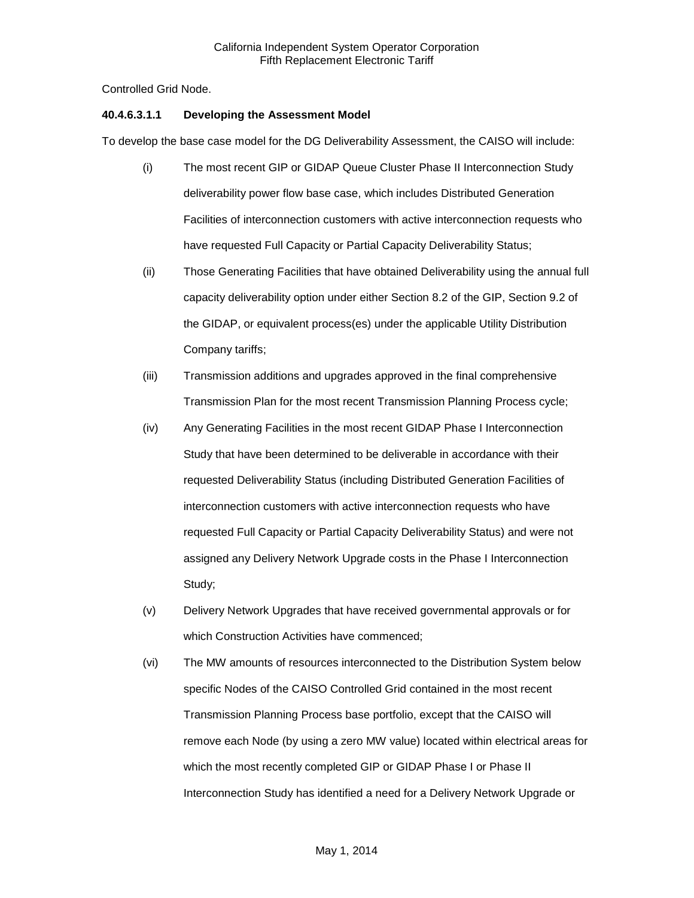Controlled Grid Node.

**40.4.6.3.1.1 Developing the Assessment Model**

To develop the base case model for the DG Deliverability Assessment, the CAISO will include:

(i) The most recent GIP or GIDAP Queue Cluster Phase II Interconnection Study deliverability power flow base case, which includes Distributed Generation Facilities of interconnection customers with active interconnection requests who have requested Full Capacity or Partial Capacity Deliverability Status;

(ii) Those Generating Facilities that have obtained Deliverability using the annual full capacity deliverability option under either Section 8.2 of the GIP, Section 9.2 of the GIDAP, or equivalent process(es) under the applicable Utility Distribution Company tariffs;

(iii) Transmission additions and upgrades approved in the final comprehensive Transmission Plan for the most recent Transmission Planning Process cycle;

(iv) Any Generating Facilities in the most recent GIDAP Phase I Interconnection Study that have been determined to be deliverable in accordance with their requested Deliverability Status (including Distributed Generation Facilities of interconnection customers with active interconnection requests who have requested Full Capacity or Partial Capacity Deliverability Status) and were not assigned any Delivery Network Upgrade costs in the Phase I Interconnection Study;

(v) Delivery Network Upgrades that have received governmental approvals or for which Construction Activities have commenced;

(vi) The MW amounts of resources interconnected to the Distribution System below specific Nodes of the CAISO Controlled Grid contained in the most recent Transmission Planning Process base portfolio, except that the CAISO will remove each Node (by using a zero MW value) located within electrical areas for which the most recently completed GIP or GIDAP Phase I or Phase II Interconnection Study has identified a need for a Delivery Network Upgrade or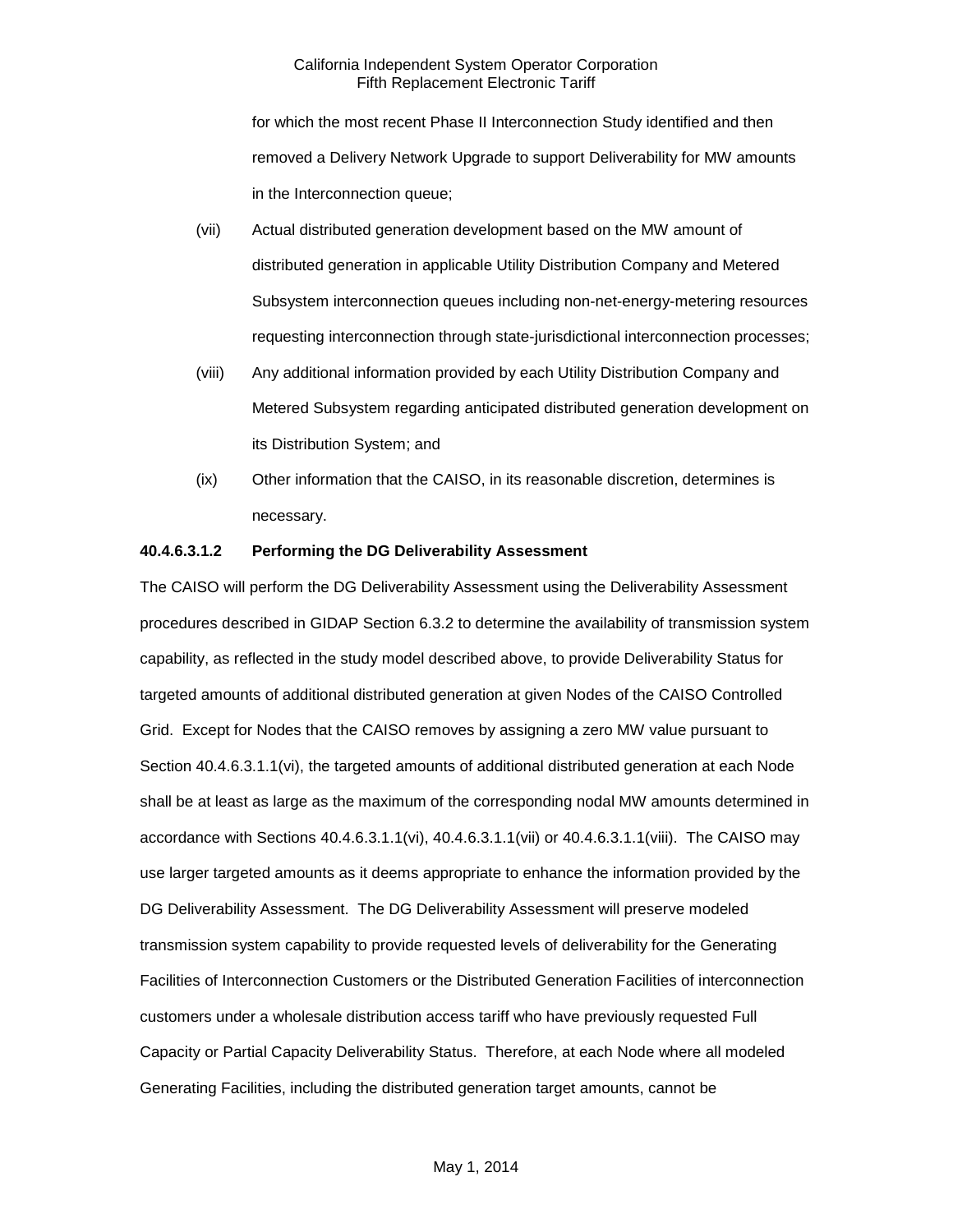for which the most recent Phase II Interconnection Study identified and then removed a Delivery Network Upgrade to support Deliverability for MW amounts in the Interconnection queue;

(vii) Actual distributed generation development based on the MW amount of distributed generation in applicable Utility Distribution Company and Metered Subsystem interconnection queues including non-net-energy-metering resources requesting interconnection through state-jurisdictional interconnection processes;

(viii) Any additional information provided by each Utility Distribution Company and Metered Subsystem regarding anticipated distributed generation development on its Distribution System; and

(ix) Other information that the CAISO, in its reasonable discretion, determines is necessary.

**40.4.6.3.1.2 Performing the DG Deliverability Assessment**

The CAISO will perform the DG Deliverability Assessment using the Deliverability Assessment procedures described in GIDAP Section 6.3.2 to determine the availability of transmission system capability, as reflected in the study model described above, to provide Deliverability Status for targeted amounts of additional distributed generation at given Nodes of the CAISO Controlled Grid. Except for Nodes that the CAISO removes by assigning a zero MW value pursuant to Section 40.4.6.3.1.1(vi), the targeted amounts of additional distributed generation at each Node shall be at least as large as the maximum of the corresponding nodal MW amounts determined in accordance with Sections 40.4.6.3.1.1(vi), 40.4.6.3.1.1(vii) or 40.4.6.3.1.1(viii). The CAISO may use larger targeted amounts as it deems appropriate to enhance the information provided by the DG Deliverability Assessment. The DG Deliverability Assessment will preserve modeled transmission system capability to provide requested levels of deliverability for the Generating Facilities of Interconnection Customers or the Distributed Generation Facilities of interconnection customers under a wholesale distribution access tariff who have previously requested Full Capacity or Partial Capacity Deliverability Status. Therefore, at each Node where all modeled Generating Facilities, including the distributed generation target amounts, cannot be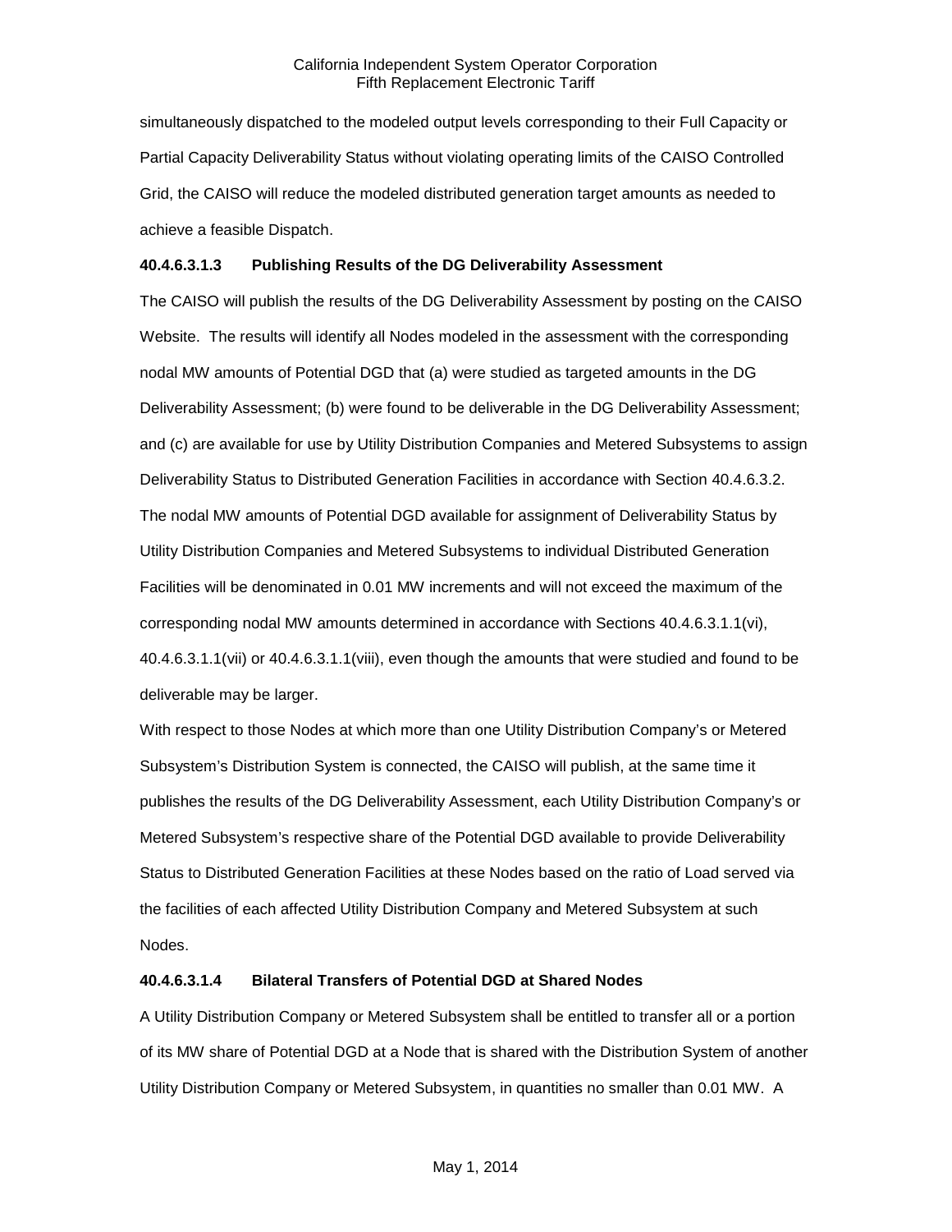simultaneously dispatched to the modeled output levels corresponding to their Full Capacity or Partial Capacity Deliverability Status without violating operating limits of the CAISO Controlled Grid, the CAISO will reduce the modeled distributed generation target amounts as needed to achieve a feasible Dispatch.

**40.4.6.3.1.3 Publishing Results of the DG Deliverability Assessment**

The CAISO will publish the results of the DG Deliverability Assessment by posting on the CAISO Website. The results will identify all Nodes modeled in the assessment with the corresponding nodal MW amounts of Potential DGD that (a) were studied as targeted amounts in the DG Deliverability Assessment; (b) were found to be deliverable in the DG Deliverability Assessment; and (c) are available for use by Utility Distribution Companies and Metered Subsystems to assign Deliverability Status to Distributed Generation Facilities in accordance with Section 40.4.6.3.2. The nodal MW amounts of Potential DGD available for assignment of Deliverability Status by Utility Distribution Companies and Metered Subsystems to individual Distributed Generation Facilities will be denominated in 0.01 MW increments and will not exceed the maximum of the corresponding nodal MW amounts determined in accordance with Sections 40.4.6.3.1.1(vi), 40.4.6.3.1.1(vii) or 40.4.6.3.1.1(viii), even though the amounts that were studied and found to be deliverable may be larger.

With respect to those Nodes at which more than one Utility Distribution Company's or Metered Subsystem's Distribution System is connected, the CAISO will publish, at the same time it publishes the results of the DG Deliverability Assessment, each Utility Distribution Company's or Metered Subsystem's respective share of the Potential DGD available to provide Deliverability Status to Distributed Generation Facilities at these Nodes based on the ratio of Load served via the facilities of each affected Utility Distribution Company and Metered Subsystem at such Nodes.

**40.4.6.3.1.4 Bilateral Transfers of Potential DGD at Shared Nodes**

A Utility Distribution Company or Metered Subsystem shall be entitled to transfer all or a portion of its MW share of Potential DGD at a Node that is shared with the Distribution System of another Utility Distribution Company or Metered Subsystem, in quantities no smaller than 0.01 MW. A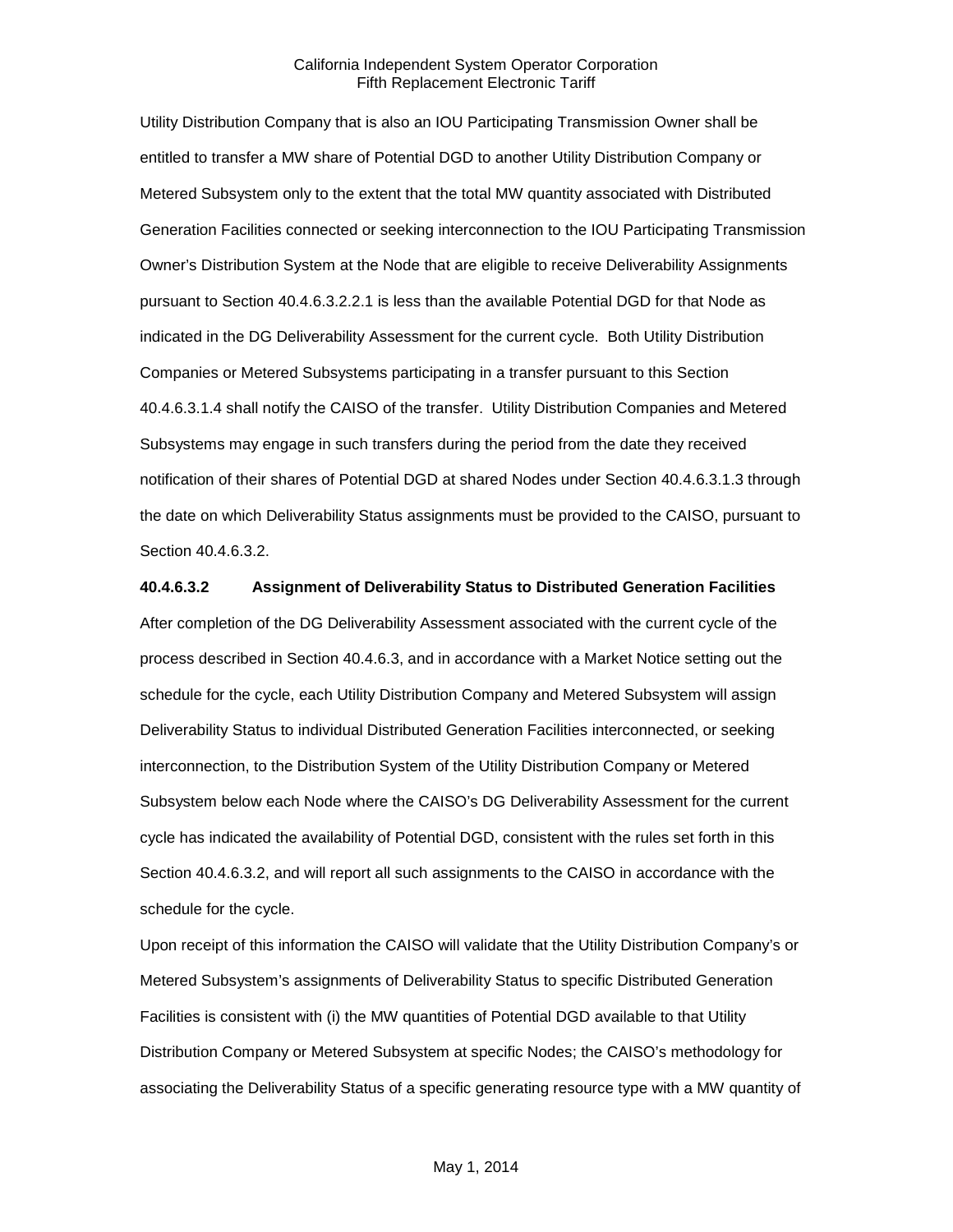Utility Distribution Company that is also an IOU Participating Transmission Owner shall be entitled to transfer a MW share of Potential DGD to another Utility Distribution Company or Metered Subsystem only to the extent that the total MW quantity associated with Distributed Generation Facilities connected or seeking interconnection to the IOU Participating Transmission Owner's Distribution System at the Node that are eligible to receive Deliverability Assignments pursuant to Section 40.4.6.3.2.2.1 is less than the available Potential DGD for that Node as indicated in the DG Deliverability Assessment for the current cycle. Both Utility Distribution Companies or Metered Subsystems participating in a transfer pursuant to this Section 40.4.6.3.1.4 shall notify the CAISO of the transfer. Utility Distribution Companies and Metered Subsystems may engage in such transfers during the period from the date they received notification of their shares of Potential DGD at shared Nodes under Section 40.4.6.3.1.3 through the date on which Deliverability Status assignments must be provided to the CAISO, pursuant to Section 40.4.6.3.2.

**40.4.6.3.2 Assignment of Deliverability Status to Distributed Generation Facilities**

After completion of the DG Deliverability Assessment associated with the current cycle of the process described in Section 40.4.6.3, and in accordance with a Market Notice setting out the schedule for the cycle, each Utility Distribution Company and Metered Subsystem will assign Deliverability Status to individual Distributed Generation Facilities interconnected, or seeking interconnection, to the Distribution System of the Utility Distribution Company or Metered Subsystem below each Node where the CAISO's DG Deliverability Assessment for the current cycle has indicated the availability of Potential DGD, consistent with the rules set forth in this Section 40.4.6.3.2, and will report all such assignments to the CAISO in accordance with the schedule for the cycle.

Upon receipt of this information the CAISO will validate that the Utility Distribution Company's or Metered Subsystem's assignments of Deliverability Status to specific Distributed Generation Facilities is consistent with (i) the MW quantities of Potential DGD available to that Utility Distribution Company or Metered Subsystem at specific Nodes; the CAISO's methodology for associating the Deliverability Status of a specific generating resource type with a MW quantity of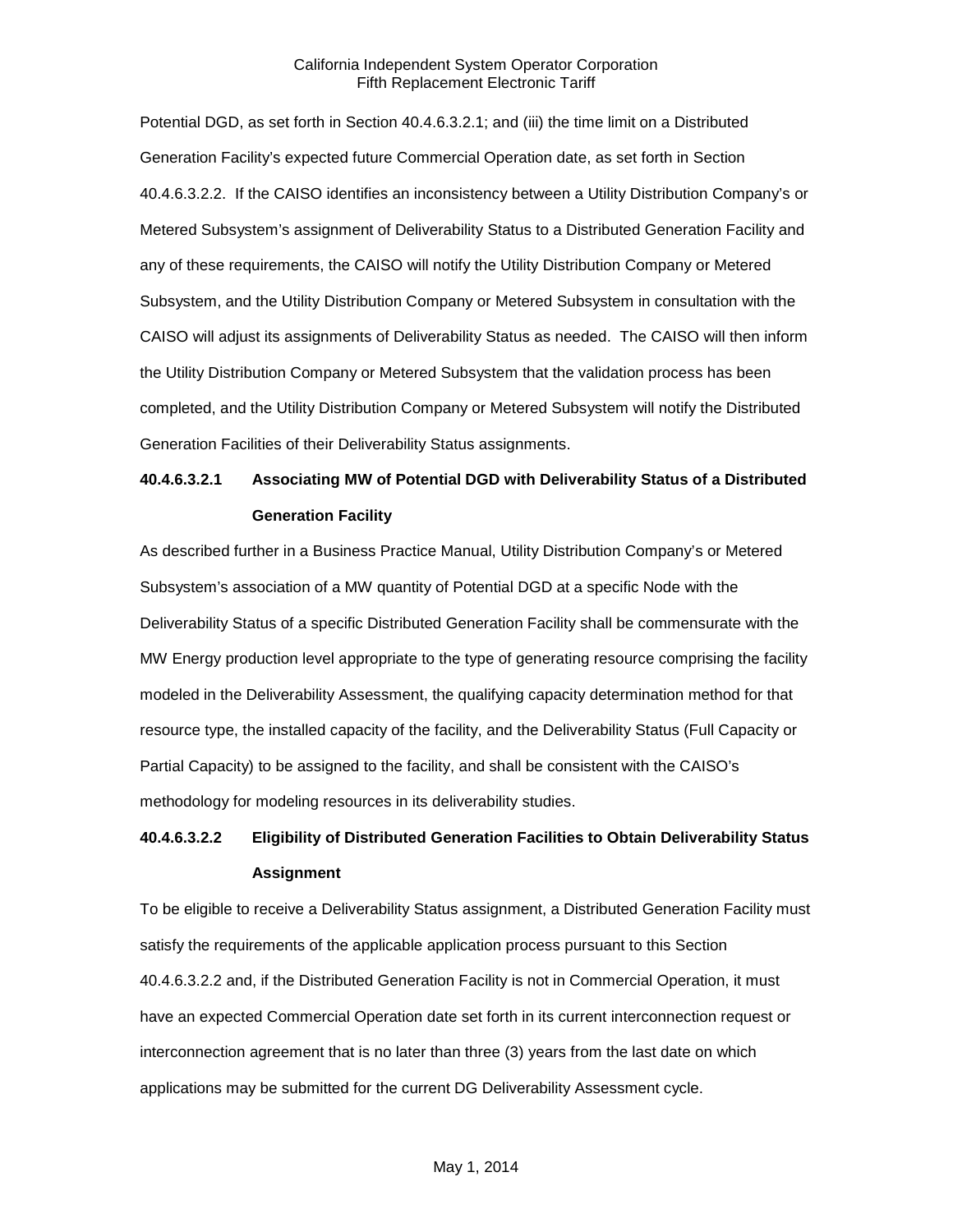Potential DGD, as set forth in Section 40.4.6.3.2.1; and (iii) the time limit on a Distributed Generation Facility's expected future Commercial Operation date, as set forth in Section 40.4.6.3.2.2. If the CAISO identifies an inconsistency between a Utility Distribution Company's or Metered Subsystem's assignment of Deliverability Status to a Distributed Generation Facility and any of these requirements, the CAISO will notify the Utility Distribution Company or Metered Subsystem, and the Utility Distribution Company or Metered Subsystem in consultation with the CAISO will adjust its assignments of Deliverability Status as needed. The CAISO will then inform the Utility Distribution Company or Metered Subsystem that the validation process has been completed, and the Utility Distribution Company or Metered Subsystem will notify the Distributed Generation Facilities of their Deliverability Status assignments.

### 40.4.6.3.2.1 Associating MW of Potential DGD with Deliverability Status of a Distributed Generation Facility

As described further in a Business Practice Manual, Utility Distribution Company's or Metered Subsystem's association of a MW quantity of Potential DGD at a specific Node with the Deliverability Status of a specific Distributed Generation Facility shall be commensurate with the MW Energy production level appropriate to the type of generating resource comprising the facility modeled in the Deliverability Assessment, the qualifying capacity determination method for that resource type, the installed capacity of the facility, and the Deliverability Status (Full Capacity or Partial Capacity) to be assigned to the facility, and shall be consistent with the CAISO's methodology for modeling resources in its deliverability studies.

### 40.4.6.3.2.2 Eligibility of Distributed Generation Facilities to Obtain Deliverability Status Assignment

To be eligible to receive a Deliverability Status assignment, a Distributed Generation Facility must satisfy the requirements of the applicable application process pursuant to this Section 40.4.6.3.2.2 and, if the Distributed Generation Facility is not in Commercial Operation, it must have an expected Commercial Operation date set forth in its current interconnection request or interconnection agreement that is no later than three (3) years from the last date on which applications may be submitted for the current DG Deliverability Assessment cycle.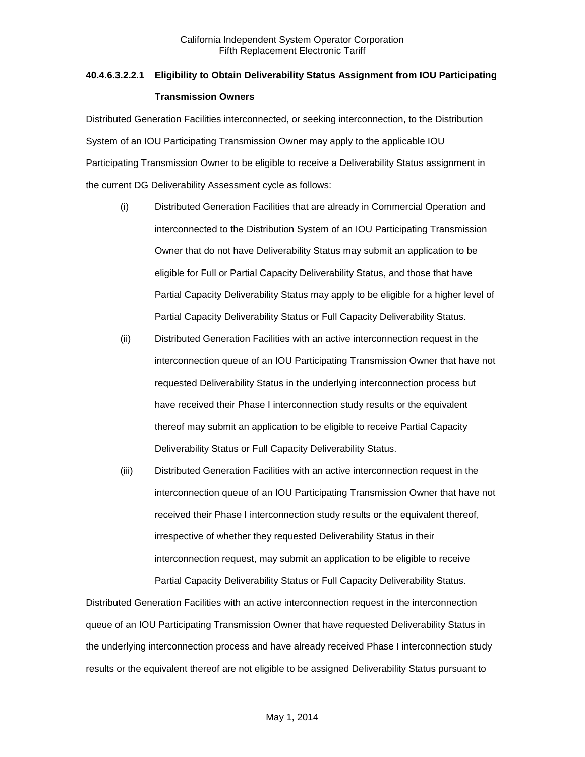**40.4.6.3.2.2.1 Eligibility to Obtain Deliverability Status Assignment from IOU Participating Transmission Owners**

Distributed Generation Facilities interconnected, or seeking interconnection, to the Distribution System of an IOU Participating Transmission Owner may apply to the applicable IOU Participating Transmission Owner to be eligible to receive a Deliverability Status assignment in the current DG Deliverability Assessment cycle as follows:

(i) Distributed Generation Facilities that are already in Commercial Operation and interconnected to the Distribution System of an IOU Participating Transmission Owner that do not have Deliverability Status may submit an application to be eligible for Full or Partial Capacity Deliverability Status, and those that have Partial Capacity Deliverability Status may apply to be eligible for a higher level of Partial Capacity Deliverability Status or Full Capacity Deliverability Status.

(ii) Distributed Generation Facilities with an active interconnection request in the interconnection queue of an IOU Participating Transmission Owner that have not requested Deliverability Status in the underlying interconnection process but have received their Phase I interconnection study results or the equivalent thereof may submit an application to be eligible to receive Partial Capacity Deliverability Status or Full Capacity Deliverability Status.

(iii) Distributed Generation Facilities with an active interconnection request in the interconnection queue of an IOU Participating Transmission Owner that have not received their Phase I interconnection study results or the equivalent thereof, irrespective of whether they requested Deliverability Status in their interconnection request, may submit an application to be eligible to receive Partial Capacity Deliverability Status or Full Capacity Deliverability Status.

Distributed Generation Facilities with an active interconnection request in the interconnection queue of an IOU Participating Transmission Owner that have requested Deliverability Status in the underlying interconnection process and have already received Phase I interconnection study results or the equivalent thereof are not eligible to be assigned Deliverability Status pursuant to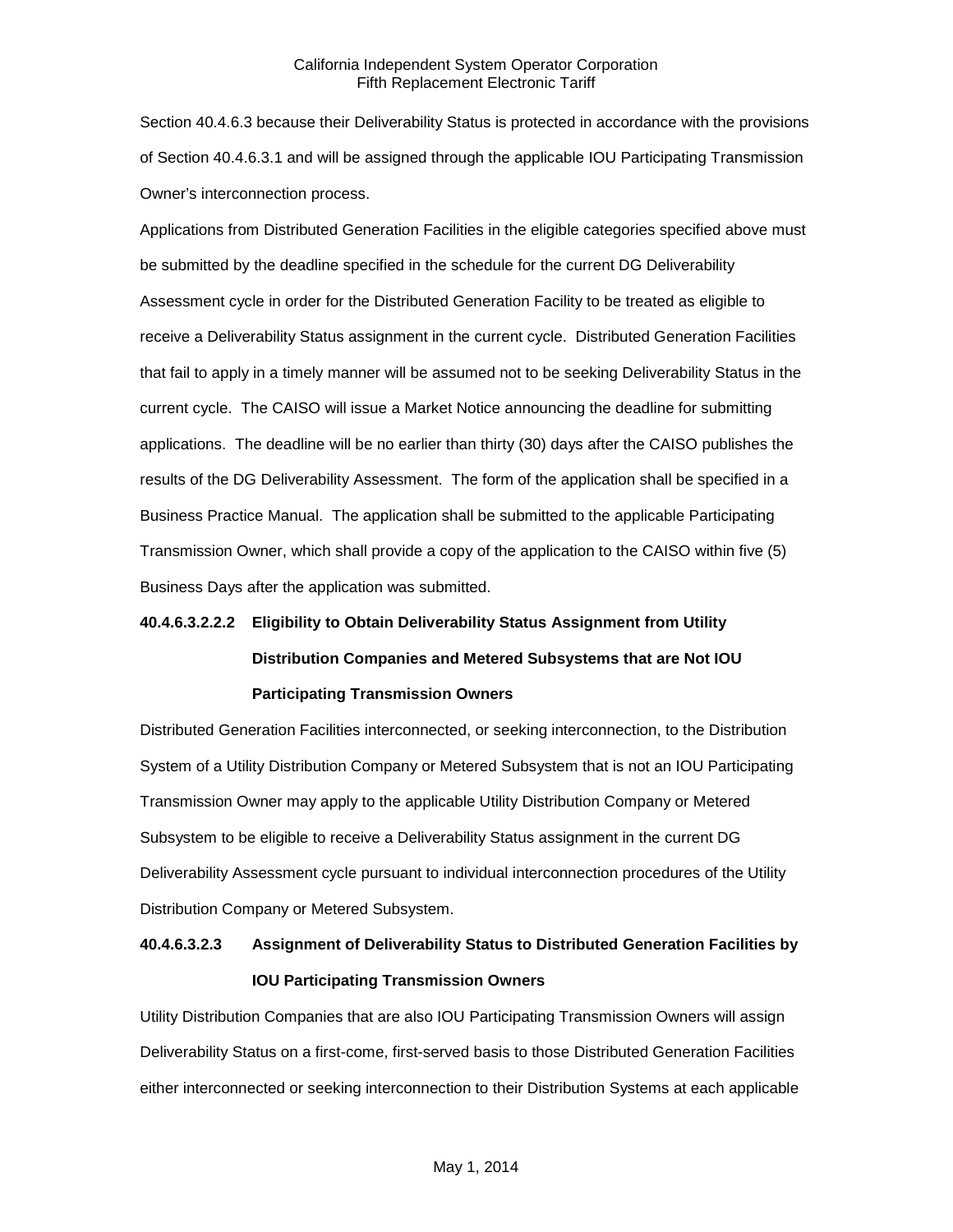Section 40.4.6.3 because their Deliverability Status is protected in accordance with the provisions of Section 40.4.6.3.1 and will be assigned through the applicable IOU Participating Transmission Owner's interconnection process.

Applications from Distributed Generation Facilities in the eligible categories specified above must be submitted by the deadline specified in the schedule for the current DG Deliverability Assessment cycle in order for the Distributed Generation Facility to be treated as eligible to receive a Deliverability Status assignment in the current cycle. Distributed Generation Facilities that fail to apply in a timely manner will be assumed not to be seeking Deliverability Status in the current cycle. The CAISO will issue a Market Notice announcing the deadline for submitting applications. The deadline will be no earlier than thirty (30) days after the CAISO publishes the results of the DG Deliverability Assessment. The form of the application shall be specified in a Business Practice Manual. The application shall be submitted to the applicable Participating Transmission Owner, which shall provide a copy of the application to the CAISO within five (5) Business Days after the application was submitted.

**40.4.6.3.2.2.2 Eligibility to Obtain Deliverability Status Assignment from Utility Distribution Companies and Metered Subsystems that are Not IOU Participating Transmission Owners**

Distributed Generation Facilities interconnected, or seeking interconnection, to the Distribution System of a Utility Distribution Company or Metered Subsystem that is not an IOU Participating Transmission Owner may apply to the applicable Utility Distribution Company or Metered Subsystem to be eligible to receive a Deliverability Status assignment in the current DG Deliverability Assessment cycle pursuant to individual interconnection procedures of the Utility Distribution Company or Metered Subsystem.

**40.4.6.3.2.3 Assignment of Deliverability Status to Distributed Generation Facilities by IOU Participating Transmission Owners**

Utility Distribution Companies that are also IOU Participating Transmission Owners will assign Deliverability Status on a first-come, first-served basis to those Distributed Generation Facilities either interconnected or seeking interconnection to their Distribution Systems at each applicable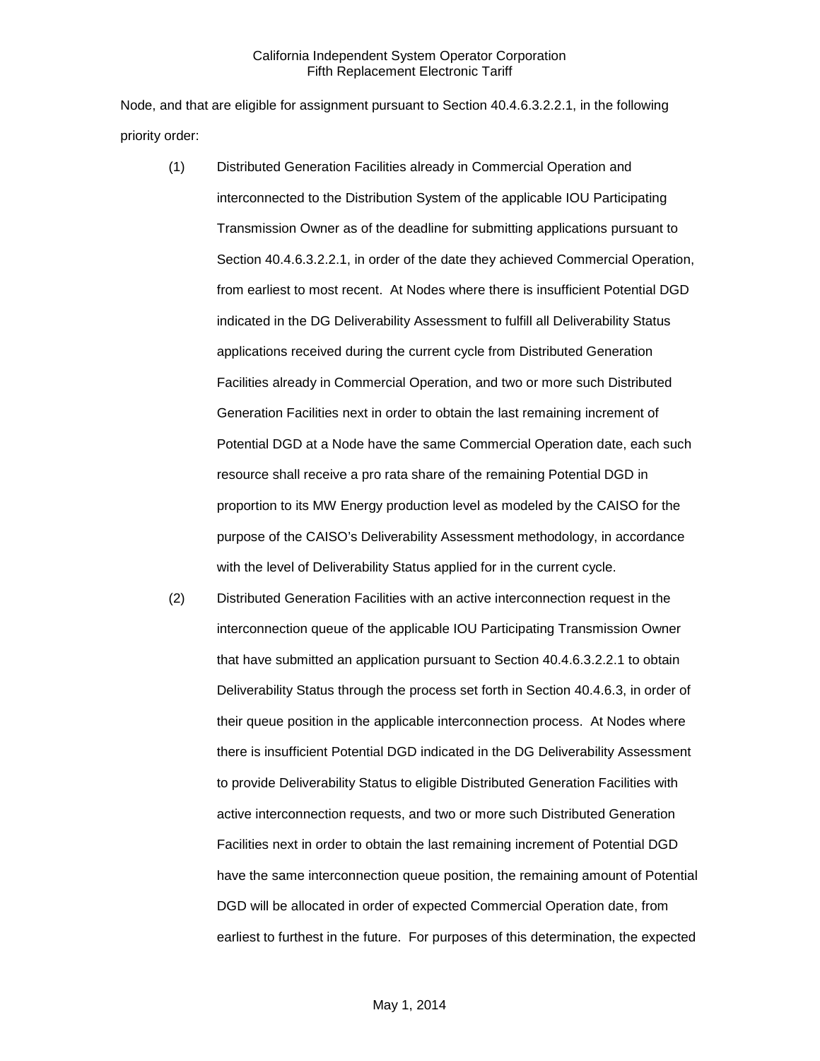Node, and that are eligible for assignment pursuant to Section 40.4.6.3.2.2.1, in the following priority order:

(1) Distributed Generation Facilities already in Commercial Operation and interconnected to the Distribution System of the applicable IOU Participating Transmission Owner as of the deadline for submitting applications pursuant to Section 40.4.6.3.2.2.1, in order of the date they achieved Commercial Operation, from earliest to most recent. At Nodes where there is insufficient Potential DGD indicated in the DG Deliverability Assessment to fulfill all Deliverability Status applications received during the current cycle from Distributed Generation Facilities already in Commercial Operation, and two or more such Distributed Generation Facilities next in order to obtain the last remaining increment of Potential DGD at a Node have the same Commercial Operation date, each such resource shall receive a pro rata share of the remaining Potential DGD in proportion to its MW Energy production level as modeled by the CAISO for the purpose of the CAISO's Deliverability Assessment methodology, in accordance with the level of Deliverability Status applied for in the current cycle.

(2) Distributed Generation Facilities with an active interconnection request in the interconnection queue of the applicable IOU Participating Transmission Owner that have submitted an application pursuant to Section 40.4.6.3.2.2.1 to obtain Deliverability Status through the process set forth in Section 40.4.6.3, in order of their queue position in the applicable interconnection process. At Nodes where there is insufficient Potential DGD indicated in the DG Deliverability Assessment to provide Deliverability Status to eligible Distributed Generation Facilities with active interconnection requests, and two or more such Distributed Generation Facilities next in order to obtain the last remaining increment of Potential DGD have the same interconnection queue position, the remaining amount of Potential DGD will be allocated in order of expected Commercial Operation date, from earliest to furthest in the future. For purposes of this determination, the expected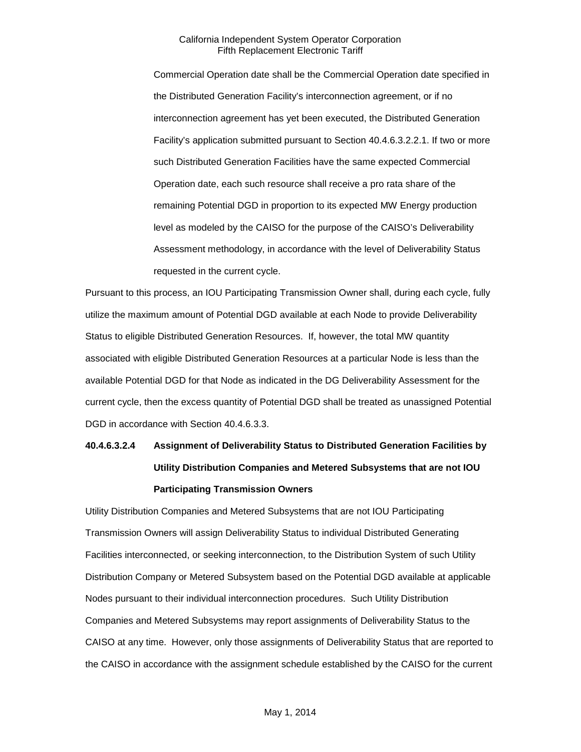Commercial Operation date shall be the Commercial Operation date specified in the Distributed Generation Facility's interconnection agreement, or if no interconnection agreement has yet been executed, the Distributed Generation Facility's application submitted pursuant to Section 40.4.6.3.2.2.1. If two or more such Distributed Generation Facilities have the same expected Commercial Operation date, each such resource shall receive a pro rata share of the remaining Potential DGD in proportion to its expected MW Energy production level as modeled by the CAISO for the purpose of the CAISO's Deliverability Assessment methodology, in accordance with the level of Deliverability Status requested in the current cycle.

Pursuant to this process, an IOU Participating Transmission Owner shall, during each cycle, fully utilize the maximum amount of Potential DGD available at each Node to provide Deliverability Status to eligible Distributed Generation Resources. If, however, the total MW quantity associated with eligible Distributed Generation Resources at a particular Node is less than the available Potential DGD for that Node as indicated in the DG Deliverability Assessment for the current cycle, then the excess quantity of Potential DGD shall be treated as unassigned Potential DGD in accordance with Section 40.4.6.3.3.

**40.4.6.3.2.4 Assignment of Deliverability Status to Distributed Generation Facilities by Utility Distribution Companies and Metered Subsystems that are not IOU Participating Transmission Owners**

Utility Distribution Companies and Metered Subsystems that are not IOU Participating Transmission Owners will assign Deliverability Status to individual Distributed Generating Facilities interconnected, or seeking interconnection, to the Distribution System of such Utility Distribution Company or Metered Subsystem based on the Potential DGD available at applicable Nodes pursuant to their individual interconnection procedures. Such Utility Distribution Companies and Metered Subsystems may report assignments of Deliverability Status to the CAISO at any time. However, only those assignments of Deliverability Status that are reported to the CAISO in accordance with the assignment schedule established by the CAISO for the current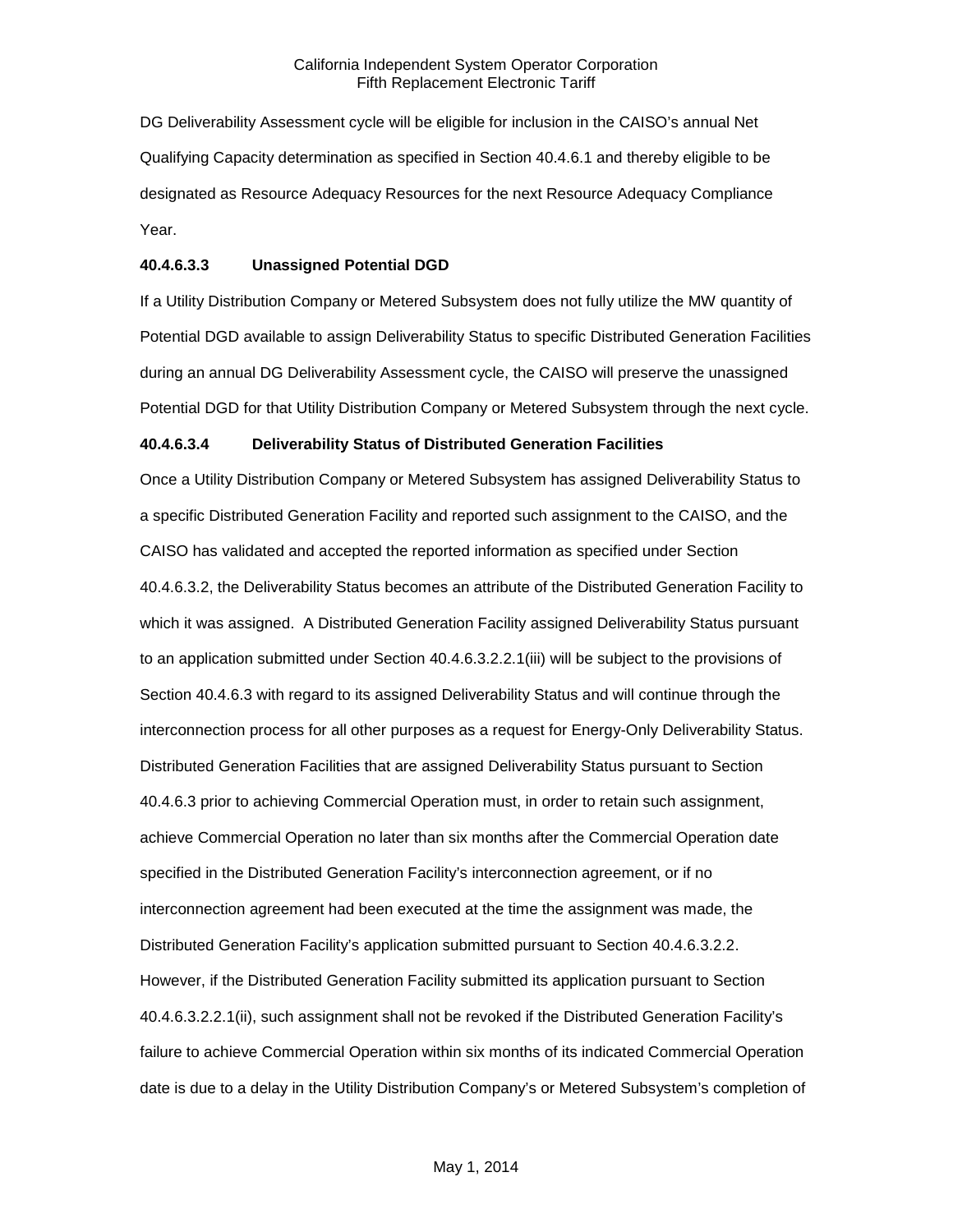DG Deliverability Assessment cycle will be eligible for inclusion in the CAISO's annual Net Qualifying Capacity determination as specified in Section 40.4.6.1 and thereby eligible to be designated as Resource Adequacy Resources for the next Resource Adequacy Compliance Year.

**40.4.6.3.3 Unassigned Potential DGD**

If a Utility Distribution Company or Metered Subsystem does not fully utilize the MW quantity of Potential DGD available to assign Deliverability Status to specific Distributed Generation Facilities during an annual DG Deliverability Assessment cycle, the CAISO will preserve the unassigned Potential DGD for that Utility Distribution Company or Metered Subsystem through the next cycle.

**40.4.6.3.4 Deliverability Status of Distributed Generation Facilities**

Once a Utility Distribution Company or Metered Subsystem has assigned Deliverability Status to a specific Distributed Generation Facility and reported such assignment to the CAISO, and the CAISO has validated and accepted the reported information as specified under Section 40.4.6.3.2, the Deliverability Status becomes an attribute of the Distributed Generation Facility to which it was assigned. A Distributed Generation Facility assigned Deliverability Status pursuant to an application submitted under Section 40.4.6.3.2.2.1(iii) will be subject to the provisions of Section 40.4.6.3 with regard to its assigned Deliverability Status and will continue through the interconnection process for all other purposes as a request for Energy-Only Deliverability Status. Distributed Generation Facilities that are assigned Deliverability Status pursuant to Section 40.4.6.3 prior to achieving Commercial Operation must, in order to retain such assignment, achieve Commercial Operation no later than six months after the Commercial Operation date specified in the Distributed Generation Facility's interconnection agreement, or if no interconnection agreement had been executed at the time the assignment was made, the Distributed Generation Facility's application submitted pursuant to Section 40.4.6.3.2.2. However, if the Distributed Generation Facility submitted its application pursuant to Section 40.4.6.3.2.2.1(ii), such assignment shall not be revoked if the Distributed Generation Facility's failure to achieve Commercial Operation within six months of its indicated Commercial Operation date is due to a delay in the Utility Distribution Company's or Metered Subsystem's completion of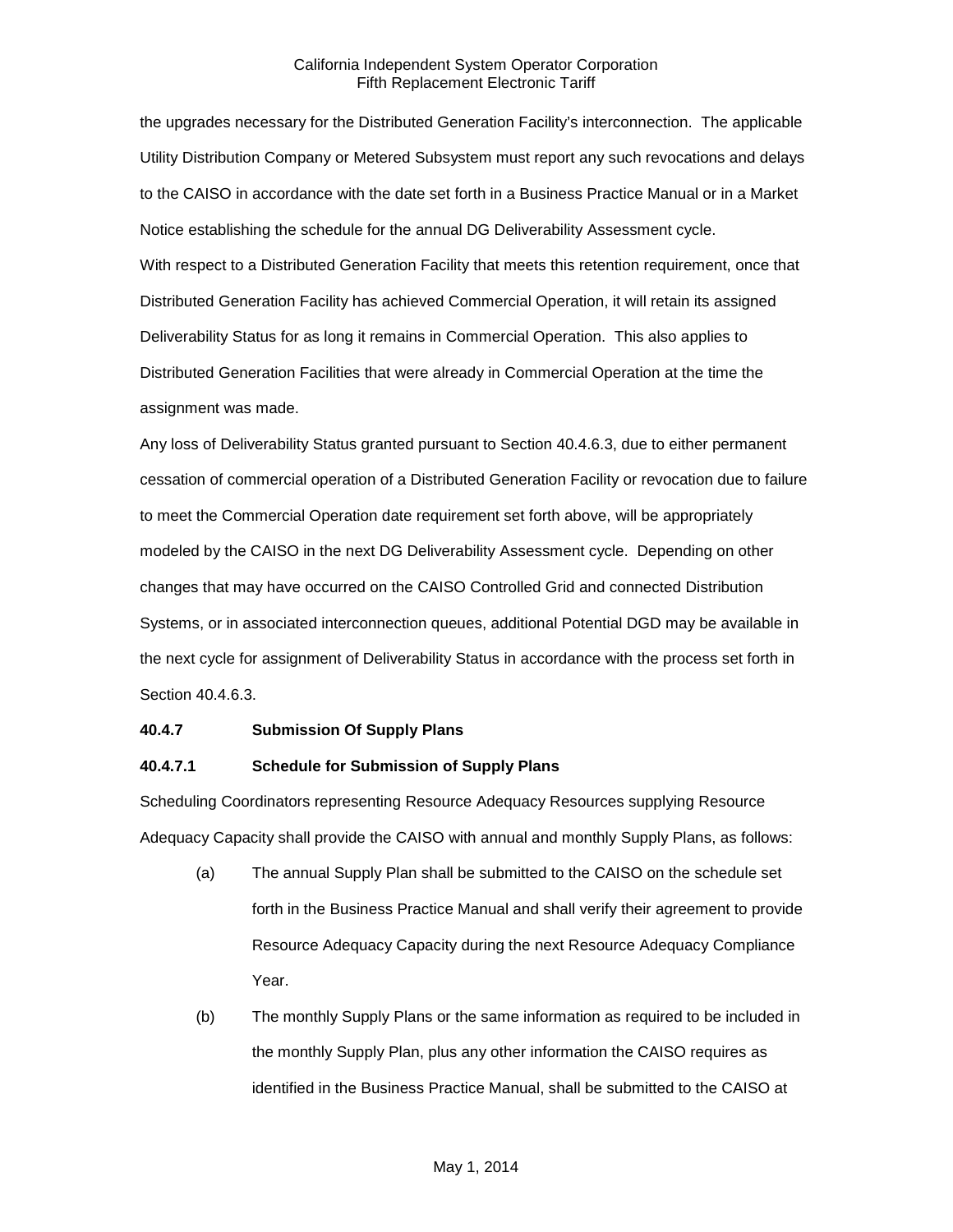the upgrades necessary for the Distributed Generation Facility's interconnection. The applicable Utility Distribution Company or Metered Subsystem must report any such revocations and delays to the CAISO in accordance with the date set forth in a Business Practice Manual or in a Market Notice establishing the schedule for the annual DG Deliverability Assessment cycle.

With respect to a Distributed Generation Facility that meets this retention requirement, once that Distributed Generation Facility has achieved Commercial Operation, it will retain its assigned Deliverability Status for as long it remains in Commercial Operation. This also applies to Distributed Generation Facilities that were already in Commercial Operation at the time the assignment was made.

Any loss of Deliverability Status granted pursuant to Section 40.4.6.3, due to either permanent cessation of commercial operation of a Distributed Generation Facility or revocation due to failure to meet the Commercial Operation date requirement set forth above, will be appropriately modeled by the CAISO in the next DG Deliverability Assessment cycle. Depending on other changes that may have occurred on the CAISO Controlled Grid and connected Distribution Systems, or in associated interconnection queues, additional Potential DGD may be available in the next cycle for assignment of Deliverability Status in accordance with the process set forth in Section 40.4.6.3.

**40.4.7 Submission Of Supply Plans**

**40.4.7.1 Schedule for Submission of Supply Plans**

Scheduling Coordinators representing Resource Adequacy Resources supplying Resource Adequacy Capacity shall provide the CAISO with annual and monthly Supply Plans, as follows:

(a) The annual Supply Plan shall be submitted to the CAISO on the schedule set forth in the Business Practice Manual and shall verify their agreement to provide Resource Adequacy Capacity during the next Resource Adequacy Compliance Year.

(b) The monthly Supply Plans or the same information as required to be included in the monthly Supply Plan, plus any other information the CAISO requires as identified in the Business Practice Manual, shall be submitted to the CAISO at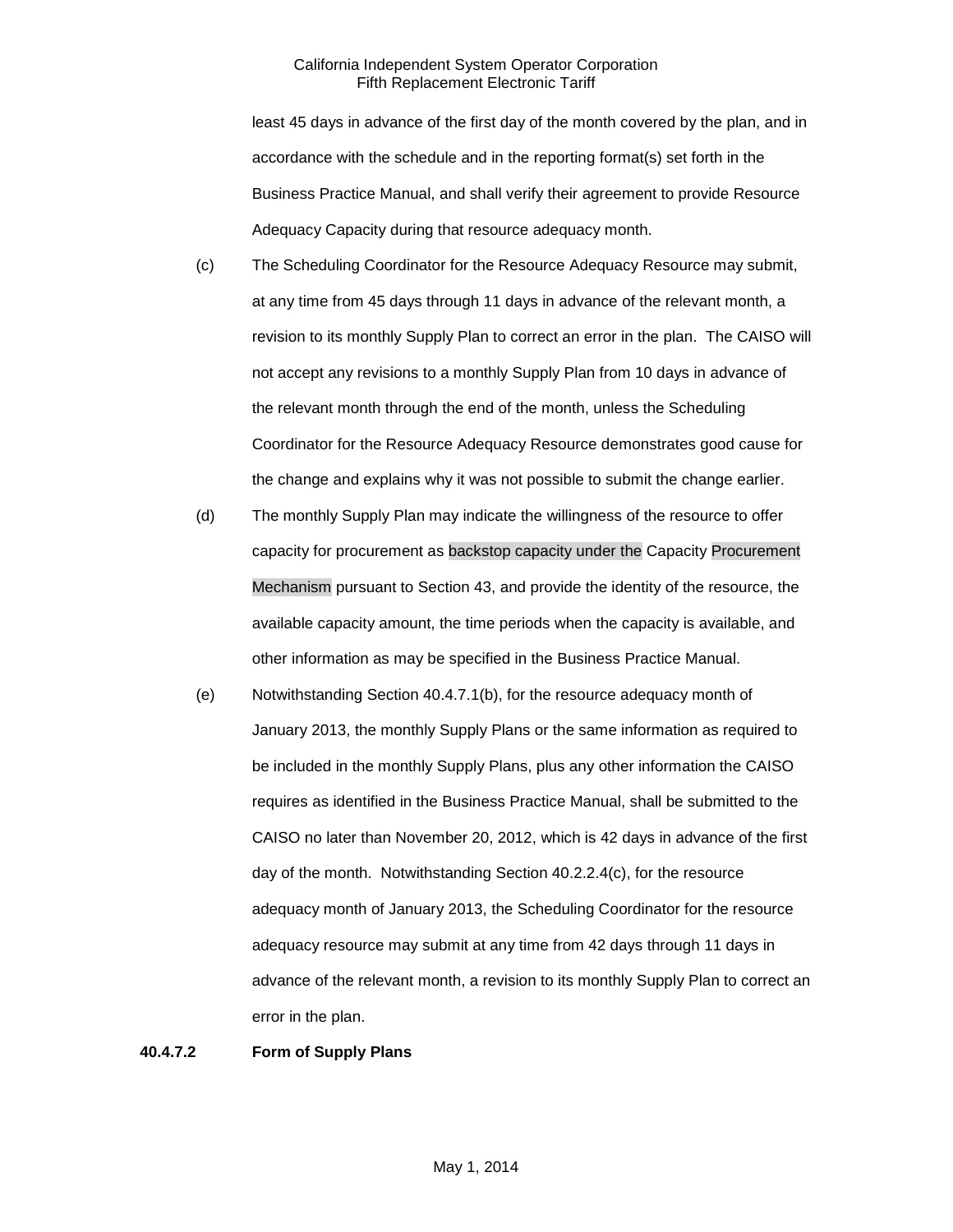least 45 days in advance of the first day of the month covered by the plan, and in accordance with the schedule and in the reporting format(s) set forth in the Business Practice Manual, and shall verify their agreement to provide Resource Adequacy Capacity during that resource adequacy month.

(c) The Scheduling Coordinator for the Resource Adequacy Resource may submit, at any time from 45 days through 11 days in advance of the relevant month, a revision to its monthly Supply Plan to correct an error in the plan. The CAISO will not accept any revisions to a monthly Supply Plan from 10 days in advance of the relevant month through the end of the month, unless the Scheduling Coordinator for the Resource Adequacy Resource demonstrates good cause for the change and explains why it was not possible to submit the change earlier.

(d) The monthly Supply Plan may indicate the willingness of the resource to offer capacity for procurement as backstop capacity under the Capacity Procurement Mechanism pursuant to Section 43, and provide the identity of the resource, the available capacity amount, the time periods when the capacity is available, and other information as may be specified in the Business Practice Manual.

(e) Notwithstanding Section 40.4.7.1(b), for the resource adequacy month of January 2013, the monthly Supply Plans or the same information as required to be included in the monthly Supply Plans, plus any other information the CAISO requires as identified in the Business Practice Manual, shall be submitted to the CAISO no later than November 20, 2012, which is 42 days in advance of the first day of the month. Notwithstanding Section 40.2.2.4(c), for the resource adequacy month of January 2013, the Scheduling Coordinator for the resource adequacy resource may submit at any time from 42 days through 11 days in advance of the relevant month, a revision to its monthly Supply Plan to correct an error in the plan.

**40.4.7.2 Form of Supply Plans**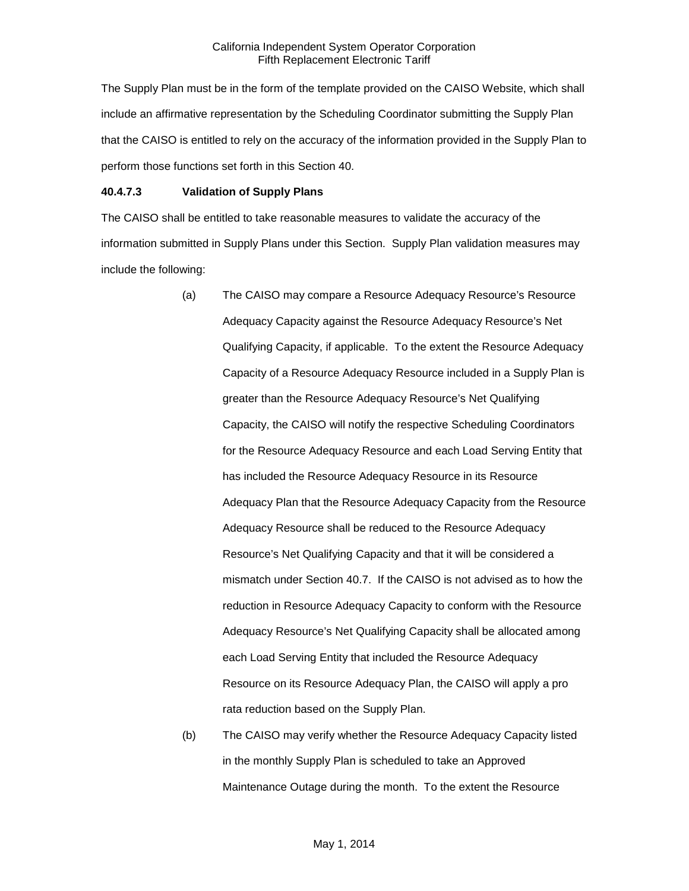The Supply Plan must be in the form of the template provided on the CAISO Website, which shall include an affirmative representation by the Scheduling Coordinator submitting the Supply Plan that the CAISO is entitled to rely on the accuracy of the information provided in the Supply Plan to perform those functions set forth in this Section 40.

**40.4.7.3 Validation of Supply Plans**

The CAISO shall be entitled to take reasonable measures to validate the accuracy of the information submitted in Supply Plans under this Section. Supply Plan validation measures may include the following:

(a) The CAISO may compare a Resource Adequacy Resource's Resource Adequacy Capacity against the Resource Adequacy Resource's Net Qualifying Capacity, if applicable. To the extent the Resource Adequacy Capacity of a Resource Adequacy Resource included in a Supply Plan is greater than the Resource Adequacy Resource's Net Qualifying Capacity, the CAISO will notify the respective Scheduling Coordinators for the Resource Adequacy Resource and each Load Serving Entity that has included the Resource Adequacy Resource in its Resource Adequacy Plan that the Resource Adequacy Capacity from the Resource Adequacy Resource shall be reduced to the Resource Adequacy Resource's Net Qualifying Capacity and that it will be considered a mismatch under Section 40.7. If the CAISO is not advised as to how the reduction in Resource Adequacy Capacity to conform with the Resource Adequacy Resource's Net Qualifying Capacity shall be allocated among each Load Serving Entity that included the Resource Adequacy Resource on its Resource Adequacy Plan, the CAISO will apply a pro rata reduction based on the Supply Plan.

(b) The CAISO may verify whether the Resource Adequacy Capacity listed in the monthly Supply Plan is scheduled to take an Approved Maintenance Outage during the month. To the extent the Resource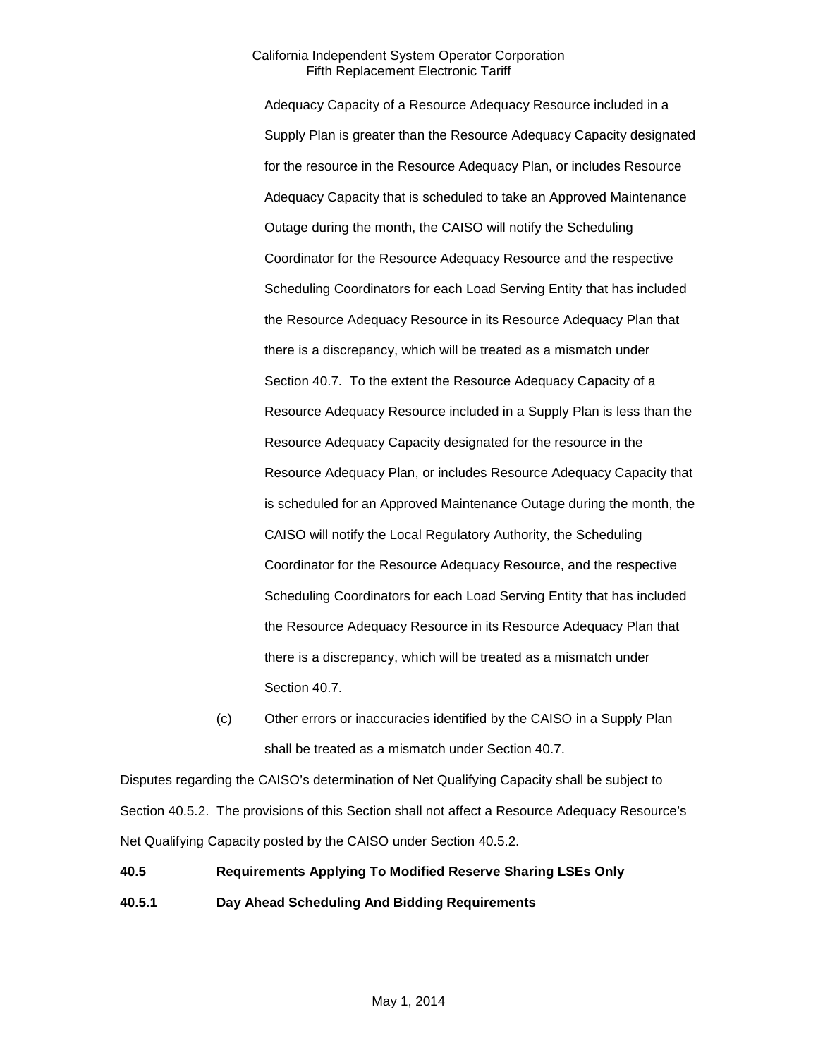Adequacy Capacity of a Resource Adequacy Resource included in a Supply Plan is greater than the Resource Adequacy Capacity designated for the resource in the Resource Adequacy Plan, or includes Resource Adequacy Capacity that is scheduled to take an Approved Maintenance Outage during the month, the CAISO will notify the Scheduling Coordinator for the Resource Adequacy Resource and the respective Scheduling Coordinators for each Load Serving Entity that has included the Resource Adequacy Resource in its Resource Adequacy Plan that there is a discrepancy, which will be treated as a mismatch under Section 40.7. To the extent the Resource Adequacy Capacity of a Resource Adequacy Resource included in a Supply Plan is less than the Resource Adequacy Capacity designated for the resource in the Resource Adequacy Plan, or includes Resource Adequacy Capacity that is scheduled for an Approved Maintenance Outage during the month, the CAISO will notify the Local Regulatory Authority, the Scheduling Coordinator for the Resource Adequacy Resource, and the respective Scheduling Coordinators for each Load Serving Entity that has included the Resource Adequacy Resource in its Resource Adequacy Plan that there is a discrepancy, which will be treated as a mismatch under Section 40.7.

(c) Other errors or inaccuracies identified by the CAISO in a Supply Plan shall be treated as a mismatch under Section 40.7.

Disputes regarding the CAISO's determination of Net Qualifying Capacity shall be subject to Section 40.5.2. The provisions of this Section shall not affect a Resource Adequacy Resource's Net Qualifying Capacity posted by the CAISO under Section 40.5.2.

**40.5 Requirements Applying To Modified Reserve Sharing LSEs Only**

**40.5.1 Day Ahead Scheduling And Bidding Requirements**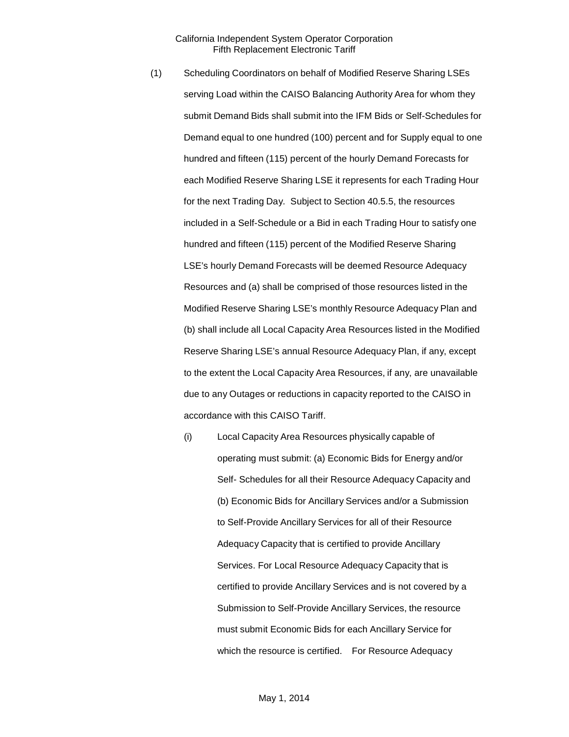(1) Scheduling Coordinators on behalf of Modified Reserve Sharing LSEs serving Load within the CAISO Balancing Authority Area for whom they submit Demand Bids shall submit into the IFM Bids or Self-Schedules for Demand equal to one hundred (100) percent and for Supply equal to one hundred and fifteen (115) percent of the hourly Demand Forecasts for each Modified Reserve Sharing LSE it represents for each Trading Hour for the next Trading Day. Subject to Section 40.5.5, the resources included in a Self-Schedule or a Bid in each Trading Hour to satisfy one hundred and fifteen (115) percent of the Modified Reserve Sharing LSE's hourly Demand Forecasts will be deemed Resource Adequacy Resources and (a) shall be comprised of those resources listed in the Modified Reserve Sharing LSE's monthly Resource Adequacy Plan and (b) shall include all Local Capacity Area Resources listed in the Modified Reserve Sharing LSE's annual Resource Adequacy Plan, if any, except to the extent the Local Capacity Area Resources, if any, are unavailable due to any Outages or reductions in capacity reported to the CAISO in accordance with this CAISO Tariff.

(i) Local Capacity Area Resources physically capable of operating must submit: (a) Economic Bids for Energy and/or Self- Schedules for all their Resource Adequacy Capacity and (b) Economic Bids for Ancillary Services and/or a Submission to Self-Provide Ancillary Services for all of their Resource Adequacy Capacity that is certified to provide Ancillary Services. For Local Resource Adequacy Capacity that is certified to provide Ancillary Services and is not covered by a Submission to Self-Provide Ancillary Services, the resource must submit Economic Bids for each Ancillary Service for which the resource is certified. For Resource Adequacy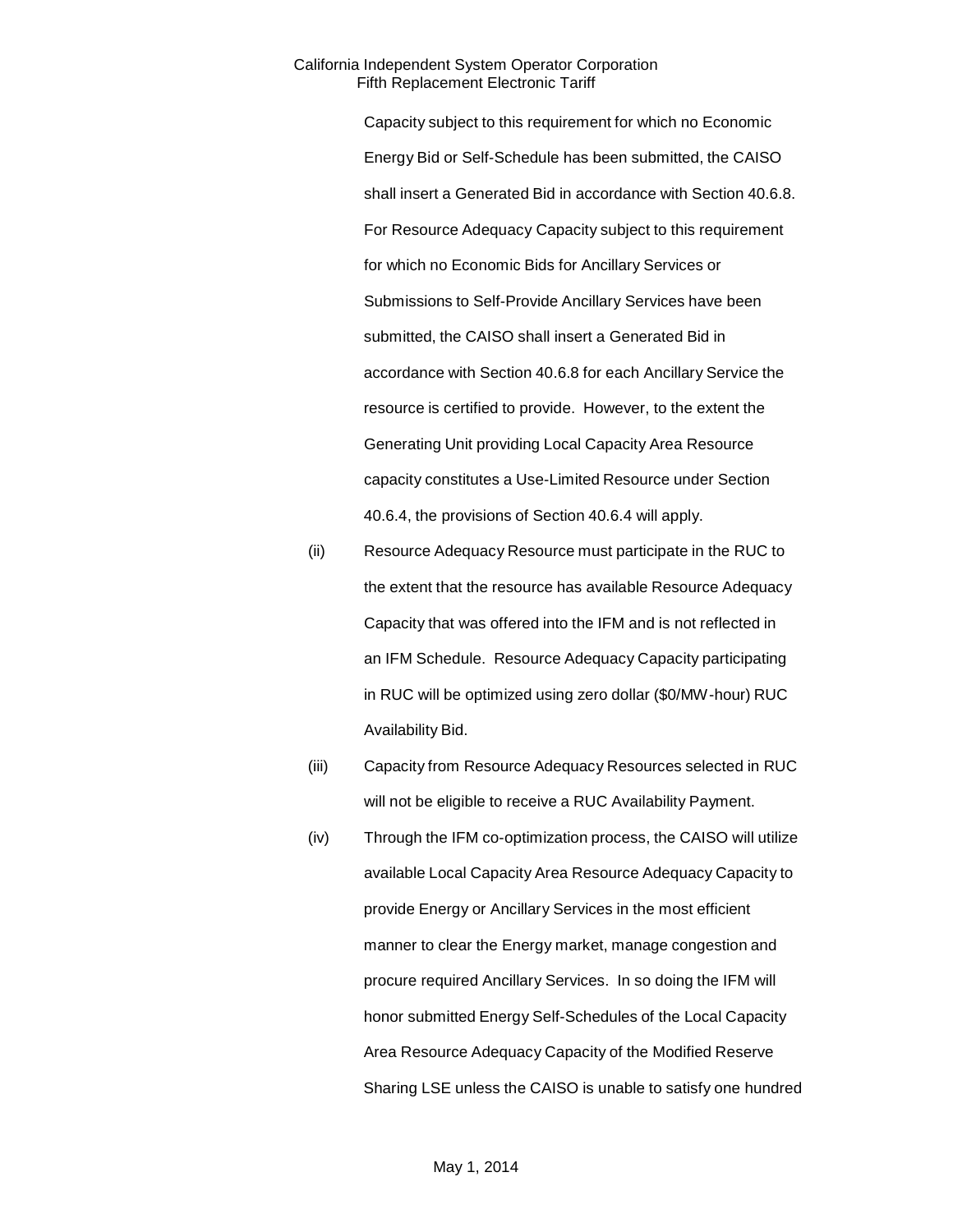Capacity subject to this requirement for which no Economic Energy Bid or Self-Schedule has been submitted, the CAISO shall insert a Generated Bid in accordance with Section 40.6.8. For Resource Adequacy Capacity subject to this requirement for which no Economic Bids for Ancillary Services or Submissions to Self-Provide Ancillary Services have been submitted, the CAISO shall insert a Generated Bid in accordance with Section 40.6.8 for each Ancillary Service the resource is certified to provide. However, to the extent the Generating Unit providing Local Capacity Area Resource capacity constitutes a Use-Limited Resource under Section 40.6.4, the provisions of Section 40.6.4 will apply.

(ii) Resource Adequacy Resource must participate in the RUC to the extent that the resource has available Resource Adequacy Capacity that was offered into the IFM and is not reflected in an IFM Schedule. Resource Adequacy Capacity participating in RUC will be optimized using zero dollar ($0/MW-hour) RUC Availability Bid.

(iii) Capacity from Resource Adequacy Resources selected in RUC will not be eligible to receive a RUC Availability Payment.

(iv) Through the IFM co-optimization process, the CAISO will utilize available Local Capacity Area Resource Adequacy Capacity to provide Energy or Ancillary Services in the most efficient manner to clear the Energy market, manage congestion and procure required Ancillary Services. In so doing the IFM will honor submitted Energy Self-Schedules of the Local Capacity Area Resource Adequacy Capacity of the Modified Reserve Sharing LSE unless the CAISO is unable to satisfy one hundred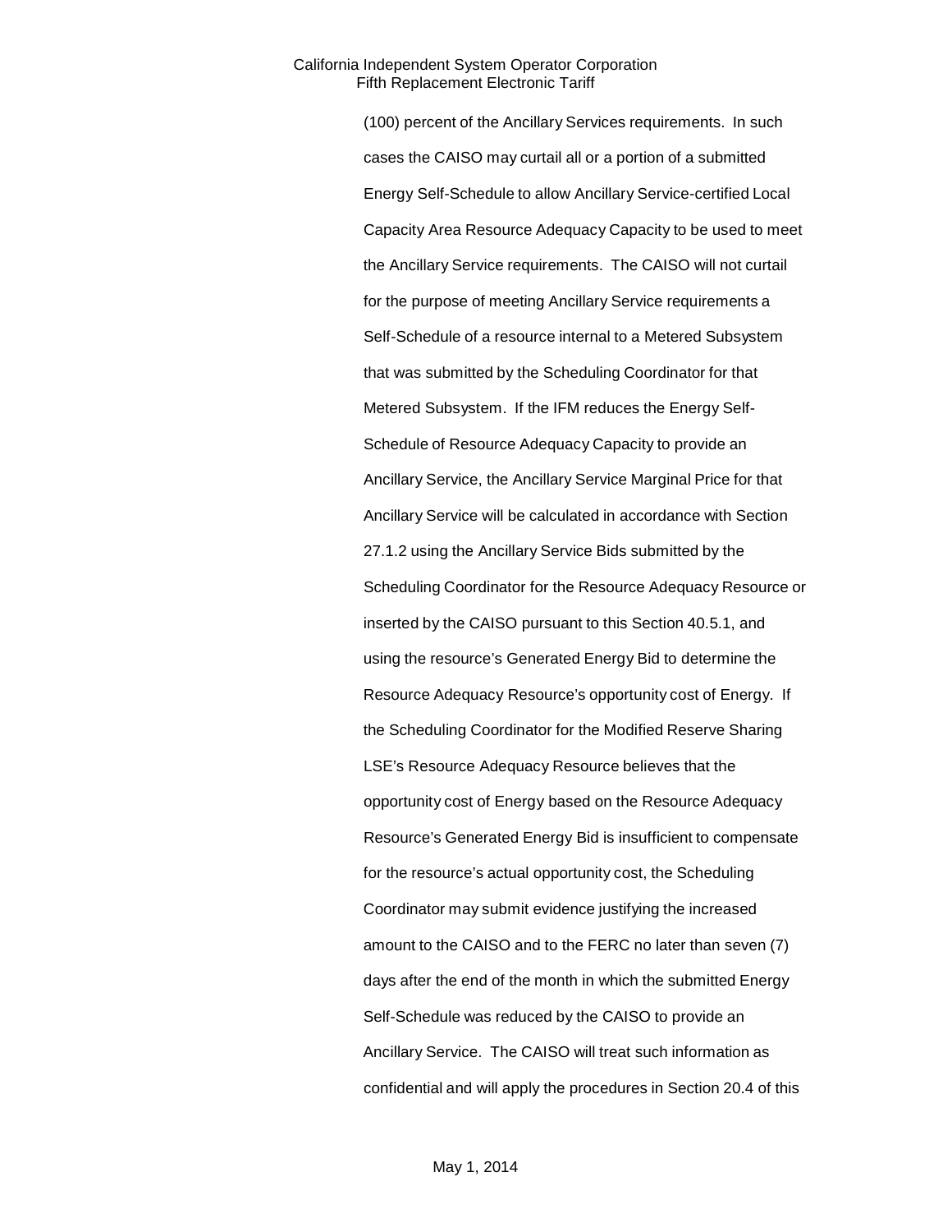(100) percent of the Ancillary Services requirements. In such cases the CAISO may curtail all or a portion of a submitted Energy Self-Schedule to allow Ancillary Service-certified Local Capacity Area Resource Adequacy Capacity to be used to meet the Ancillary Service requirements. The CAISO will not curtail for the purpose of meeting Ancillary Service requirements a Self-Schedule of a resource internal to a Metered Subsystem that was submitted by the Scheduling Coordinator for that Metered Subsystem. If the IFM reduces the Energy Self-Schedule of Resource Adequacy Capacity to provide an Ancillary Service, the Ancillary Service Marginal Price for that Ancillary Service will be calculated in accordance with Section 27.1.2 using the Ancillary Service Bids submitted by the Scheduling Coordinator for the Resource Adequacy Resource or inserted by the CAISO pursuant to this Section 40.5.1, and using the resource's Generated Energy Bid to determine the Resource Adequacy Resource's opportunity cost of Energy. If the Scheduling Coordinator for the Modified Reserve Sharing LSE's Resource Adequacy Resource believes that the opportunity cost of Energy based on the Resource Adequacy Resource's Generated Energy Bid is insufficient to compensate for the resource's actual opportunity cost, the Scheduling Coordinator may submit evidence justifying the increased amount to the CAISO and to the FERC no later than seven (7) days after the end of the month in which the submitted Energy Self-Schedule was reduced by the CAISO to provide an Ancillary Service. The CAISO will treat such information as confidential and will apply the procedures in Section 20.4 of this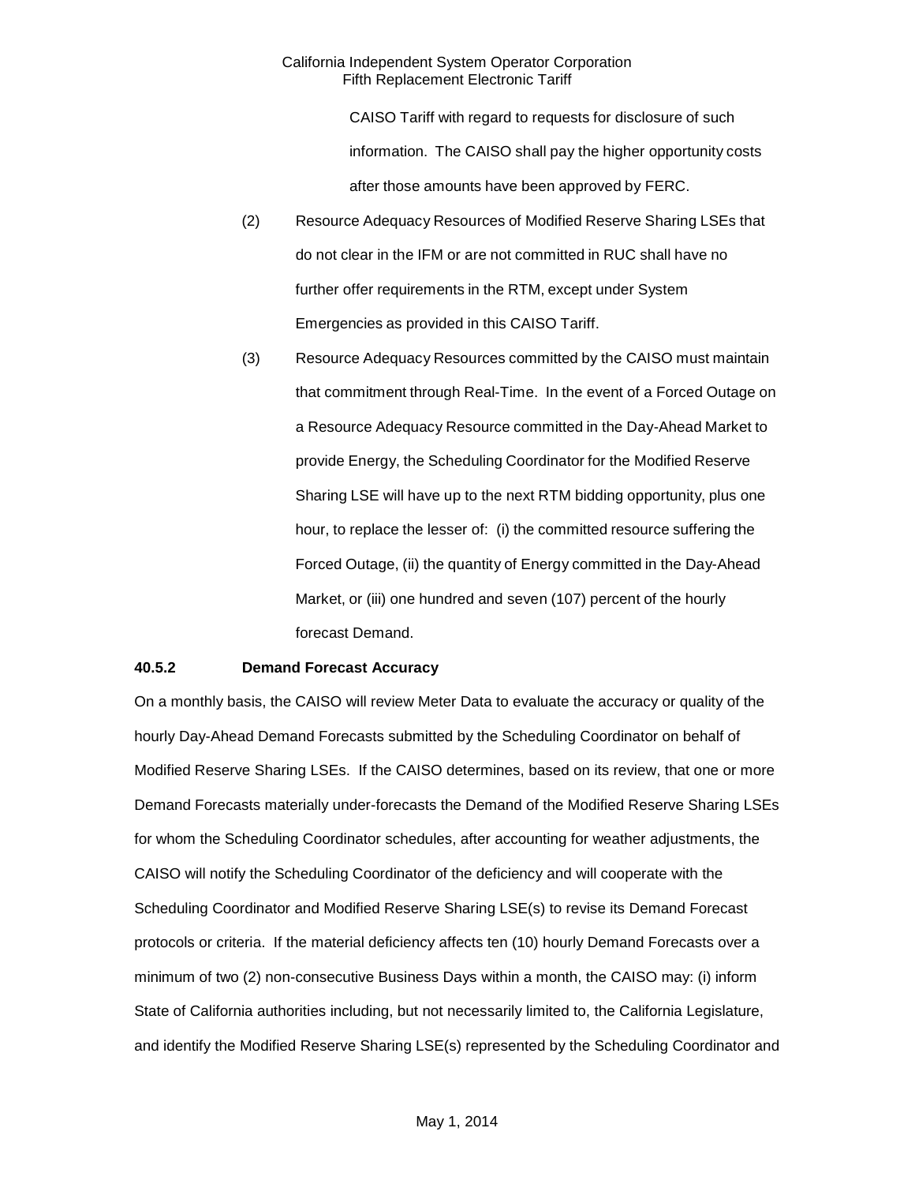CAISO Tariff with regard to requests for disclosure of such information. The CAISO shall pay the higher opportunity costs after those amounts have been approved by FERC.

(2) Resource Adequacy Resources of Modified Reserve Sharing LSEs that do not clear in the IFM or are not committed in RUC shall have no further offer requirements in the RTM, except under System Emergencies as provided in this CAISO Tariff.

(3) Resource Adequacy Resources committed by the CAISO must maintain that commitment through Real-Time. In the event of a Forced Outage on a Resource Adequacy Resource committed in the Day-Ahead Market to provide Energy, the Scheduling Coordinator for the Modified Reserve Sharing LSE will have up to the next RTM bidding opportunity, plus one hour, to replace the lesser of: (i) the committed resource suffering the Forced Outage, (ii) the quantity of Energy committed in the Day-Ahead Market, or (iii) one hundred and seven (107) percent of the hourly forecast Demand.

**40.5.2 Demand Forecast Accuracy**

On a monthly basis, the CAISO will review Meter Data to evaluate the accuracy or quality of the hourly Day-Ahead Demand Forecasts submitted by the Scheduling Coordinator on behalf of Modified Reserve Sharing LSEs. If the CAISO determines, based on its review, that one or more Demand Forecasts materially under-forecasts the Demand of the Modified Reserve Sharing LSEs for whom the Scheduling Coordinator schedules, after accounting for weather adjustments, the CAISO will notify the Scheduling Coordinator of the deficiency and will cooperate with the Scheduling Coordinator and Modified Reserve Sharing LSE(s) to revise its Demand Forecast protocols or criteria. If the material deficiency affects ten (10) hourly Demand Forecasts over a minimum of two (2) non-consecutive Business Days within a month, the CAISO may: (i) inform State of California authorities including, but not necessarily limited to, the California Legislature, and identify the Modified Reserve Sharing LSE(s) represented by the Scheduling Coordinator and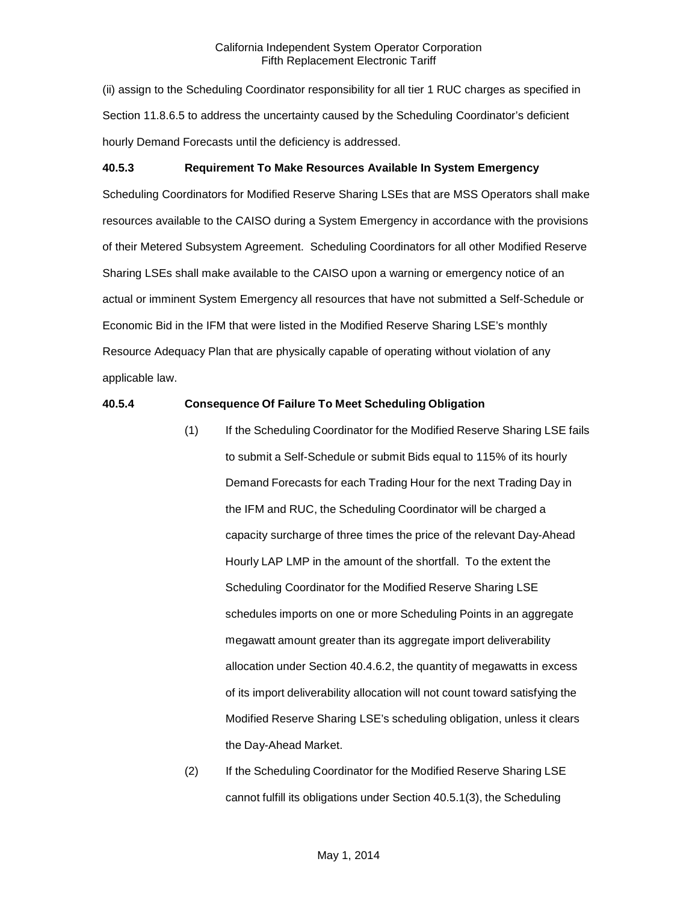(ii) assign to the Scheduling Coordinator responsibility for all tier 1 RUC charges as specified in Section 11.8.6.5 to address the uncertainty caused by the Scheduling Coordinator's deficient hourly Demand Forecasts until the deficiency is addressed.

**40.5.3 Requirement To Make Resources Available In System Emergency**

Scheduling Coordinators for Modified Reserve Sharing LSEs that are MSS Operators shall make resources available to the CAISO during a System Emergency in accordance with the provisions of their Metered Subsystem Agreement. Scheduling Coordinators for all other Modified Reserve Sharing LSEs shall make available to the CAISO upon a warning or emergency notice of an actual or imminent System Emergency all resources that have not submitted a Self-Schedule or Economic Bid in the IFM that were listed in the Modified Reserve Sharing LSE's monthly Resource Adequacy Plan that are physically capable of operating without violation of any applicable law.

**40.5.4 Consequence Of Failure To Meet Scheduling Obligation**

(1) If the Scheduling Coordinator for the Modified Reserve Sharing LSE fails to submit a Self-Schedule or submit Bids equal to 115% of its hourly Demand Forecasts for each Trading Hour for the next Trading Day in the IFM and RUC, the Scheduling Coordinator will be charged a capacity surcharge of three times the price of the relevant Day-Ahead Hourly LAP LMP in the amount of the shortfall. To the extent the Scheduling Coordinator for the Modified Reserve Sharing LSE schedules imports on one or more Scheduling Points in an aggregate megawatt amount greater than its aggregate import deliverability allocation under Section 40.4.6.2, the quantity of megawatts in excess of its import deliverability allocation will not count toward satisfying the Modified Reserve Sharing LSE's scheduling obligation, unless it clears the Day-Ahead Market.

(2) If the Scheduling Coordinator for the Modified Reserve Sharing LSE cannot fulfill its obligations under Section 40.5.1(3), the Scheduling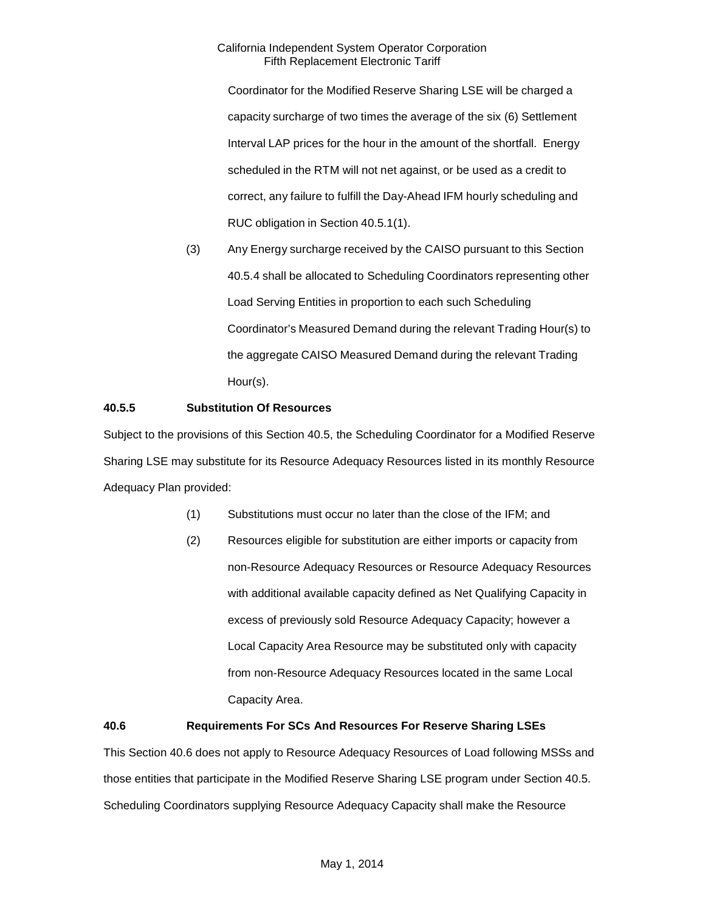Coordinator for the Modified Reserve Sharing LSE will be charged a capacity surcharge of two times the average of the six (6) Settlement Interval LAP prices for the hour in the amount of the shortfall. Energy scheduled in the RTM will not net against, or be used as a credit to correct, any failure to fulfill the Day-Ahead IFM hourly scheduling and RUC obligation in Section 40.5.1(1).

(3) Any Energy surcharge received by the CAISO pursuant to this Section 40.5.4 shall be allocated to Scheduling Coordinators representing other Load Serving Entities in proportion to each such Scheduling Coordinator's Measured Demand during the relevant Trading Hour(s) to the aggregate CAISO Measured Demand during the relevant Trading Hour(s).

**40.5.5 Substitution Of Resources**

Subject to the provisions of this Section 40.5, the Scheduling Coordinator for a Modified Reserve Sharing LSE may substitute for its Resource Adequacy Resources listed in its monthly Resource Adequacy Plan provided:

(1) Substitutions must occur no later than the close of the IFM; and

(2) Resources eligible for substitution are either imports or capacity from non-Resource Adequacy Resources or Resource Adequacy Resources with additional available capacity defined as Net Qualifying Capacity in excess of previously sold Resource Adequacy Capacity; however a Local Capacity Area Resource may be substituted only with capacity from non-Resource Adequacy Resources located in the same Local Capacity Area.

**40.6 Requirements For SCs And Resources For Reserve Sharing LSEs**

This Section 40.6 does not apply to Resource Adequacy Resources of Load following MSSs and those entities that participate in the Modified Reserve Sharing LSE program under Section 40.5. Scheduling Coordinators supplying Resource Adequacy Capacity shall make the Resource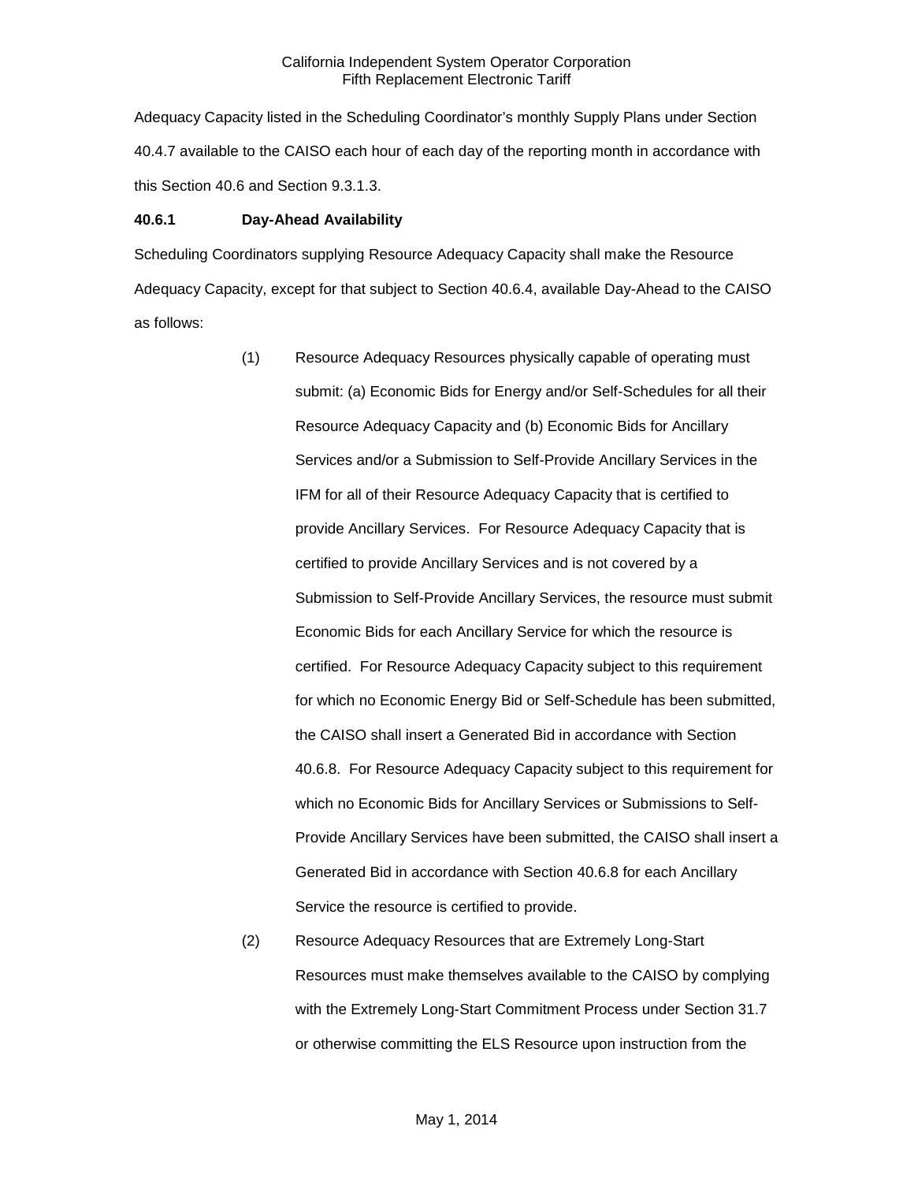Adequacy Capacity listed in the Scheduling Coordinator's monthly Supply Plans under Section 40.4.7 available to the CAISO each hour of each day of the reporting month in accordance with this Section 40.6 and Section 9.3.1.3.

**40.6.1 Day-Ahead Availability**

Scheduling Coordinators supplying Resource Adequacy Capacity shall make the Resource Adequacy Capacity, except for that subject to Section 40.6.4, available Day-Ahead to the CAISO as follows:

(1) Resource Adequacy Resources physically capable of operating must submit: (a) Economic Bids for Energy and/or Self-Schedules for all their Resource Adequacy Capacity and (b) Economic Bids for Ancillary Services and/or a Submission to Self-Provide Ancillary Services in the IFM for all of their Resource Adequacy Capacity that is certified to provide Ancillary Services. For Resource Adequacy Capacity that is certified to provide Ancillary Services and is not covered by a Submission to Self-Provide Ancillary Services, the resource must submit Economic Bids for each Ancillary Service for which the resource is certified. For Resource Adequacy Capacity subject to this requirement for which no Economic Energy Bid or Self-Schedule has been submitted, the CAISO shall insert a Generated Bid in accordance with Section 40.6.8. For Resource Adequacy Capacity subject to this requirement for which no Economic Bids for Ancillary Services or Submissions to Self-Provide Ancillary Services have been submitted, the CAISO shall insert a Generated Bid in accordance with Section 40.6.8 for each Ancillary Service the resource is certified to provide.

(2) Resource Adequacy Resources that are Extremely Long-Start Resources must make themselves available to the CAISO by complying with the Extremely Long-Start Commitment Process under Section 31.7 or otherwise committing the ELS Resource upon instruction from the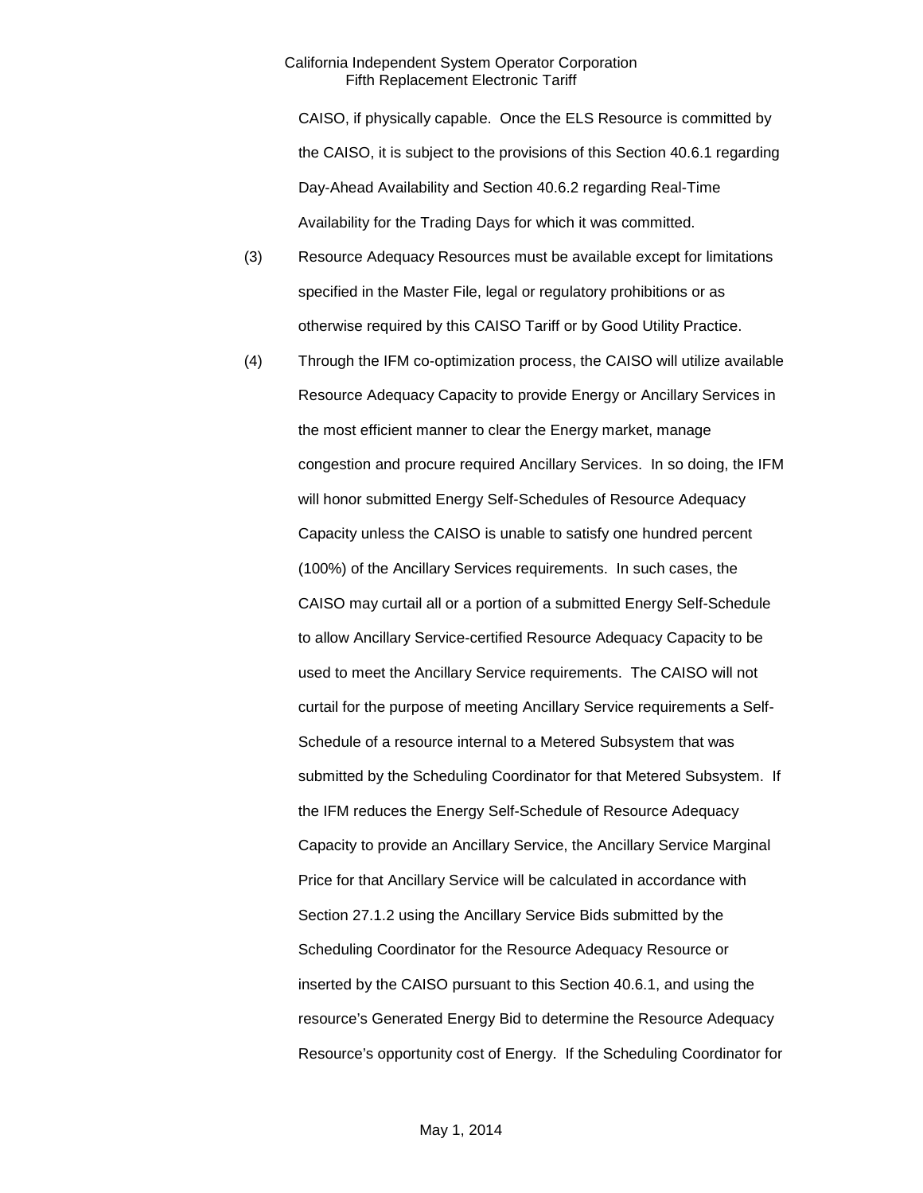CAISO, if physically capable. Once the ELS Resource is committed by the CAISO, it is subject to the provisions of this Section 40.6.1 regarding Day-Ahead Availability and Section 40.6.2 regarding Real-Time Availability for the Trading Days for which it was committed.

(3) Resource Adequacy Resources must be available except for limitations specified in the Master File, legal or regulatory prohibitions or as otherwise required by this CAISO Tariff or by Good Utility Practice.

(4) Through the IFM co-optimization process, the CAISO will utilize available Resource Adequacy Capacity to provide Energy or Ancillary Services in the most efficient manner to clear the Energy market, manage congestion and procure required Ancillary Services. In so doing, the IFM will honor submitted Energy Self-Schedules of Resource Adequacy Capacity unless the CAISO is unable to satisfy one hundred percent (100%) of the Ancillary Services requirements. In such cases, the CAISO may curtail all or a portion of a submitted Energy Self-Schedule to allow Ancillary Service-certified Resource Adequacy Capacity to be used to meet the Ancillary Service requirements. The CAISO will not curtail for the purpose of meeting Ancillary Service requirements a Self-Schedule of a resource internal to a Metered Subsystem that was submitted by the Scheduling Coordinator for that Metered Subsystem. If the IFM reduces the Energy Self-Schedule of Resource Adequacy Capacity to provide an Ancillary Service, the Ancillary Service Marginal Price for that Ancillary Service will be calculated in accordance with Section 27.1.2 using the Ancillary Service Bids submitted by the Scheduling Coordinator for the Resource Adequacy Resource or inserted by the CAISO pursuant to this Section 40.6.1, and using the resource's Generated Energy Bid to determine the Resource Adequacy Resource's opportunity cost of Energy. If the Scheduling Coordinator for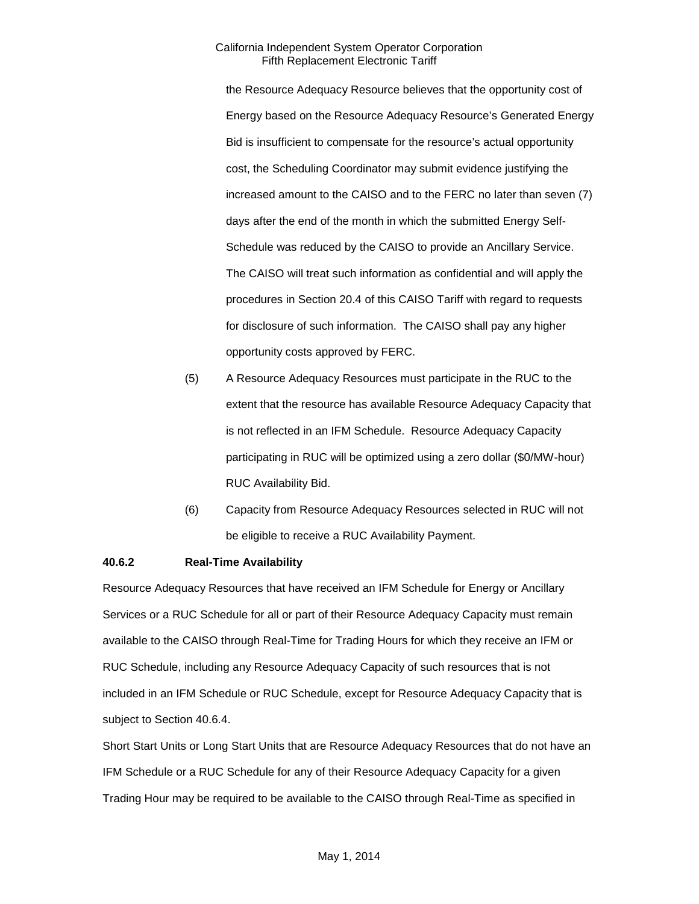the Resource Adequacy Resource believes that the opportunity cost of Energy based on the Resource Adequacy Resource's Generated Energy Bid is insufficient to compensate for the resource's actual opportunity cost, the Scheduling Coordinator may submit evidence justifying the increased amount to the CAISO and to the FERC no later than seven (7) days after the end of the month in which the submitted Energy Self-Schedule was reduced by the CAISO to provide an Ancillary Service. The CAISO will treat such information as confidential and will apply the procedures in Section 20.4 of this CAISO Tariff with regard to requests for disclosure of such information. The CAISO shall pay any higher opportunity costs approved by FERC.

(5) A Resource Adequacy Resources must participate in the RUC to the extent that the resource has available Resource Adequacy Capacity that is not reflected in an IFM Schedule. Resource Adequacy Capacity participating in RUC will be optimized using a zero dollar ($0/MW-hour) RUC Availability Bid.

(6) Capacity from Resource Adequacy Resources selected in RUC will not be eligible to receive a RUC Availability Payment.

**40.6.2 Real-Time Availability**

Resource Adequacy Resources that have received an IFM Schedule for Energy or Ancillary Services or a RUC Schedule for all or part of their Resource Adequacy Capacity must remain available to the CAISO through Real-Time for Trading Hours for which they receive an IFM or RUC Schedule, including any Resource Adequacy Capacity of such resources that is not included in an IFM Schedule or RUC Schedule, except for Resource Adequacy Capacity that is subject to Section 40.6.4.

Short Start Units or Long Start Units that are Resource Adequacy Resources that do not have an IFM Schedule or a RUC Schedule for any of their Resource Adequacy Capacity for a given Trading Hour may be required to be available to the CAISO through Real-Time as specified in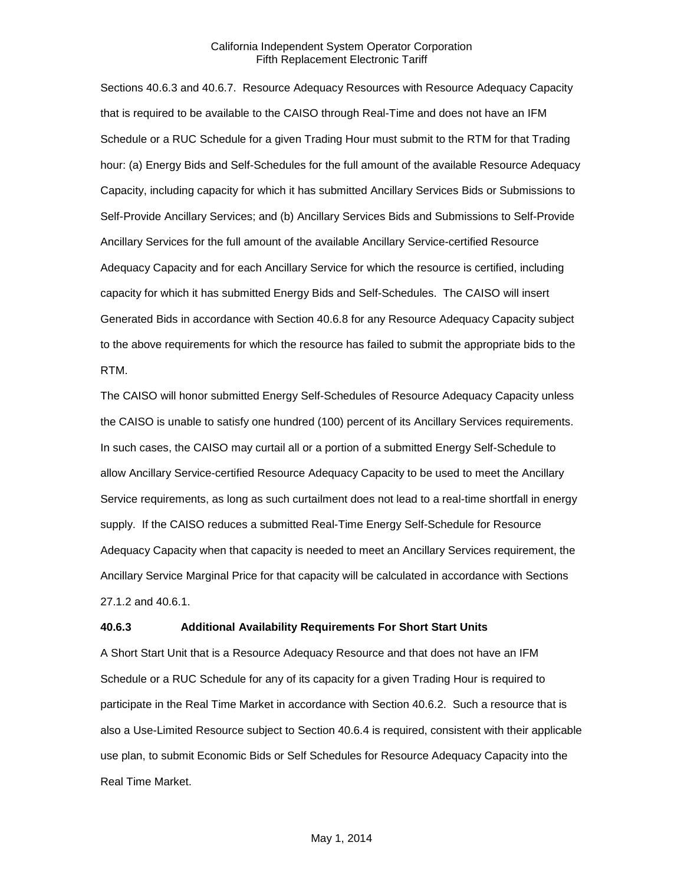Sections 40.6.3 and 40.6.7. Resource Adequacy Resources with Resource Adequacy Capacity that is required to be available to the CAISO through Real-Time and does not have an IFM Schedule or a RUC Schedule for a given Trading Hour must submit to the RTM for that Trading hour: (a) Energy Bids and Self-Schedules for the full amount of the available Resource Adequacy Capacity, including capacity for which it has submitted Ancillary Services Bids or Submissions to Self-Provide Ancillary Services; and (b) Ancillary Services Bids and Submissions to Self-Provide Ancillary Services for the full amount of the available Ancillary Service-certified Resource Adequacy Capacity and for each Ancillary Service for which the resource is certified, including capacity for which it has submitted Energy Bids and Self-Schedules. The CAISO will insert Generated Bids in accordance with Section 40.6.8 for any Resource Adequacy Capacity subject to the above requirements for which the resource has failed to submit the appropriate bids to the RTM.

The CAISO will honor submitted Energy Self-Schedules of Resource Adequacy Capacity unless the CAISO is unable to satisfy one hundred (100) percent of its Ancillary Services requirements. In such cases, the CAISO may curtail all or a portion of a submitted Energy Self-Schedule to allow Ancillary Service-certified Resource Adequacy Capacity to be used to meet the Ancillary Service requirements, as long as such curtailment does not lead to a real-time shortfall in energy supply. If the CAISO reduces a submitted Real-Time Energy Self-Schedule for Resource Adequacy Capacity when that capacity is needed to meet an Ancillary Services requirement, the Ancillary Service Marginal Price for that capacity will be calculated in accordance with Sections 27.1.2 and 40.6.1.

**40.6.3 Additional Availability Requirements For Short Start Units**

A Short Start Unit that is a Resource Adequacy Resource and that does not have an IFM Schedule or a RUC Schedule for any of its capacity for a given Trading Hour is required to participate in the Real Time Market in accordance with Section 40.6.2. Such a resource that is also a Use-Limited Resource subject to Section 40.6.4 is required, consistent with their applicable use plan, to submit Economic Bids or Self Schedules for Resource Adequacy Capacity into the Real Time Market.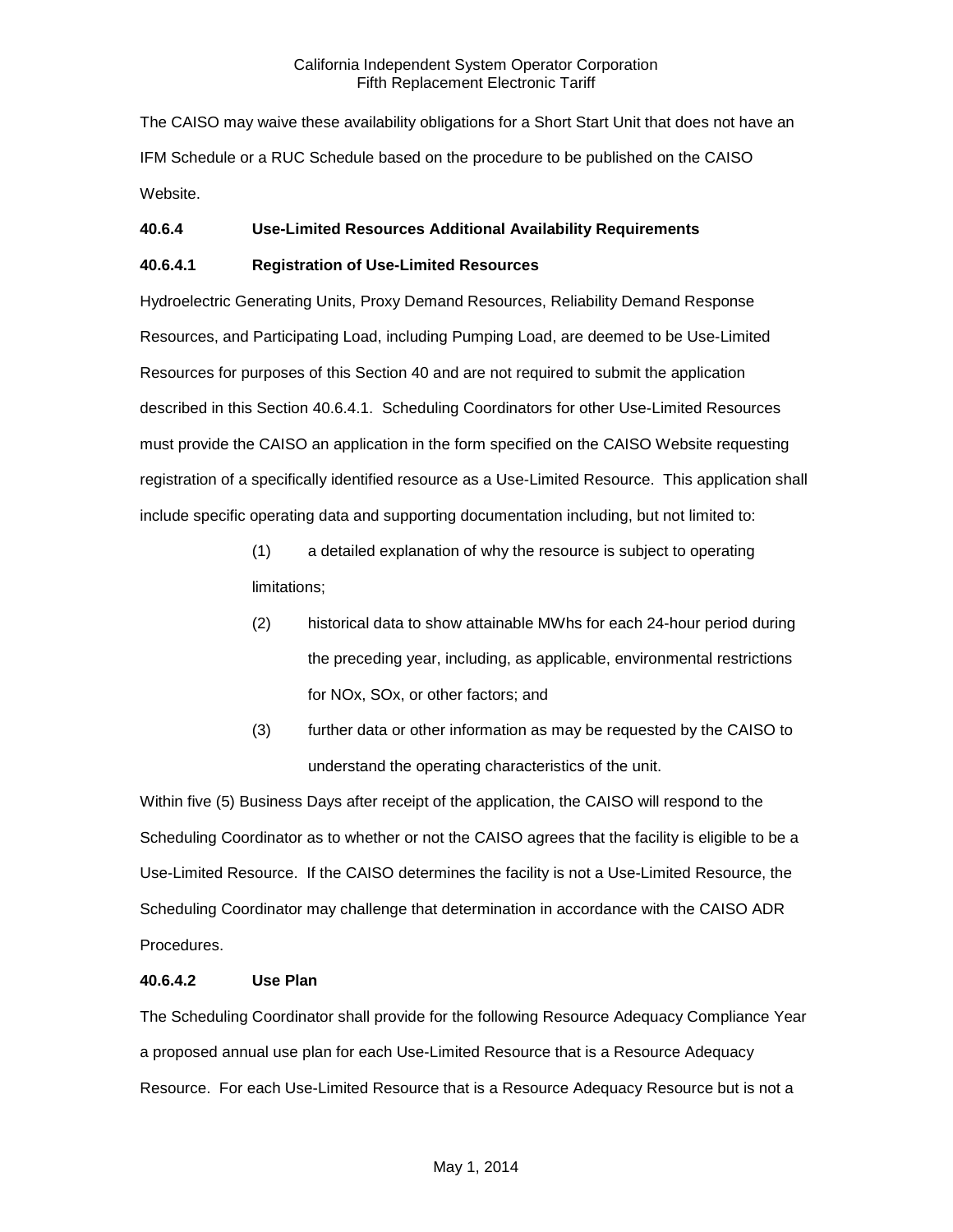The CAISO may waive these availability obligations for a Short Start Unit that does not have an IFM Schedule or a RUC Schedule based on the procedure to be published on the CAISO Website.

**40.6.4 Use-Limited Resources Additional Availability Requirements**

**40.6.4.1 Registration of Use-Limited Resources**

Hydroelectric Generating Units, Proxy Demand Resources, Reliability Demand Response Resources, and Participating Load, including Pumping Load, are deemed to be Use-Limited Resources for purposes of this Section 40 and are not required to submit the application described in this Section 40.6.4.1. Scheduling Coordinators for other Use-Limited Resources must provide the CAISO an application in the form specified on the CAISO Website requesting registration of a specifically identified resource as a Use-Limited Resource. This application shall include specific operating data and supporting documentation including, but not limited to:

(1) a detailed explanation of why the resource is subject to operating limitations;

(2) historical data to show attainable MWhs for each 24-hour period during the preceding year, including, as applicable, environmental restrictions for $NO_x$, $SO_x$, or other factors; and

(3) further data or other information as may be requested by the CAISO to understand the operating characteristics of the unit.

Within five (5) Business Days after receipt of the application, the CAISO will respond to the Scheduling Coordinator as to whether or not the CAISO agrees that the facility is eligible to be a Use-Limited Resource. If the CAISO determines the facility is not a Use-Limited Resource, the Scheduling Coordinator may challenge that determination in accordance with the CAISO ADR Procedures.

**40.6.4.2 Use Plan**

The Scheduling Coordinator shall provide for the following Resource Adequacy Compliance Year a proposed annual use plan for each Use-Limited Resource that is a Resource Adequacy Resource. For each Use-Limited Resource that is a Resource Adequacy Resource but is not a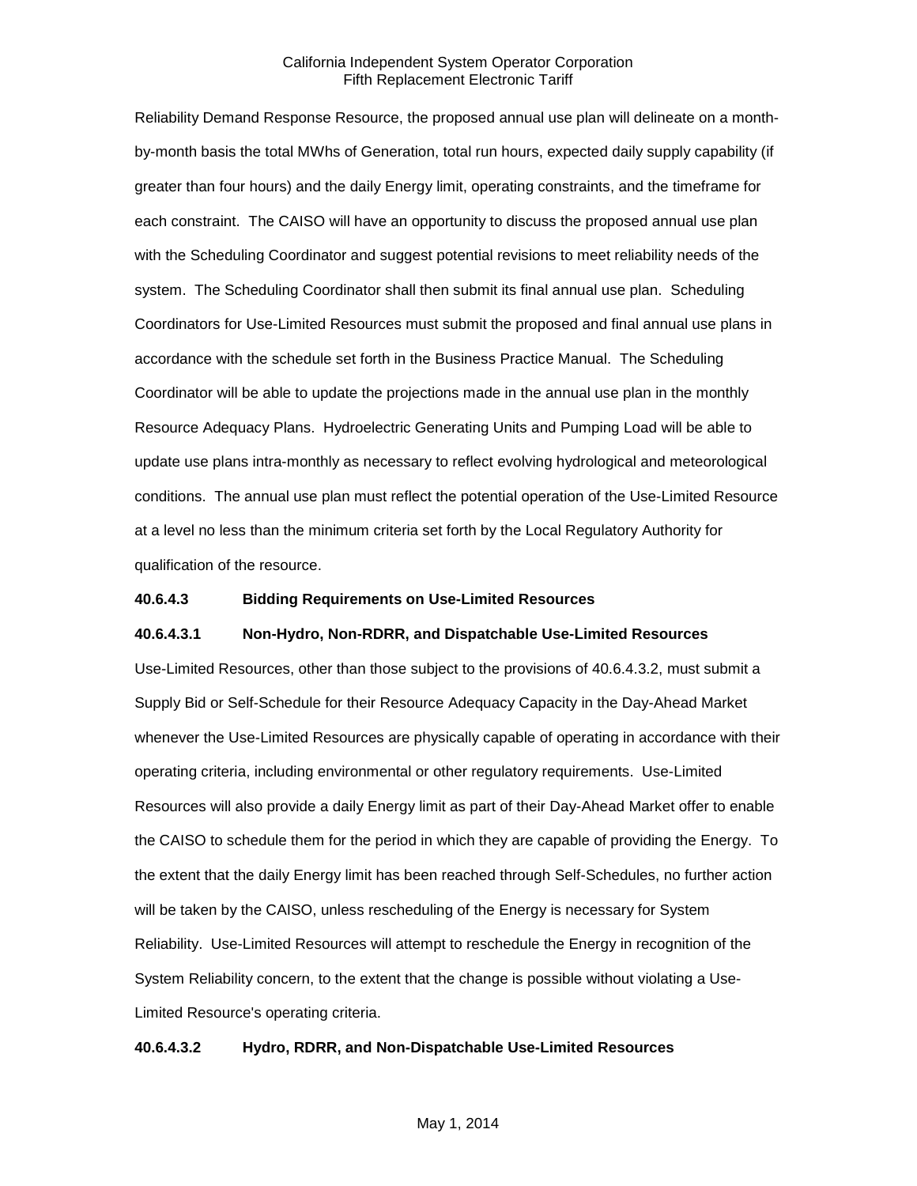Reliability Demand Response Resource, the proposed annual use plan will delineate on a month-by-month basis the total MWhs of Generation, total run hours, expected daily supply capability (if greater than four hours) and the daily Energy limit, operating constraints, and the timeframe for each constraint. The CAISO will have an opportunity to discuss the proposed annual use plan with the Scheduling Coordinator and suggest potential revisions to meet reliability needs of the system. The Scheduling Coordinator shall then submit its final annual use plan. Scheduling Coordinators for Use-Limited Resources must submit the proposed and final annual use plans in accordance with the schedule set forth in the Business Practice Manual. The Scheduling Coordinator will be able to update the projections made in the annual use plan in the monthly Resource Adequacy Plans. Hydroelectric Generating Units and Pumping Load will be able to update use plans intra-monthly as necessary to reflect evolving hydrological and meteorological conditions. The annual use plan must reflect the potential operation of the Use-Limited Resource at a level no less than the minimum criteria set forth by the Local Regulatory Authority for qualification of the resource.

**40.6.4.3 Bidding Requirements on Use-Limited Resources**

**40.6.4.3.1 Non-Hydro, Non-RDRR, and Dispatchable Use-Limited Resources**

Use-Limited Resources, other than those subject to the provisions of 40.6.4.3.2, must submit a Supply Bid or Self-Schedule for their Resource Adequacy Capacity in the Day-Ahead Market whenever the Use-Limited Resources are physically capable of operating in accordance with their operating criteria, including environmental or other regulatory requirements. Use-Limited Resources will also provide a daily Energy limit as part of their Day-Ahead Market offer to enable the CAISO to schedule them for the period in which they are capable of providing the Energy. To the extent that the daily Energy limit has been reached through Self-Schedules, no further action will be taken by the CAISO, unless rescheduling of the Energy is necessary for System Reliability. Use-Limited Resources will attempt to reschedule the Energy in recognition of the System Reliability concern, to the extent that the change is possible without violating a Use-Limited Resource's operating criteria.

**40.6.4.3.2 Hydro, RDRR, and Non-Dispatchable Use-Limited Resources**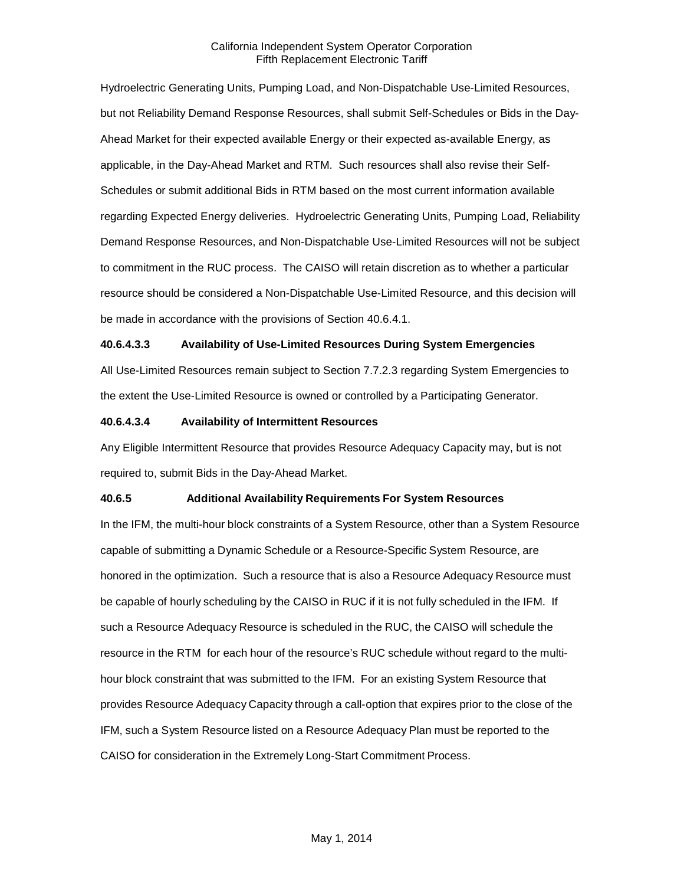Hydroelectric Generating Units, Pumping Load, and Non-Dispatchable Use-Limited Resources, but not Reliability Demand Response Resources, shall submit Self-Schedules or Bids in the Day-Ahead Market for their expected available Energy or their expected as-available Energy, as applicable, in the Day-Ahead Market and RTM. Such resources shall also revise their Self-Schedules or submit additional Bids in RTM based on the most current information available regarding Expected Energy deliveries. Hydroelectric Generating Units, Pumping Load, Reliability Demand Response Resources, and Non-Dispatchable Use-Limited Resources will not be subject to commitment in the RUC process. The CAISO will retain discretion as to whether a particular resource should be considered a Non-Dispatchable Use-Limited Resource, and this decision will be made in accordance with the provisions of Section 40.6.4.1.

**40.6.4.3.3 Availability of Use-Limited Resources During System Emergencies**

All Use-Limited Resources remain subject to Section 7.7.2.3 regarding System Emergencies to the extent the Use-Limited Resource is owned or controlled by a Participating Generator.

**40.6.4.3.4 Availability of Intermittent Resources**

Any Eligible Intermittent Resource that provides Resource Adequacy Capacity may, but is not required to, submit Bids in the Day-Ahead Market.

**40.6.5 Additional Availability Requirements For System Resources**

In the IFM, the multi-hour block constraints of a System Resource, other than a System Resource capable of submitting a Dynamic Schedule or a Resource-Specific System Resource, are honored in the optimization. Such a resource that is also a Resource Adequacy Resource must be capable of hourly scheduling by the CAISO in RUC if it is not fully scheduled in the IFM. If such a Resource Adequacy Resource is scheduled in the RUC, the CAISO will schedule the resource in the RTM for each hour of the resource's RUC schedule without regard to the multi-hour block constraint that was submitted to the IFM. For an existing System Resource that provides Resource Adequacy Capacity through a call-option that expires prior to the close of the IFM, such a System Resource listed on a Resource Adequacy Plan must be reported to the CAISO for consideration in the Extremely Long-Start Commitment Process.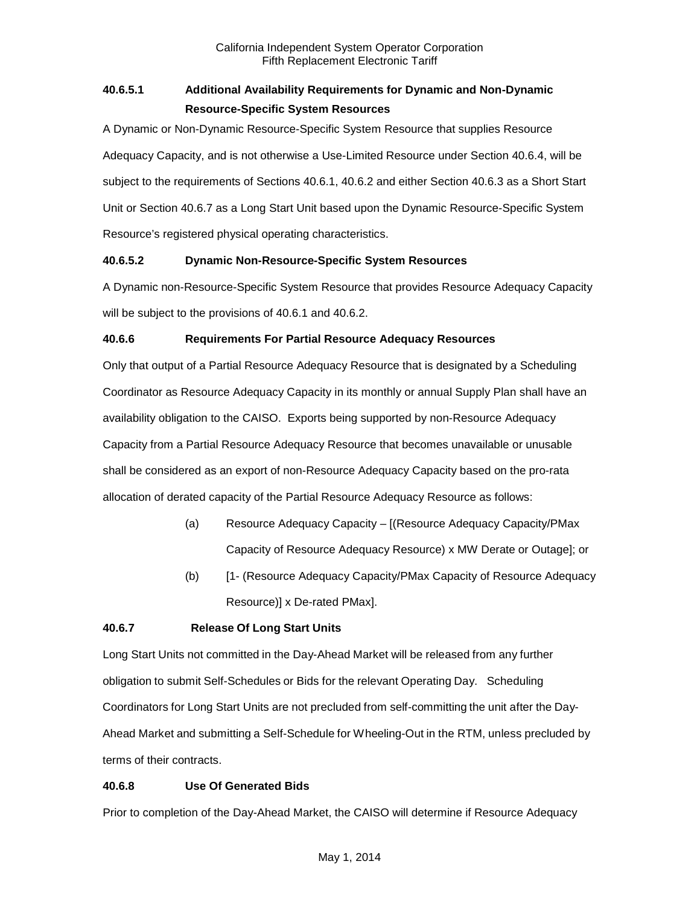#### 40.6.5.1 Additional Availability Requirements for Dynamic and Non-Dynamic Resource-Specific System Resources

A Dynamic or Non-Dynamic Resource-Specific System Resource that supplies Resource Adequacy Capacity, and is not otherwise a Use-Limited Resource under Section 40.6.4, will be subject to the requirements of Sections 40.6.1, 40.6.2 and either Section 40.6.3 as a Short Start Unit or Section 40.6.7 as a Long Start Unit based upon the Dynamic Resource-Specific System Resource's registered physical operating characteristics.

#### 40.6.5.2 Dynamic Non-Resource-Specific System Resources

A Dynamic non-Resource-Specific System Resource that provides Resource Adequacy Capacity will be subject to the provisions of 40.6.1 and 40.6.2.

### 40.6.6 Requirements For Partial Resource Adequacy Resources

Only that output of a Partial Resource Adequacy Resource that is designated by a Scheduling Coordinator as Resource Adequacy Capacity in its monthly or annual Supply Plan shall have an availability obligation to the CAISO. Exports being supported by non-Resource Adequacy Capacity from a Partial Resource Adequacy Resource that becomes unavailable or unusable shall be considered as an export of non-Resource Adequacy Capacity based on the pro-rata allocation of derated capacity of the Partial Resource Adequacy Resource as follows:

(a) Resource Adequacy Capacity – [(Resource Adequacy Capacity/PMax Capacity of Resource Adequacy Resource) x MW Derate or Outage]; or

(b) [1- (Resource Adequacy Capacity/PMax Capacity of Resource Adequacy Resource)] x De-rated PMax].

### 40.6.7 Release Of Long Start Units

Long Start Units not committed in the Day-Ahead Market will be released from any further obligation to submit Self-Schedules or Bids for the relevant Operating Day. Scheduling Coordinators for Long Start Units are not precluded from self-committing the unit after the Day-Ahead Market and submitting a Self-Schedule for Wheeling-Out in the RTM, unless precluded by terms of their contracts.

### 40.6.8 Use Of Generated Bids

Prior to completion of the Day-Ahead Market, the CAISO will determine if Resource Adequacy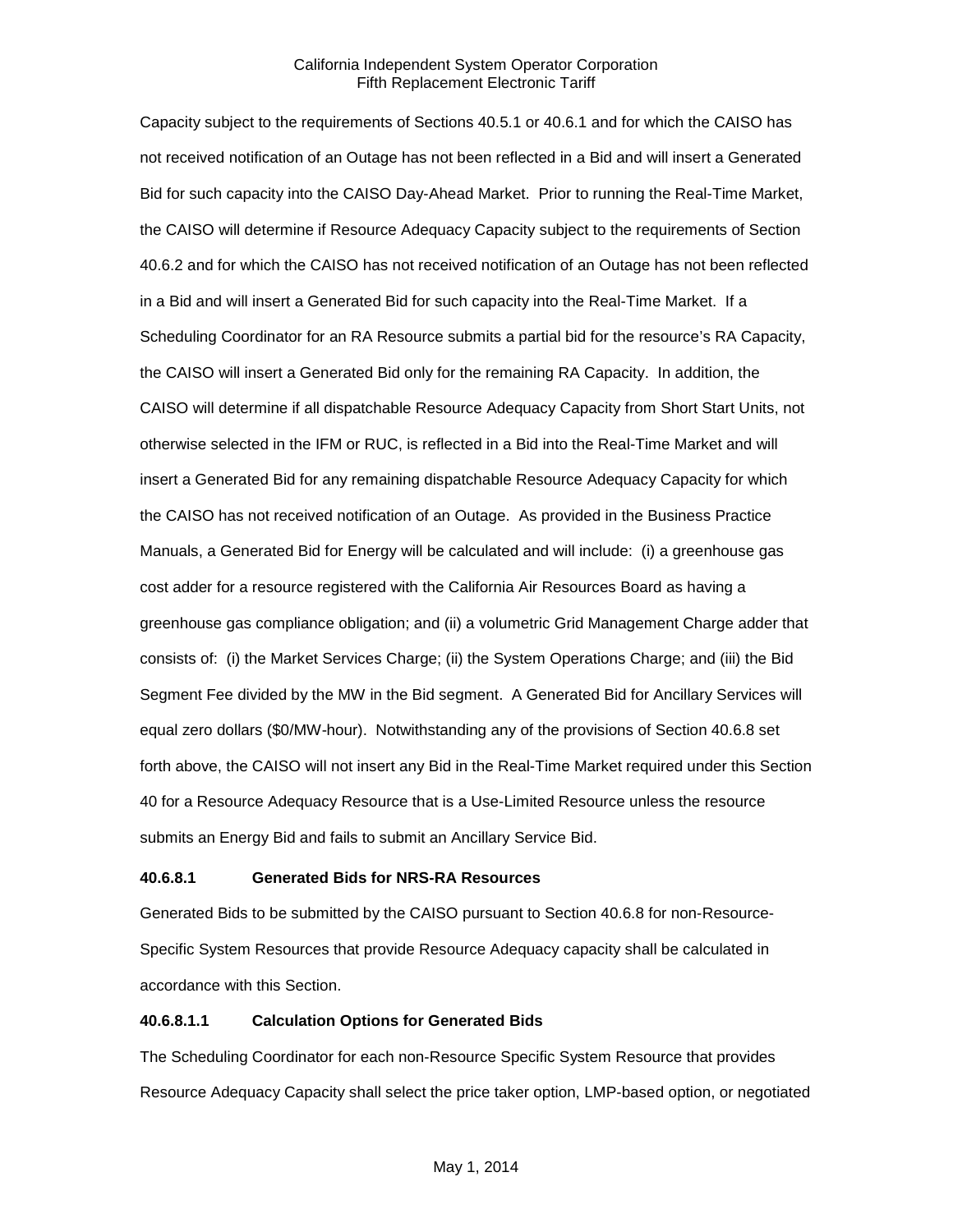Capacity subject to the requirements of Sections 40.5.1 or 40.6.1 and for which the CAISO has not received notification of an Outage has not been reflected in a Bid and will insert a Generated Bid for such capacity into the CAISO Day-Ahead Market. Prior to running the Real-Time Market, the CAISO will determine if Resource Adequacy Capacity subject to the requirements of Section 40.6.2 and for which the CAISO has not received notification of an Outage has not been reflected in a Bid and will insert a Generated Bid for such capacity into the Real-Time Market. If a Scheduling Coordinator for an RA Resource submits a partial bid for the resource's RA Capacity, the CAISO will insert a Generated Bid only for the remaining RA Capacity. In addition, the CAISO will determine if all dispatchable Resource Adequacy Capacity from Short Start Units, not otherwise selected in the IFM or RUC, is reflected in a Bid into the Real-Time Market and will insert a Generated Bid for any remaining dispatchable Resource Adequacy Capacity for which the CAISO has not received notification of an Outage. As provided in the Business Practice Manuals, a Generated Bid for Energy will be calculated and will include: (i) a greenhouse gas cost adder for a resource registered with the California Air Resources Board as having a greenhouse gas compliance obligation; and (ii) a volumetric Grid Management Charge adder that consists of: (i) the Market Services Charge; (ii) the System Operations Charge; and (iii) the Bid Segment Fee divided by the MW in the Bid segment. A Generated Bid for Ancillary Services will equal zero dollars ($0/MW-hour). Notwithstanding any of the provisions of Section 40.6.8 set forth above, the CAISO will not insert any Bid in the Real-Time Market required under this Section 40 for a Resource Adequacy Resource that is a Use-Limited Resource unless the resource submits an Energy Bid and fails to submit an Ancillary Service Bid.

#### 40.6.8.1 Generated Bids for NRS-RA Resources

Generated Bids to be submitted by the CAISO pursuant to Section 40.6.8 for non-Resource-Specific System Resources that provide Resource Adequacy capacity shall be calculated in accordance with this Section.

#### 40.6.8.1.1 Calculation Options for Generated Bids

The Scheduling Coordinator for each non-Resource Specific System Resource that provides Resource Adequacy Capacity shall select the price taker option, LMP-based option, or negotiated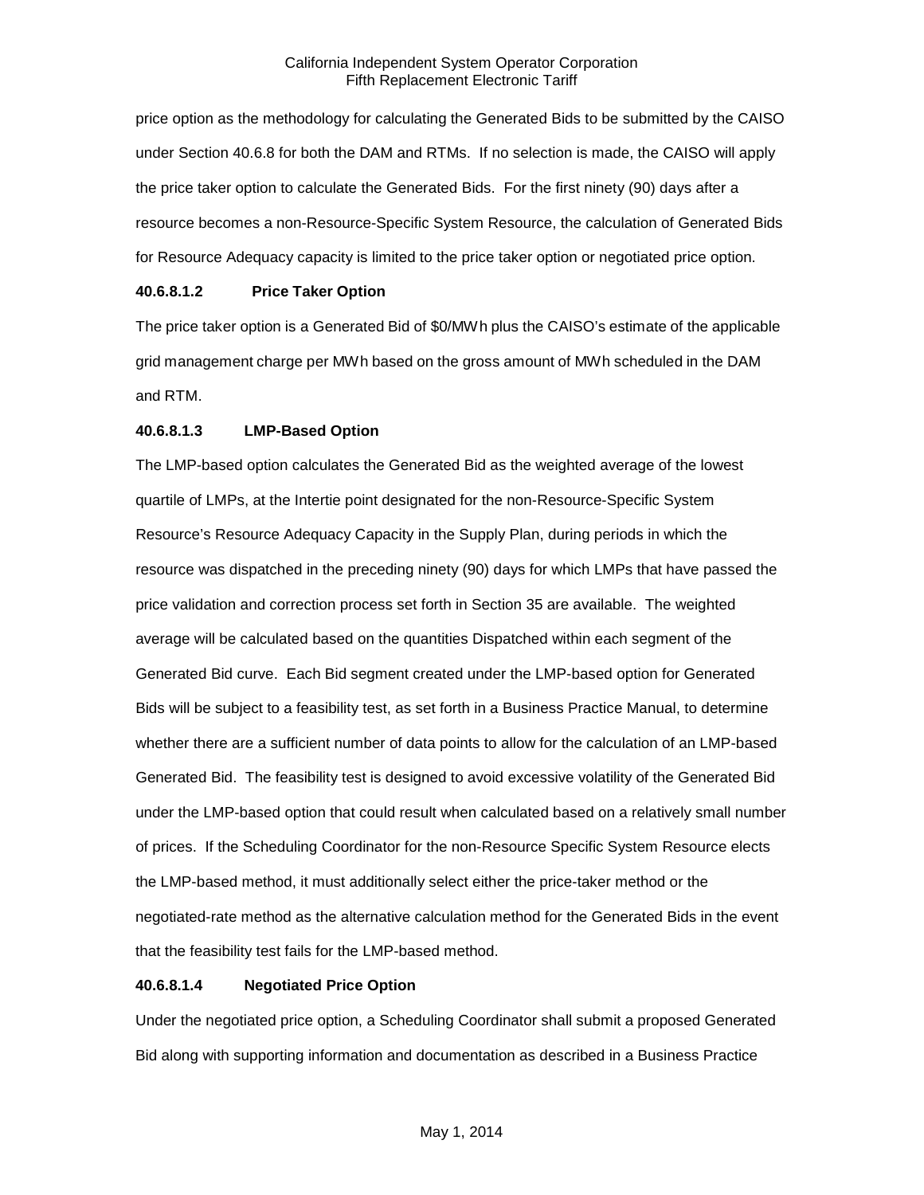price option as the methodology for calculating the Generated Bids to be submitted by the CAISO under Section 40.6.8 for both the DAM and RTMs. If no selection is made, the CAISO will apply the price taker option to calculate the Generated Bids. For the first ninety (90) days after a resource becomes a non-Resource-Specific System Resource, the calculation of Generated Bids for Resource Adequacy capacity is limited to the price taker option or negotiated price option.

**40.6.8.1.2 Price Taker Option**

The price taker option is a Generated Bid of $0/MWh plus the CAISO's estimate of the applicable grid management charge per MWh based on the gross amount of MWh scheduled in the DAM and RTM.

**40.6.8.1.3 LMP-Based Option**

The LMP-based option calculates the Generated Bid as the weighted average of the lowest quartile of LMPs, at the Intertie point designated for the non-Resource-Specific System Resource's Resource Adequacy Capacity in the Supply Plan, during periods in which the resource was dispatched in the preceding ninety (90) days for which LMPs that have passed the price validation and correction process set forth in Section 35 are available. The weighted average will be calculated based on the quantities Dispatched within each segment of the Generated Bid curve. Each Bid segment created under the LMP-based option for Generated Bids will be subject to a feasibility test, as set forth in a Business Practice Manual, to determine whether there are a sufficient number of data points to allow for the calculation of an LMP-based Generated Bid. The feasibility test is designed to avoid excessive volatility of the Generated Bid under the LMP-based option that could result when calculated based on a relatively small number of prices. If the Scheduling Coordinator for the non-Resource Specific System Resource elects the LMP-based method, it must additionally select either the price-taker method or the negotiated-rate method as the alternative calculation method for the Generated Bids in the event that the feasibility test fails for the LMP-based method.

**40.6.8.1.4 Negotiated Price Option**

Under the negotiated price option, a Scheduling Coordinator shall submit a proposed Generated Bid along with supporting information and documentation as described in a Business Practice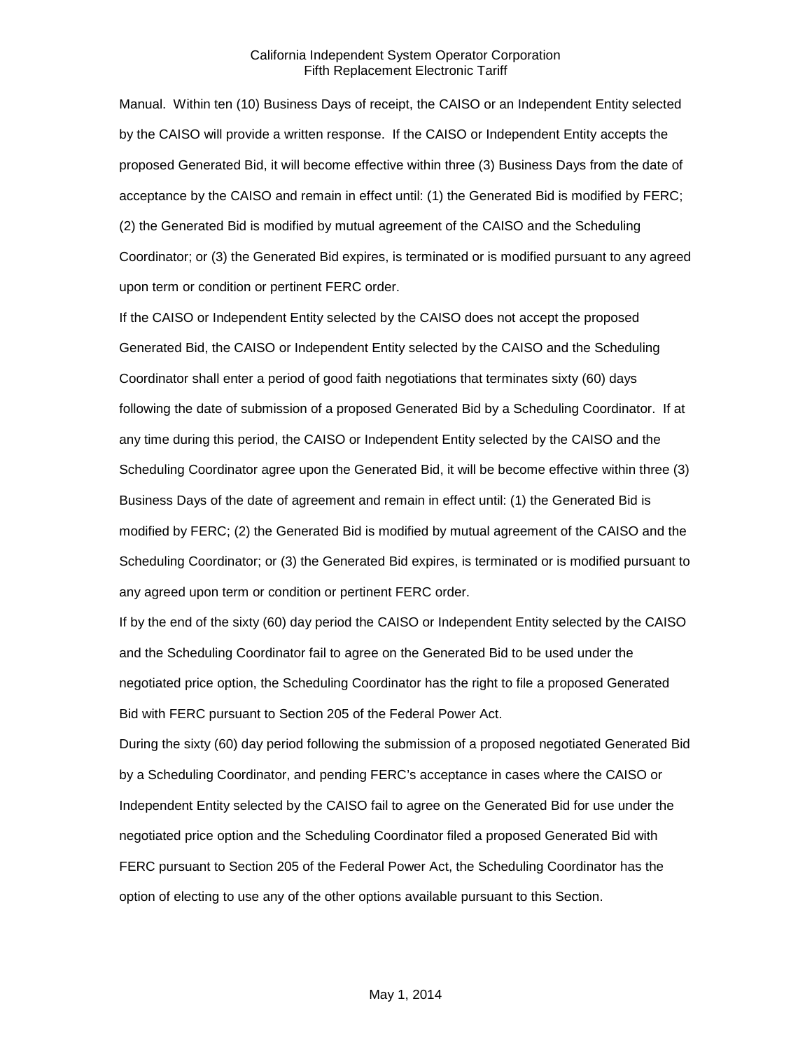Manual. Within ten (10) Business Days of receipt, the CAISO or an Independent Entity selected by the CAISO will provide a written response. If the CAISO or Independent Entity accepts the proposed Generated Bid, it will become effective within three (3) Business Days from the date of acceptance by the CAISO and remain in effect until: (1) the Generated Bid is modified by FERC; (2) the Generated Bid is modified by mutual agreement of the CAISO and the Scheduling Coordinator; or (3) the Generated Bid expires, is terminated or is modified pursuant to any agreed upon term or condition or pertinent FERC order.

If the CAISO or Independent Entity selected by the CAISO does not accept the proposed Generated Bid, the CAISO or Independent Entity selected by the CAISO and the Scheduling Coordinator shall enter a period of good faith negotiations that terminates sixty (60) days following the date of submission of a proposed Generated Bid by a Scheduling Coordinator. If at any time during this period, the CAISO or Independent Entity selected by the CAISO and the Scheduling Coordinator agree upon the Generated Bid, it will be become effective within three (3) Business Days of the date of agreement and remain in effect until: (1) the Generated Bid is modified by FERC; (2) the Generated Bid is modified by mutual agreement of the CAISO and the Scheduling Coordinator; or (3) the Generated Bid expires, is terminated or is modified pursuant to any agreed upon term or condition or pertinent FERC order.

If by the end of the sixty (60) day period the CAISO or Independent Entity selected by the CAISO and the Scheduling Coordinator fail to agree on the Generated Bid to be used under the negotiated price option, the Scheduling Coordinator has the right to file a proposed Generated Bid with FERC pursuant to Section 205 of the Federal Power Act.

During the sixty (60) day period following the submission of a proposed negotiated Generated Bid by a Scheduling Coordinator, and pending FERC's acceptance in cases where the CAISO or Independent Entity selected by the CAISO fail to agree on the Generated Bid for use under the negotiated price option and the Scheduling Coordinator filed a proposed Generated Bid with FERC pursuant to Section 205 of the Federal Power Act, the Scheduling Coordinator has the option of electing to use any of the other options available pursuant to this Section.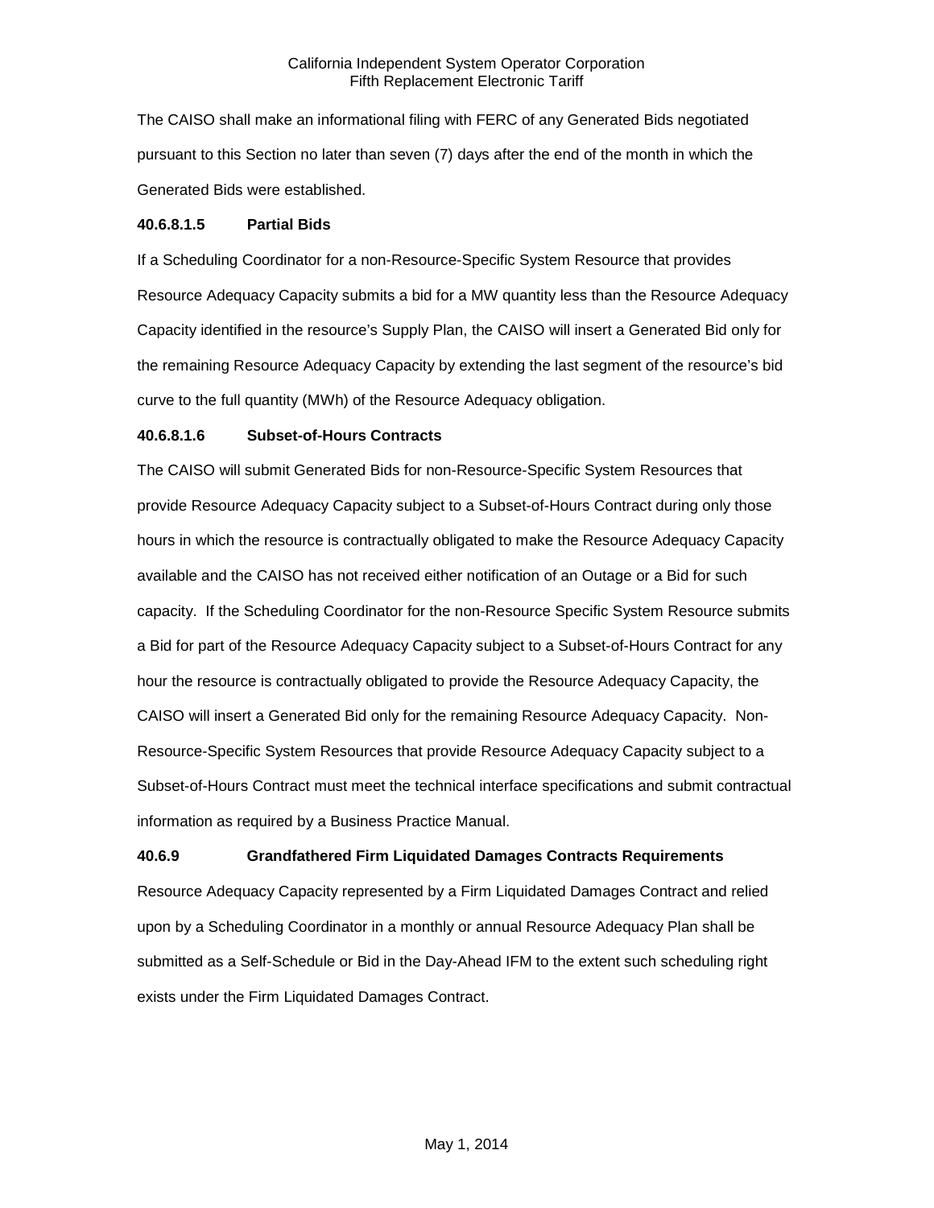The CAISO shall make an informational filing with FERC of any Generated Bids negotiated pursuant to this Section no later than seven (7) days after the end of the month in which the Generated Bids were established.

#### 40.6.8.1.5 Partial Bids

If a Scheduling Coordinator for a non-Resource-Specific System Resource that provides Resource Adequacy Capacity submits a bid for a MW quantity less than the Resource Adequacy Capacity identified in the resource's Supply Plan, the CAISO will insert a Generated Bid only for the remaining Resource Adequacy Capacity by extending the last segment of the resource's bid curve to the full quantity (MWh) of the Resource Adequacy obligation.

#### 40.6.8.1.6 Subset-of-Hours Contracts

The CAISO will submit Generated Bids for non-Resource-Specific System Resources that provide Resource Adequacy Capacity subject to a Subset-of-Hours Contract during only those hours in which the resource is contractually obligated to make the Resource Adequacy Capacity available and the CAISO has not received either notification of an Outage or a Bid for such capacity. If the Scheduling Coordinator for the non-Resource Specific System Resource submits a Bid for part of the Resource Adequacy Capacity subject to a Subset-of-Hours Contract for any hour the resource is contractually obligated to provide the Resource Adequacy Capacity, the CAISO will insert a Generated Bid only for the remaining Resource Adequacy Capacity. Non-Resource-Specific System Resources that provide Resource Adequacy Capacity subject to a Subset-of-Hours Contract must meet the technical interface specifications and submit contractual information as required by a Business Practice Manual.

### 40.6.9 Grandfathered Firm Liquidated Damages Contracts Requirements

Resource Adequacy Capacity represented by a Firm Liquidated Damages Contract and relied upon by a Scheduling Coordinator in a monthly or annual Resource Adequacy Plan shall be submitted as a Self-Schedule or Bid in the Day-Ahead IFM to the extent such scheduling right exists under the Firm Liquidated Damages Contract.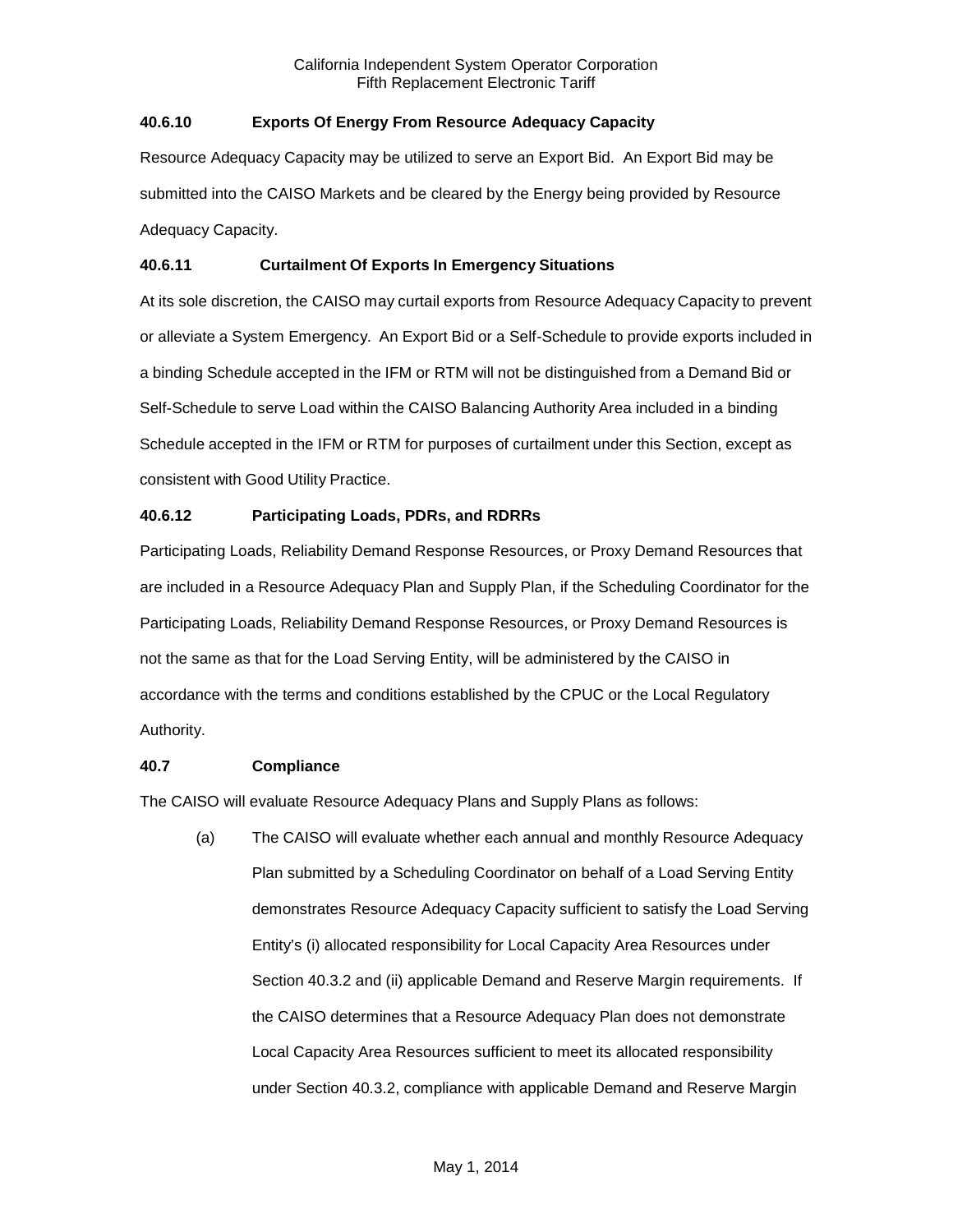### 40.6.10 Exports Of Energy From Resource Adequacy Capacity

Resource Adequacy Capacity may be utilized to serve an Export Bid. An Export Bid may be submitted into the CAISO Markets and be cleared by the Energy being provided by Resource Adequacy Capacity.

### 40.6.11 Curtailment Of Exports In Emergency Situations

At its sole discretion, the CAISO may curtail exports from Resource Adequacy Capacity to prevent or alleviate a System Emergency. An Export Bid or a Self-Schedule to provide exports included in a binding Schedule accepted in the IFM or RTM will not be distinguished from a Demand Bid or Self-Schedule to serve Load within the CAISO Balancing Authority Area included in a binding Schedule accepted in the IFM or RTM for purposes of curtailment under this Section, except as consistent with Good Utility Practice.

### 40.6.12 Participating Loads, PDRs, and RDRRs

Participating Loads, Reliability Demand Response Resources, or Proxy Demand Resources that are included in a Resource Adequacy Plan and Supply Plan, if the Scheduling Coordinator for the Participating Loads, Reliability Demand Response Resources, or Proxy Demand Resources is not the same as that for the Load Serving Entity, will be administered by the CAISO in accordance with the terms and conditions established by the CPUC or the Local Regulatory Authority.

## 40.7 Compliance

The CAISO will evaluate Resource Adequacy Plans and Supply Plans as follows:

(a) The CAISO will evaluate whether each annual and monthly Resource Adequacy Plan submitted by a Scheduling Coordinator on behalf of a Load Serving Entity demonstrates Resource Adequacy Capacity sufficient to satisfy the Load Serving Entity's (i) allocated responsibility for Local Capacity Area Resources under Section 40.3.2 and (ii) applicable Demand and Reserve Margin requirements. If the CAISO determines that a Resource Adequacy Plan does not demonstrate Local Capacity Area Resources sufficient to meet its allocated responsibility under Section 40.3.2, compliance with applicable Demand and Reserve Margin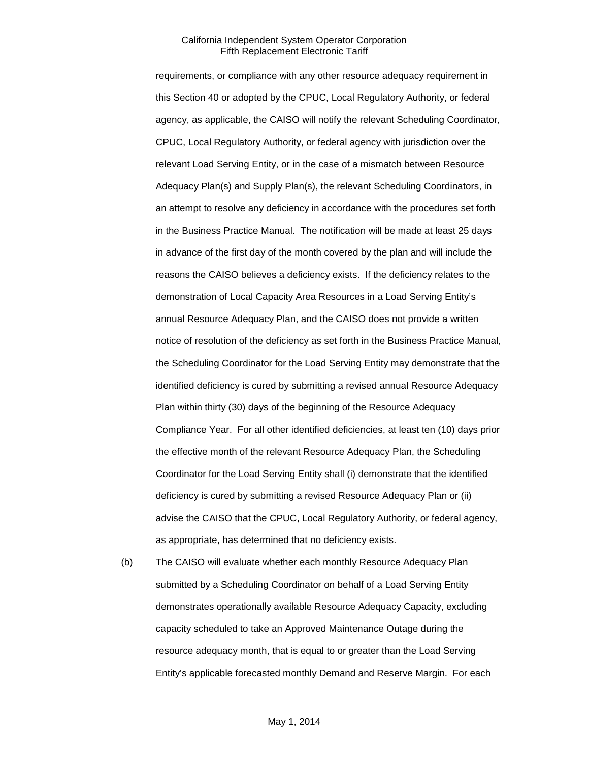requirements, or compliance with any other resource adequacy requirement in this Section 40 or adopted by the CPUC, Local Regulatory Authority, or federal agency, as applicable, the CAISO will notify the relevant Scheduling Coordinator, CPUC, Local Regulatory Authority, or federal agency with jurisdiction over the relevant Load Serving Entity, or in the case of a mismatch between Resource Adequacy Plan(s) and Supply Plan(s), the relevant Scheduling Coordinators, in an attempt to resolve any deficiency in accordance with the procedures set forth in the Business Practice Manual. The notification will be made at least 25 days in advance of the first day of the month covered by the plan and will include the reasons the CAISO believes a deficiency exists. If the deficiency relates to the demonstration of Local Capacity Area Resources in a Load Serving Entity's annual Resource Adequacy Plan, and the CAISO does not provide a written notice of resolution of the deficiency as set forth in the Business Practice Manual, the Scheduling Coordinator for the Load Serving Entity may demonstrate that the identified deficiency is cured by submitting a revised annual Resource Adequacy Plan within thirty (30) days of the beginning of the Resource Adequacy Compliance Year. For all other identified deficiencies, at least ten (10) days prior the effective month of the relevant Resource Adequacy Plan, the Scheduling Coordinator for the Load Serving Entity shall (i) demonstrate that the identified deficiency is cured by submitting a revised Resource Adequacy Plan or (ii) advise the CAISO that the CPUC, Local Regulatory Authority, or federal agency, as appropriate, has determined that no deficiency exists.

(b) The CAISO will evaluate whether each monthly Resource Adequacy Plan submitted by a Scheduling Coordinator on behalf of a Load Serving Entity demonstrates operationally available Resource Adequacy Capacity, excluding capacity scheduled to take an Approved Maintenance Outage during the resource adequacy month, that is equal to or greater than the Load Serving Entity's applicable forecasted monthly Demand and Reserve Margin. For each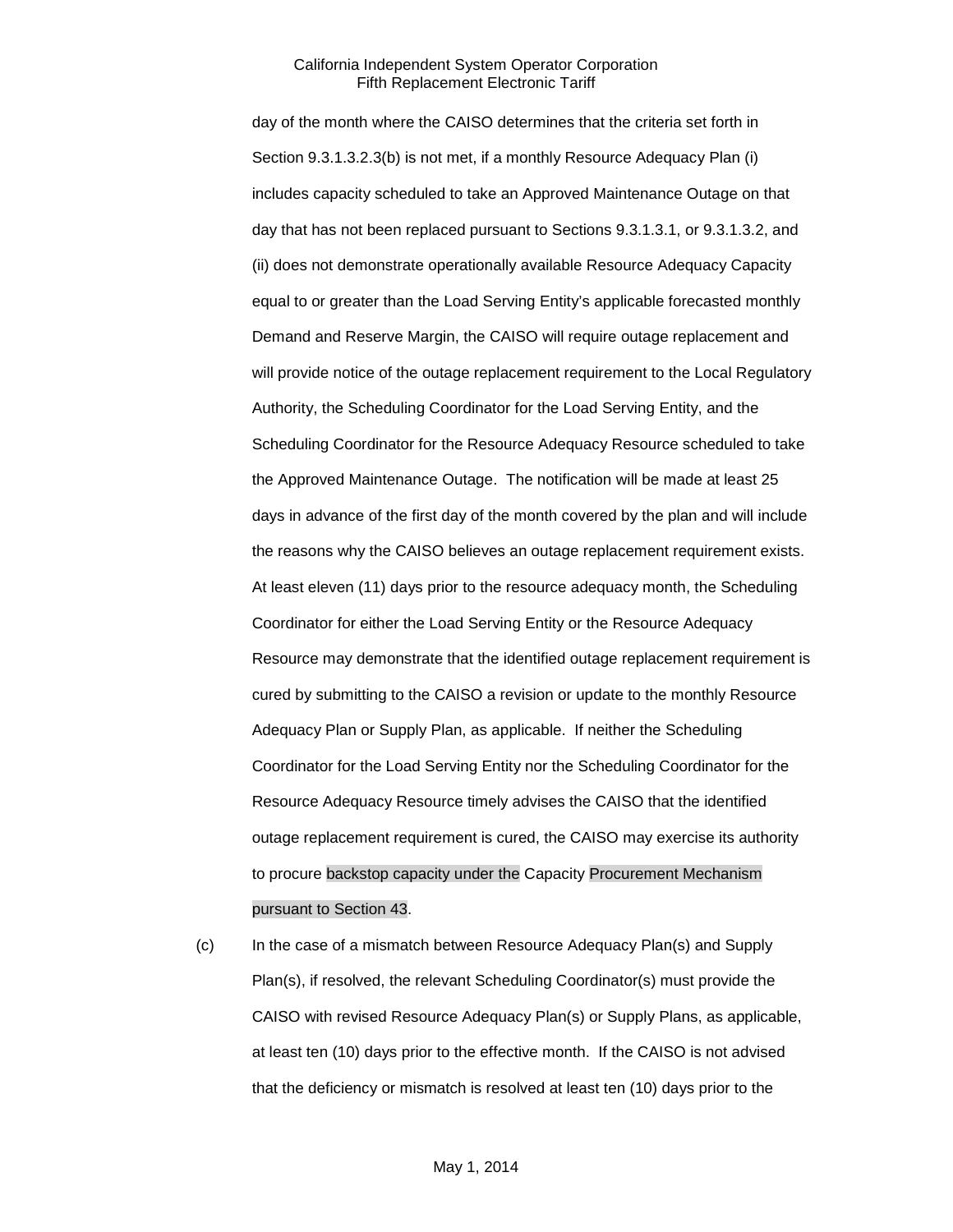day of the month where the CAISO determines that the criteria set forth in Section 9.3.1.3.2.3(b) is not met, if a monthly Resource Adequacy Plan (i) includes capacity scheduled to take an Approved Maintenance Outage on that day that has not been replaced pursuant to Sections 9.3.1.3.1, or 9.3.1.3.2, and (ii) does not demonstrate operationally available Resource Adequacy Capacity equal to or greater than the Load Serving Entity's applicable forecasted monthly Demand and Reserve Margin, the CAISO will require outage replacement and will provide notice of the outage replacement requirement to the Local Regulatory Authority, the Scheduling Coordinator for the Load Serving Entity, and the Scheduling Coordinator for the Resource Adequacy Resource scheduled to take the Approved Maintenance Outage. The notification will be made at least 25 days in advance of the first day of the month covered by the plan and will include the reasons why the CAISO believes an outage replacement requirement exists. At least eleven (11) days prior to the resource adequacy month, the Scheduling Coordinator for either the Load Serving Entity or the Resource Adequacy Resource may demonstrate that the identified outage replacement requirement is cured by submitting to the CAISO a revision or update to the monthly Resource Adequacy Plan or Supply Plan, as applicable. If neither the Scheduling Coordinator for the Load Serving Entity nor the Scheduling Coordinator for the Resource Adequacy Resource timely advises the CAISO that the identified outage replacement requirement is cured, the CAISO may exercise its authority to procure backstop capacity under the Capacity Procurement Mechanism pursuant to Section 43.

(c) In the case of a mismatch between Resource Adequacy Plan(s) and Supply Plan(s), if resolved, the relevant Scheduling Coordinator(s) must provide the CAISO with revised Resource Adequacy Plan(s) or Supply Plans, as applicable, at least ten (10) days prior to the effective month. If the CAISO is not advised that the deficiency or mismatch is resolved at least ten (10) days prior to the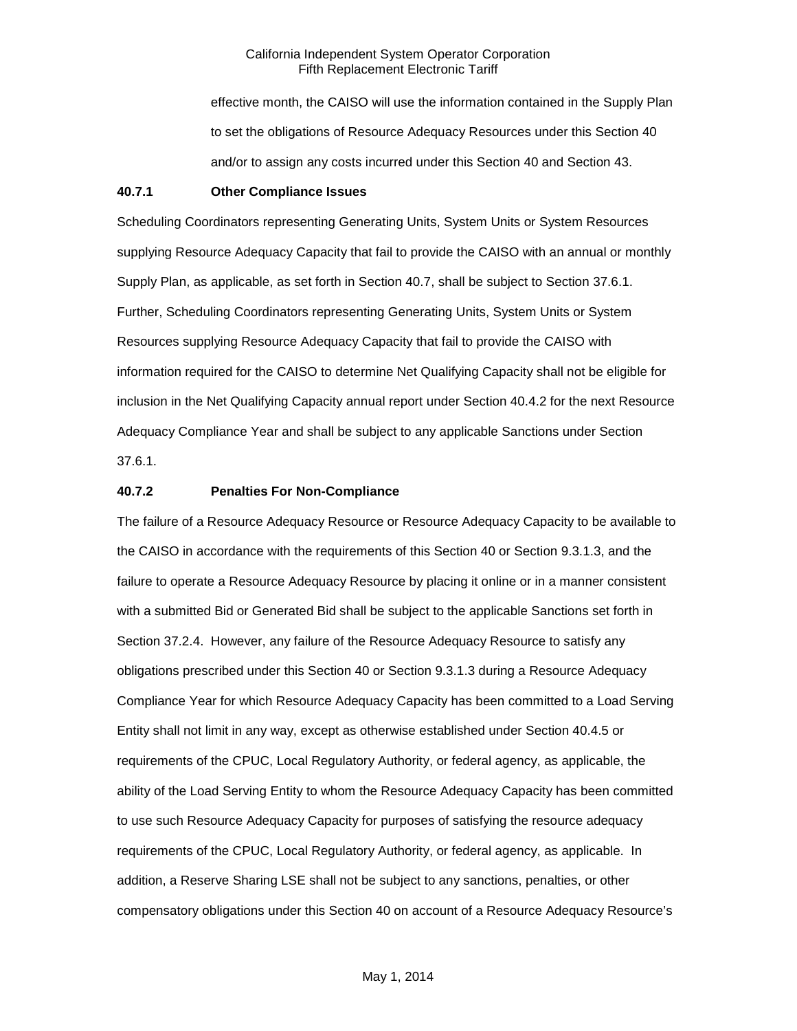effective month, the CAISO will use the information contained in the Supply Plan to set the obligations of Resource Adequacy Resources under this Section 40 and/or to assign any costs incurred under this Section 40 and Section 43.

### 40.7.1 Other Compliance Issues

Scheduling Coordinators representing Generating Units, System Units or System Resources supplying Resource Adequacy Capacity that fail to provide the CAISO with an annual or monthly Supply Plan, as applicable, as set forth in Section 40.7, shall be subject to Section 37.6.1. Further, Scheduling Coordinators representing Generating Units, System Units or System Resources supplying Resource Adequacy Capacity that fail to provide the CAISO with information required for the CAISO to determine Net Qualifying Capacity shall not be eligible for inclusion in the Net Qualifying Capacity annual report under Section 40.4.2 for the next Resource Adequacy Compliance Year and shall be subject to any applicable Sanctions under Section 37.6.1.

### 40.7.2 Penalties For Non-Compliance

The failure of a Resource Adequacy Resource or Resource Adequacy Capacity to be available to the CAISO in accordance with the requirements of this Section 40 or Section 9.3.1.3, and the failure to operate a Resource Adequacy Resource by placing it online or in a manner consistent with a submitted Bid or Generated Bid shall be subject to the applicable Sanctions set forth in Section 37.2.4. However, any failure of the Resource Adequacy Resource to satisfy any obligations prescribed under this Section 40 or Section 9.3.1.3 during a Resource Adequacy Compliance Year for which Resource Adequacy Capacity has been committed to a Load Serving Entity shall not limit in any way, except as otherwise established under Section 40.4.5 or requirements of the CPUC, Local Regulatory Authority, or federal agency, as applicable, the ability of the Load Serving Entity to whom the Resource Adequacy Capacity has been committed to use such Resource Adequacy Capacity for purposes of satisfying the resource adequacy requirements of the CPUC, Local Regulatory Authority, or federal agency, as applicable. In addition, a Reserve Sharing LSE shall not be subject to any sanctions, penalties, or other compensatory obligations under this Section 40 on account of a Resource Adequacy Resource's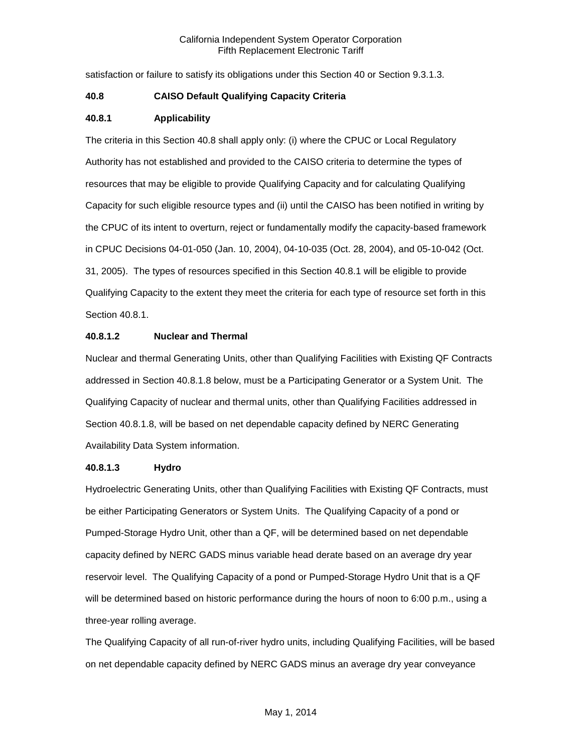satisfaction or failure to satisfy its obligations under this Section 40 or Section 9.3.1.3.

### 40.8 CAISO Default Qualifying Capacity Criteria

#### 40.8.1 Applicability

The criteria in this Section 40.8 shall apply only: (i) where the CPUC or Local Regulatory Authority has not established and provided to the CAISO criteria to determine the types of resources that may be eligible to provide Qualifying Capacity and for calculating Qualifying Capacity for such eligible resource types and (ii) until the CAISO has been notified in writing by the CPUC of its intent to overturn, reject or fundamentally modify the capacity-based framework in CPUC Decisions 04-01-050 (Jan. 10, 2004), 04-10-035 (Oct. 28, 2004), and 05-10-042 (Oct. 31, 2005). The types of resources specified in this Section 40.8.1 will be eligible to provide Qualifying Capacity to the extent they meet the criteria for each type of resource set forth in this Section 40.8.1.

#### 40.8.1.2 Nuclear and Thermal

Nuclear and thermal Generating Units, other than Qualifying Facilities with Existing QF Contracts addressed in Section 40.8.1.8 below, must be a Participating Generator or a System Unit. The Qualifying Capacity of nuclear and thermal units, other than Qualifying Facilities addressed in Section 40.8.1.8, will be based on net dependable capacity defined by NERC Generating Availability Data System information.

#### 40.8.1.3 Hydro

Hydroelectric Generating Units, other than Qualifying Facilities with Existing QF Contracts, must be either Participating Generators or System Units. The Qualifying Capacity of a pond or Pumped-Storage Hydro Unit, other than a QF, will be determined based on net dependable capacity defined by NERC GADS minus variable head derate based on an average dry year reservoir level. The Qualifying Capacity of a pond or Pumped-Storage Hydro Unit that is a QF will be determined based on historic performance during the hours of noon to 6:00 p.m., using a three-year rolling average.

The Qualifying Capacity of all run-of-river hydro units, including Qualifying Facilities, will be based on net dependable capacity defined by NERC GADS minus an average dry year conveyance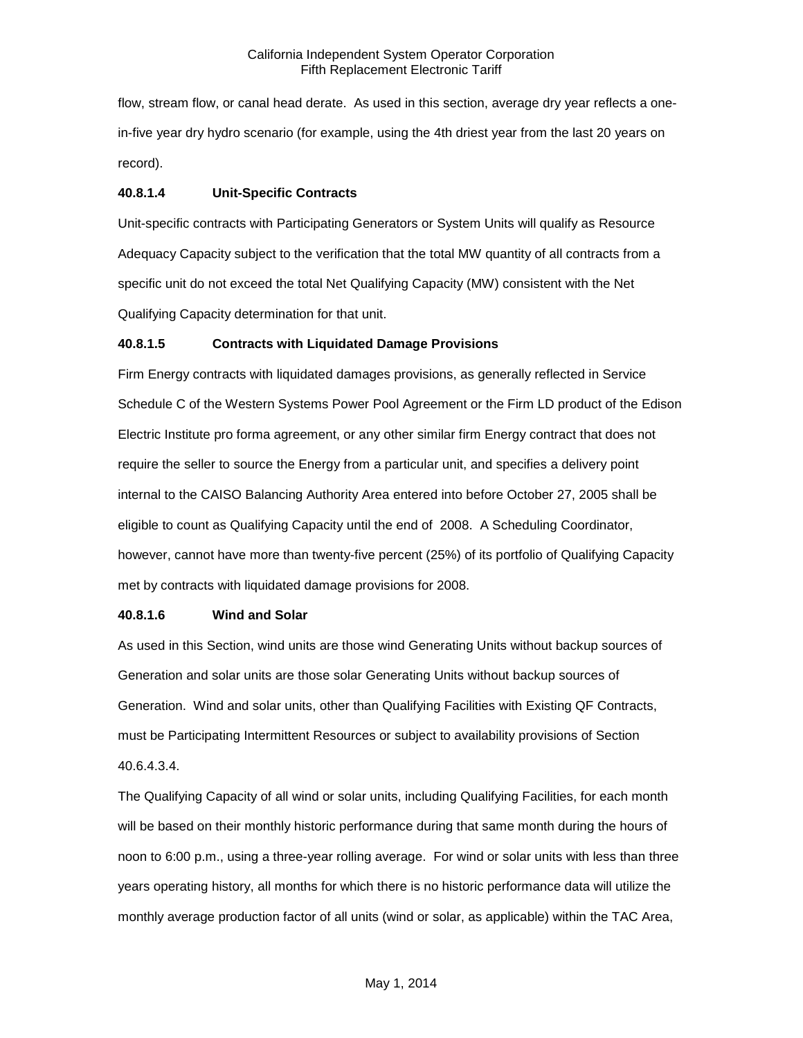flow, stream flow, or canal head derate. As used in this section, average dry year reflects a one-in-five year dry hydro scenario (for example, using the 4th driest year from the last 20 years on record).

**40.8.1.4 Unit-Specific Contracts**

Unit-specific contracts with Participating Generators or System Units will qualify as Resource Adequacy Capacity subject to the verification that the total MW quantity of all contracts from a specific unit do not exceed the total Net Qualifying Capacity (MW) consistent with the Net Qualifying Capacity determination for that unit.

**40.8.1.5 Contracts with Liquidated Damage Provisions**

Firm Energy contracts with liquidated damages provisions, as generally reflected in Service Schedule C of the Western Systems Power Pool Agreement or the Firm LD product of the Edison Electric Institute pro forma agreement, or any other similar firm Energy contract that does not require the seller to source the Energy from a particular unit, and specifies a delivery point internal to the CAISO Balancing Authority Area entered into before October 27, 2005 shall be eligible to count as Qualifying Capacity until the end of 2008. A Scheduling Coordinator, however, cannot have more than twenty-five percent (25%) of its portfolio of Qualifying Capacity met by contracts with liquidated damage provisions for 2008.

**40.8.1.6 Wind and Solar**

As used in this Section, wind units are those wind Generating Units without backup sources of Generation and solar units are those solar Generating Units without backup sources of Generation. Wind and solar units, other than Qualifying Facilities with Existing QF Contracts, must be Participating Intermittent Resources or subject to availability provisions of Section 40.6.4.3.4.

The Qualifying Capacity of all wind or solar units, including Qualifying Facilities, for each month will be based on their monthly historic performance during that same month during the hours of noon to 6:00 p.m., using a three-year rolling average. For wind or solar units with less than three years operating history, all months for which there is no historic performance data will utilize the monthly average production factor of all units (wind or solar, as applicable) within the TAC Area,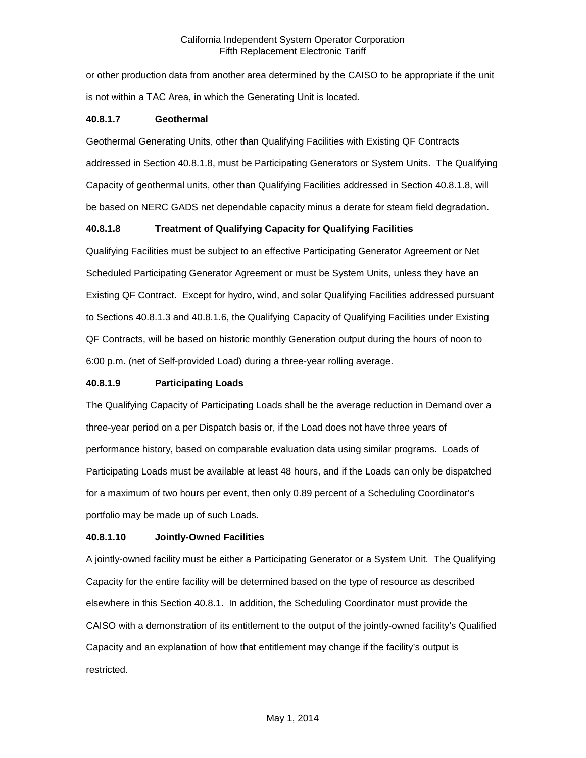or other production data from another area determined by the CAISO to be appropriate if the unit is not within a TAC Area, in which the Generating Unit is located.

**40.8.1.7 Geothermal**

Geothermal Generating Units, other than Qualifying Facilities with Existing QF Contracts addressed in Section 40.8.1.8, must be Participating Generators or System Units. The Qualifying Capacity of geothermal units, other than Qualifying Facilities addressed in Section 40.8.1.8, will be based on NERC GADS net dependable capacity minus a derate for steam field degradation.

**40.8.1.8 Treatment of Qualifying Capacity for Qualifying Facilities**

Qualifying Facilities must be subject to an effective Participating Generator Agreement or Net Scheduled Participating Generator Agreement or must be System Units, unless they have an Existing QF Contract. Except for hydro, wind, and solar Qualifying Facilities addressed pursuant to Sections 40.8.1.3 and 40.8.1.6, the Qualifying Capacity of Qualifying Facilities under Existing QF Contracts, will be based on historic monthly Generation output during the hours of noon to 6:00 p.m. (net of Self-provided Load) during a three-year rolling average.

**40.8.1.9 Participating Loads**

The Qualifying Capacity of Participating Loads shall be the average reduction in Demand over a three-year period on a per Dispatch basis or, if the Load does not have three years of performance history, based on comparable evaluation data using similar programs. Loads of Participating Loads must be available at least 48 hours, and if the Loads can only be dispatched for a maximum of two hours per event, then only 0.89 percent of a Scheduling Coordinator's portfolio may be made up of such Loads.

**40.8.1.10 Jointly-Owned Facilities**

A jointly-owned facility must be either a Participating Generator or a System Unit. The Qualifying Capacity for the entire facility will be determined based on the type of resource as described elsewhere in this Section 40.8.1. In addition, the Scheduling Coordinator must provide the CAISO with a demonstration of its entitlement to the output of the jointly-owned facility's Qualified Capacity and an explanation of how that entitlement may change if the facility's output is restricted.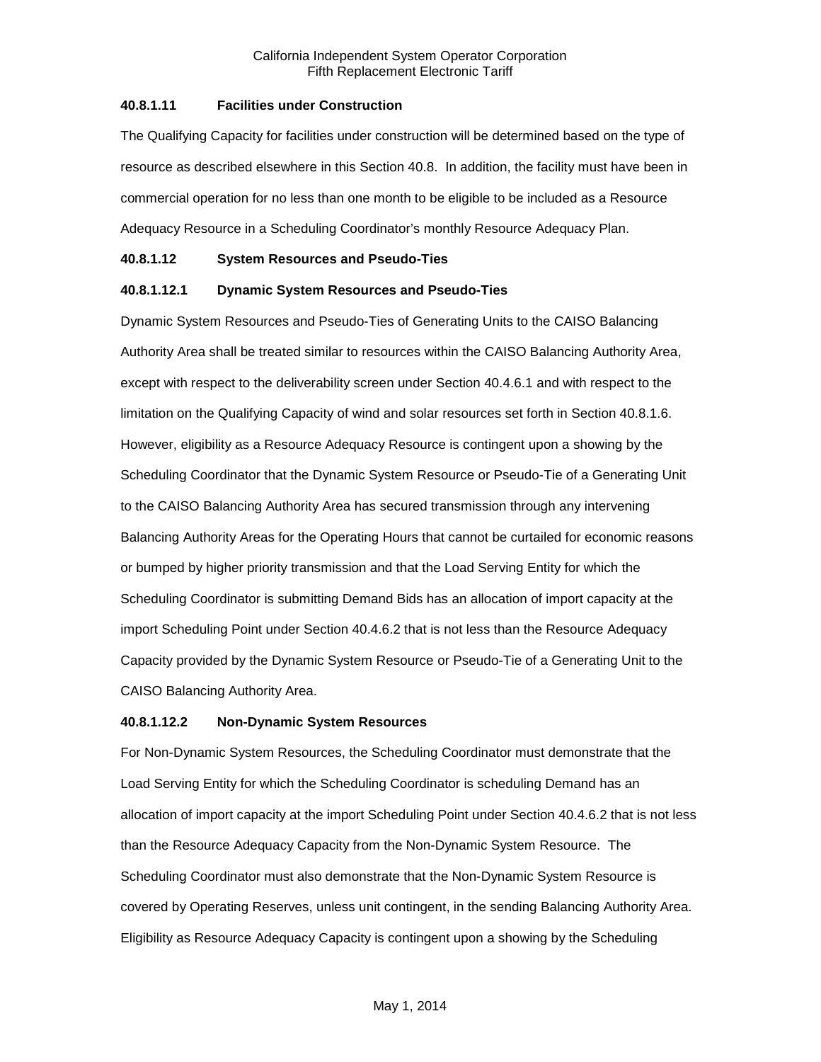#### 40.8.1.11 Facilities under Construction

The Qualifying Capacity for facilities under construction will be determined based on the type of resource as described elsewhere in this Section 40.8. In addition, the facility must have been in commercial operation for no less than one month to be eligible to be included as a Resource Adequacy Resource in a Scheduling Coordinator's monthly Resource Adequacy Plan.

#### 40.8.1.12 System Resources and Pseudo-Ties

##### 40.8.1.12.1 Dynamic System Resources and Pseudo-Ties

Dynamic System Resources and Pseudo-Ties of Generating Units to the CAISO Balancing Authority Area shall be treated similar to resources within the CAISO Balancing Authority Area, except with respect to the deliverability screen under Section 40.4.6.1 and with respect to the limitation on the Qualifying Capacity of wind and solar resources set forth in Section 40.8.1.6. However, eligibility as a Resource Adequacy Resource is contingent upon a showing by the Scheduling Coordinator that the Dynamic System Resource or Pseudo-Tie of a Generating Unit to the CAISO Balancing Authority Area has secured transmission through any intervening Balancing Authority Areas for the Operating Hours that cannot be curtailed for economic reasons or bumped by higher priority transmission and that the Load Serving Entity for which the Scheduling Coordinator is submitting Demand Bids has an allocation of import capacity at the import Scheduling Point under Section 40.4.6.2 that is not less than the Resource Adequacy Capacity provided by the Dynamic System Resource or Pseudo-Tie of a Generating Unit to the CAISO Balancing Authority Area.

##### 40.8.1.12.2 Non-Dynamic System Resources

For Non-Dynamic System Resources, the Scheduling Coordinator must demonstrate that the Load Serving Entity for which the Scheduling Coordinator is scheduling Demand has an allocation of import capacity at the import Scheduling Point under Section 40.4.6.2 that is not less than the Resource Adequacy Capacity from the Non-Dynamic System Resource. The Scheduling Coordinator must also demonstrate that the Non-Dynamic System Resource is covered by Operating Reserves, unless unit contingent, in the sending Balancing Authority Area. Eligibility as Resource Adequacy Capacity is contingent upon a showing by the Scheduling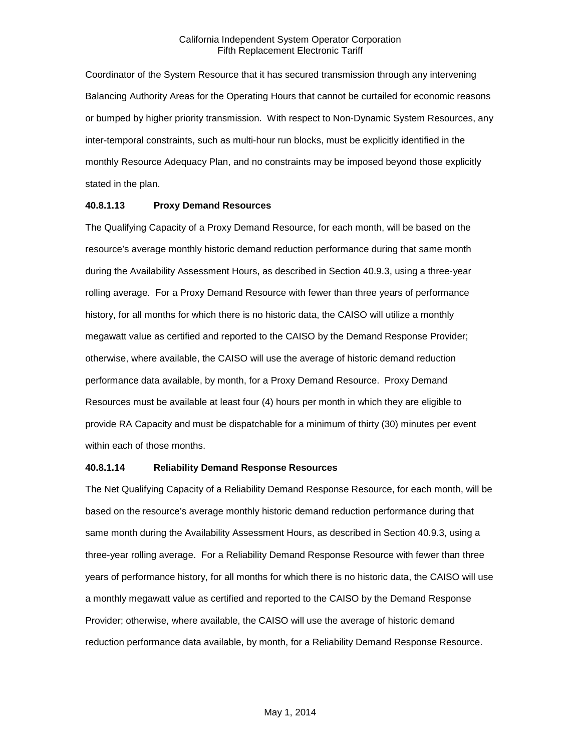Coordinator of the System Resource that it has secured transmission through any intervening Balancing Authority Areas for the Operating Hours that cannot be curtailed for economic reasons or bumped by higher priority transmission. With respect to Non-Dynamic System Resources, any inter-temporal constraints, such as multi-hour run blocks, must be explicitly identified in the monthly Resource Adequacy Plan, and no constraints may be imposed beyond those explicitly stated in the plan.

**40.8.1.13 Proxy Demand Resources**

The Qualifying Capacity of a Proxy Demand Resource, for each month, will be based on the resource's average monthly historic demand reduction performance during that same month during the Availability Assessment Hours, as described in Section 40.9.3, using a three-year rolling average. For a Proxy Demand Resource with fewer than three years of performance history, for all months for which there is no historic data, the CAISO will utilize a monthly megawatt value as certified and reported to the CAISO by the Demand Response Provider; otherwise, where available, the CAISO will use the average of historic demand reduction performance data available, by month, for a Proxy Demand Resource. Proxy Demand Resources must be available at least four (4) hours per month in which they are eligible to provide RA Capacity and must be dispatchable for a minimum of thirty (30) minutes per event within each of those months.

**40.8.1.14 Reliability Demand Response Resources**

The Net Qualifying Capacity of a Reliability Demand Response Resource, for each month, will be based on the resource's average monthly historic demand reduction performance during that same month during the Availability Assessment Hours, as described in Section 40.9.3, using a three-year rolling average. For a Reliability Demand Response Resource with fewer than three years of performance history, for all months for which there is no historic data, the CAISO will use a monthly megawatt value as certified and reported to the CAISO by the Demand Response Provider; otherwise, where available, the CAISO will use the average of historic demand reduction performance data available, by month, for a Reliability Demand Response Resource.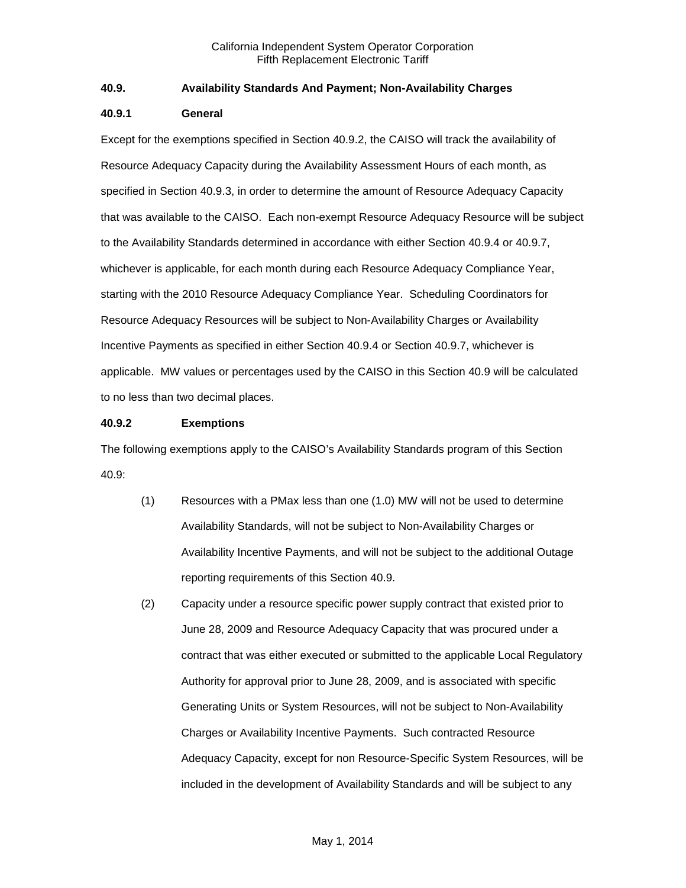### 40.9. Availability Standards And Payment; Non-Availability Charges

#### 40.9.1 General

Except for the exemptions specified in Section 40.9.2, the CAISO will track the availability of Resource Adequacy Capacity during the Availability Assessment Hours of each month, as specified in Section 40.9.3, in order to determine the amount of Resource Adequacy Capacity that was available to the CAISO. Each non-exempt Resource Adequacy Resource will be subject to the Availability Standards determined in accordance with either Section 40.9.4 or 40.9.7, whichever is applicable, for each month during each Resource Adequacy Compliance Year, starting with the 2010 Resource Adequacy Compliance Year. Scheduling Coordinators for Resource Adequacy Resources will be subject to Non-Availability Charges or Availability Incentive Payments as specified in either Section 40.9.4 or Section 40.9.7, whichever is applicable. MW values or percentages used by the CAISO in this Section 40.9 will be calculated to no less than two decimal places.

#### 40.9.2 Exemptions

The following exemptions apply to the CAISO's Availability Standards program of this Section 40.9:

(1) Resources with a PMax less than one (1.0) MW will not be used to determine Availability Standards, will not be subject to Non-Availability Charges or Availability Incentive Payments, and will not be subject to the additional Outage reporting requirements of this Section 40.9.

(2) Capacity under a resource specific power supply contract that existed prior to June 28, 2009 and Resource Adequacy Capacity that was procured under a contract that was either executed or submitted to the applicable Local Regulatory Authority for approval prior to June 28, 2009, and is associated with specific Generating Units or System Resources, will not be subject to Non-Availability Charges or Availability Incentive Payments. Such contracted Resource Adequacy Capacity, except for non Resource-Specific System Resources, will be included in the development of Availability Standards and will be subject to any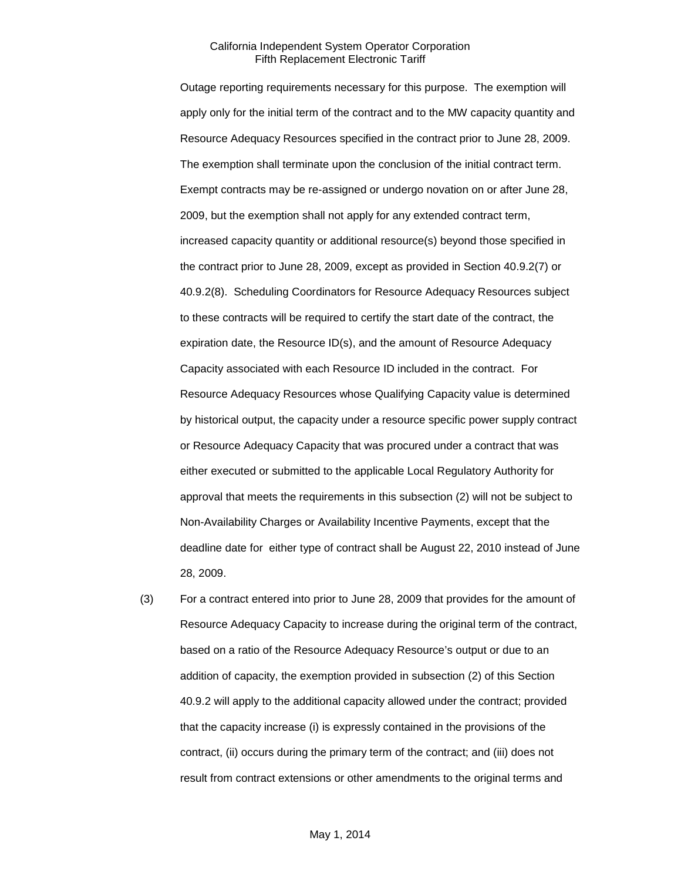Outage reporting requirements necessary for this purpose. The exemption will apply only for the initial term of the contract and to the MW capacity quantity and Resource Adequacy Resources specified in the contract prior to June 28, 2009. The exemption shall terminate upon the conclusion of the initial contract term. Exempt contracts may be re-assigned or undergo novation on or after June 28, 2009, but the exemption shall not apply for any extended contract term, increased capacity quantity or additional resource(s) beyond those specified in the contract prior to June 28, 2009, except as provided in Section 40.9.2(7) or 40.9.2(8). Scheduling Coordinators for Resource Adequacy Resources subject to these contracts will be required to certify the start date of the contract, the expiration date, the Resource ID(s), and the amount of Resource Adequacy Capacity associated with each Resource ID included in the contract. For Resource Adequacy Resources whose Qualifying Capacity value is determined by historical output, the capacity under a resource specific power supply contract or Resource Adequacy Capacity that was procured under a contract that was either executed or submitted to the applicable Local Regulatory Authority for approval that meets the requirements in this subsection (2) will not be subject to Non-Availability Charges or Availability Incentive Payments, except that the deadline date for either type of contract shall be August 22, 2010 instead of June 28, 2009.

(3) For a contract entered into prior to June 28, 2009 that provides for the amount of Resource Adequacy Capacity to increase during the original term of the contract, based on a ratio of the Resource Adequacy Resource's output or due to an addition of capacity, the exemption provided in subsection (2) of this Section 40.9.2 will apply to the additional capacity allowed under the contract; provided that the capacity increase (i) is expressly contained in the provisions of the contract, (ii) occurs during the primary term of the contract; and (iii) does not result from contract extensions or other amendments to the original terms and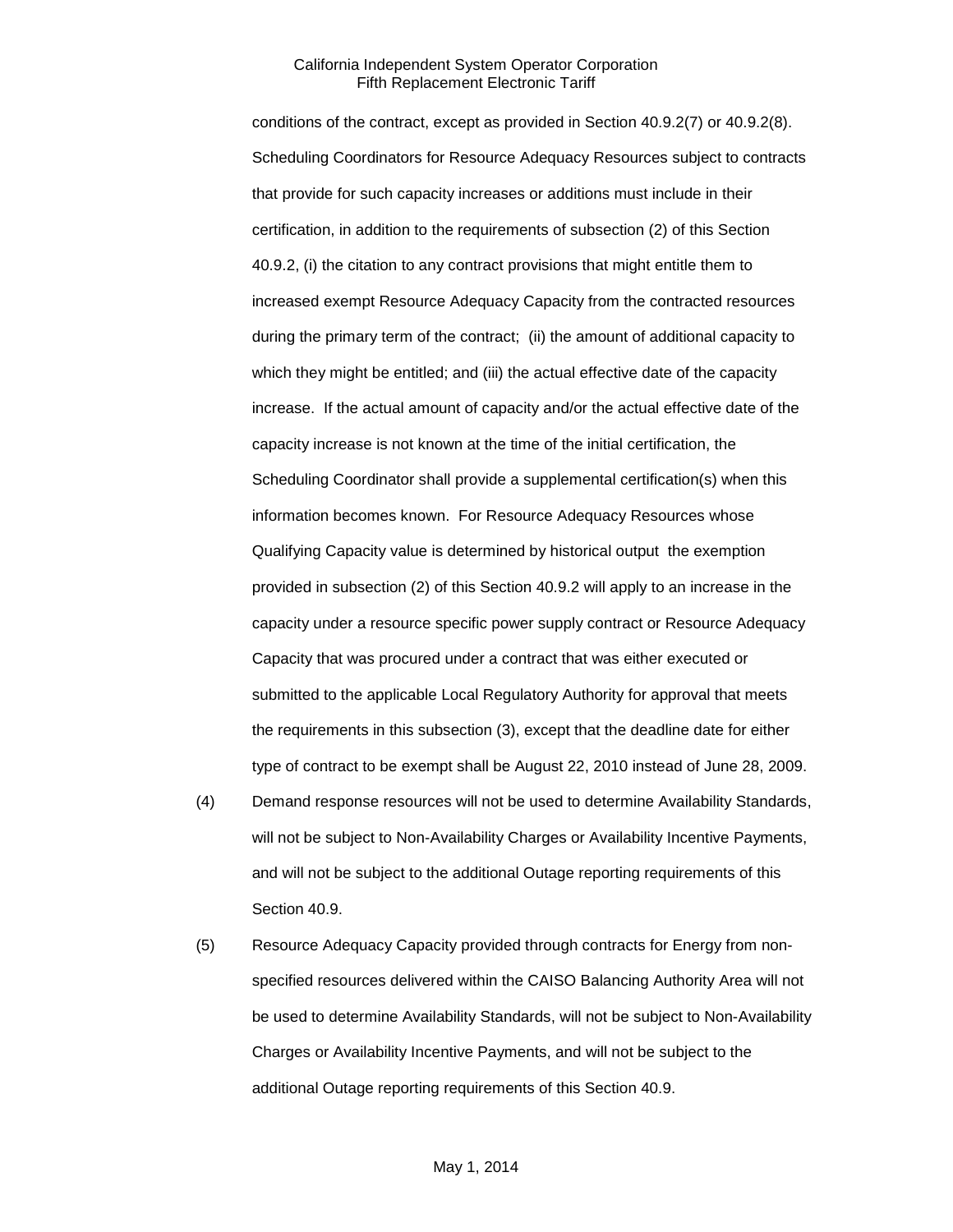conditions of the contract, except as provided in Section 40.9.2(7) or 40.9.2(8). Scheduling Coordinators for Resource Adequacy Resources subject to contracts that provide for such capacity increases or additions must include in their certification, in addition to the requirements of subsection (2) of this Section 40.9.2, (i) the citation to any contract provisions that might entitle them to increased exempt Resource Adequacy Capacity from the contracted resources during the primary term of the contract; (ii) the amount of additional capacity to which they might be entitled; and (iii) the actual effective date of the capacity increase. If the actual amount of capacity and/or the actual effective date of the capacity increase is not known at the time of the initial certification, the Scheduling Coordinator shall provide a supplemental certification(s) when this information becomes known. For Resource Adequacy Resources whose Qualifying Capacity value is determined by historical output the exemption provided in subsection (2) of this Section 40.9.2 will apply to an increase in the capacity under a resource specific power supply contract or Resource Adequacy Capacity that was procured under a contract that was either executed or submitted to the applicable Local Regulatory Authority for approval that meets the requirements in this subsection (3), except that the deadline date for either type of contract to be exempt shall be August 22, 2010 instead of June 28, 2009.

(4) Demand response resources will not be used to determine Availability Standards, will not be subject to Non-Availability Charges or Availability Incentive Payments, and will not be subject to the additional Outage reporting requirements of this Section 40.9.

(5) Resource Adequacy Capacity provided through contracts for Energy from non-specified resources delivered within the CAISO Balancing Authority Area will not be used to determine Availability Standards, will not be subject to Non-Availability Charges or Availability Incentive Payments, and will not be subject to the additional Outage reporting requirements of this Section 40.9.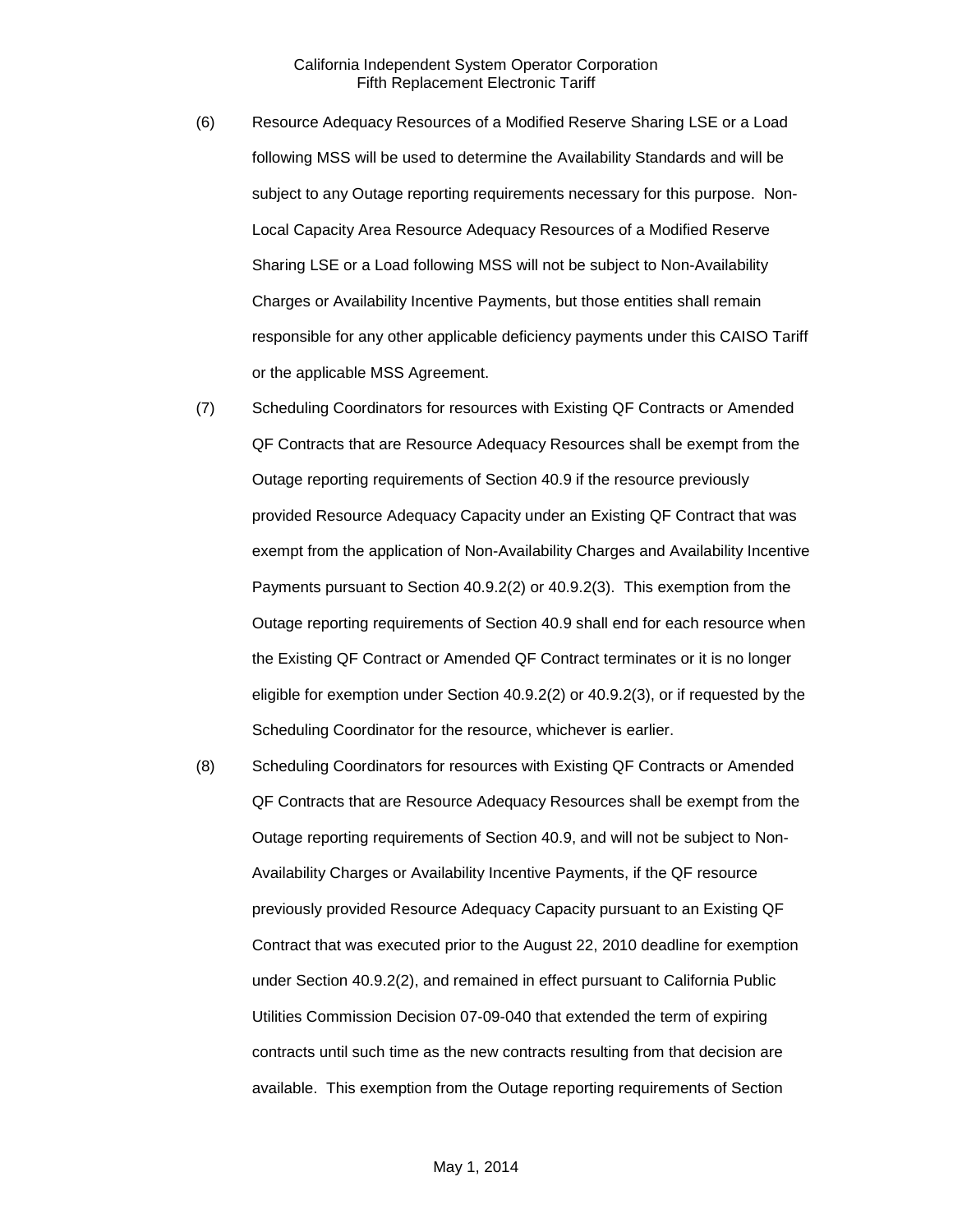(6) Resource Adequacy Resources of a Modified Reserve Sharing LSE or a Load following MSS will be used to determine the Availability Standards and will be subject to any Outage reporting requirements necessary for this purpose. Non-Local Capacity Area Resource Adequacy Resources of a Modified Reserve Sharing LSE or a Load following MSS will not be subject to Non-Availability Charges or Availability Incentive Payments, but those entities shall remain responsible for any other applicable deficiency payments under this CAISO Tariff or the applicable MSS Agreement.

(7) Scheduling Coordinators for resources with Existing QF Contracts or Amended QF Contracts that are Resource Adequacy Resources shall be exempt from the Outage reporting requirements of Section 40.9 if the resource previously provided Resource Adequacy Capacity under an Existing QF Contract that was exempt from the application of Non-Availability Charges and Availability Incentive Payments pursuant to Section 40.9.2(2) or 40.9.2(3). This exemption from the Outage reporting requirements of Section 40.9 shall end for each resource when the Existing QF Contract or Amended QF Contract terminates or it is no longer eligible for exemption under Section 40.9.2(2) or 40.9.2(3), or if requested by the Scheduling Coordinator for the resource, whichever is earlier.

(8) Scheduling Coordinators for resources with Existing QF Contracts or Amended QF Contracts that are Resource Adequacy Resources shall be exempt from the Outage reporting requirements of Section 40.9, and will not be subject to Non-Availability Charges or Availability Incentive Payments, if the QF resource previously provided Resource Adequacy Capacity pursuant to an Existing QF Contract that was executed prior to the August 22, 2010 deadline for exemption under Section 40.9.2(2), and remained in effect pursuant to California Public Utilities Commission Decision 07-09-040 that extended the term of expiring contracts until such time as the new contracts resulting from that decision are available. This exemption from the Outage reporting requirements of Section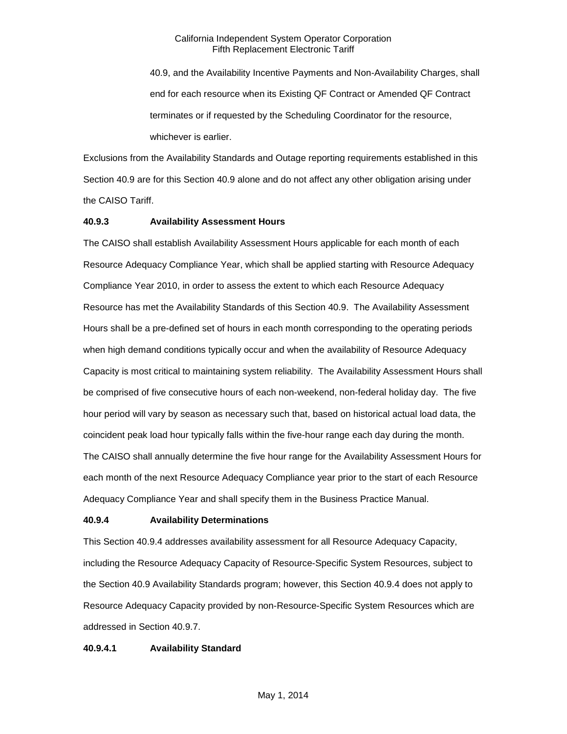40.9, and the Availability Incentive Payments and Non-Availability Charges, shall end for each resource when its Existing QF Contract or Amended QF Contract terminates or if requested by the Scheduling Coordinator for the resource, whichever is earlier.

Exclusions from the Availability Standards and Outage reporting requirements established in this Section 40.9 are for this Section 40.9 alone and do not affect any other obligation arising under the CAISO Tariff.

**40.9.3 Availability Assessment Hours**

The CAISO shall establish Availability Assessment Hours applicable for each month of each Resource Adequacy Compliance Year, which shall be applied starting with Resource Adequacy Compliance Year 2010, in order to assess the extent to which each Resource Adequacy Resource has met the Availability Standards of this Section 40.9. The Availability Assessment Hours shall be a pre-defined set of hours in each month corresponding to the operating periods when high demand conditions typically occur and when the availability of Resource Adequacy Capacity is most critical to maintaining system reliability. The Availability Assessment Hours shall be comprised of five consecutive hours of each non-weekend, non-federal holiday day. The five hour period will vary by season as necessary such that, based on historical actual load data, the coincident peak load hour typically falls within the five-hour range each day during the month. The CAISO shall annually determine the five hour range for the Availability Assessment Hours for each month of the next Resource Adequacy Compliance year prior to the start of each Resource Adequacy Compliance Year and shall specify them in the Business Practice Manual.

**40.9.4 Availability Determinations**

This Section 40.9.4 addresses availability assessment for all Resource Adequacy Capacity, including the Resource Adequacy Capacity of Resource-Specific System Resources, subject to the Section 40.9 Availability Standards program; however, this Section 40.9.4 does not apply to Resource Adequacy Capacity provided by non-Resource-Specific System Resources which are addressed in Section 40.9.7.

**40.9.4.1 Availability Standard**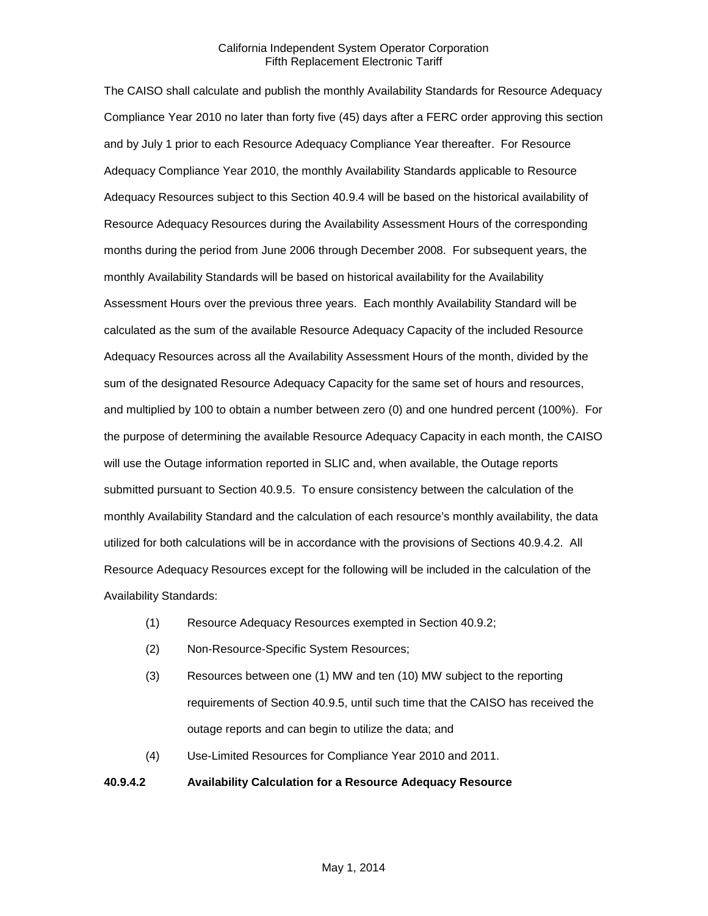The CAISO shall calculate and publish the monthly Availability Standards for Resource Adequacy Compliance Year 2010 no later than forty five (45) days after a FERC order approving this section and by July 1 prior to each Resource Adequacy Compliance Year thereafter. For Resource Adequacy Compliance Year 2010, the monthly Availability Standards applicable to Resource Adequacy Resources subject to this Section 40.9.4 will be based on the historical availability of Resource Adequacy Resources during the Availability Assessment Hours of the corresponding months during the period from June 2006 through December 2008. For subsequent years, the monthly Availability Standards will be based on historical availability for the Availability Assessment Hours over the previous three years. Each monthly Availability Standard will be calculated as the sum of the available Resource Adequacy Capacity of the included Resource Adequacy Resources across all the Availability Assessment Hours of the month, divided by the sum of the designated Resource Adequacy Capacity for the same set of hours and resources, and multiplied by 100 to obtain a number between zero (0) and one hundred percent (100%). For the purpose of determining the available Resource Adequacy Capacity in each month, the CAISO will use the Outage information reported in SLIC and, when available, the Outage reports submitted pursuant to Section 40.9.5. To ensure consistency between the calculation of the monthly Availability Standard and the calculation of each resource's monthly availability, the data utilized for both calculations will be in accordance with the provisions of Sections 40.9.4.2. All Resource Adequacy Resources except for the following will be included in the calculation of the Availability Standards:

(1) Resource Adequacy Resources exempted in Section 40.9.2;

(2) Non-Resource-Specific System Resources;

(3) Resources between one (1) MW and ten (10) MW subject to the reporting requirements of Section 40.9.5, until such time that the CAISO has received the outage reports and can begin to utilize the data; and

(4) Use-Limited Resources for Compliance Year 2010 and 2011.

**40.9.4.2 Availability Calculation for a Resource Adequacy Resource**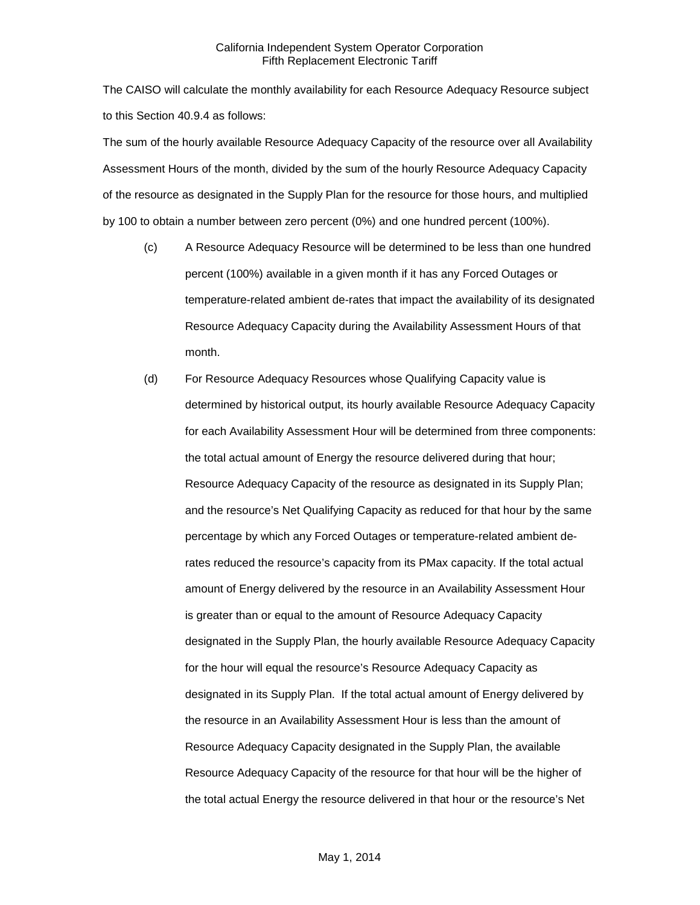The CAISO will calculate the monthly availability for each Resource Adequacy Resource subject to this Section 40.9.4 as follows:

The sum of the hourly available Resource Adequacy Capacity of the resource over all Availability Assessment Hours of the month, divided by the sum of the hourly Resource Adequacy Capacity of the resource as designated in the Supply Plan for the resource for those hours, and multiplied by 100 to obtain a number between zero percent (0%) and one hundred percent (100%).

(c) A Resource Adequacy Resource will be determined to be less than one hundred percent (100%) available in a given month if it has any Forced Outages or temperature-related ambient de-rates that impact the availability of its designated Resource Adequacy Capacity during the Availability Assessment Hours of that month.

(d) For Resource Adequacy Resources whose Qualifying Capacity value is determined by historical output, its hourly available Resource Adequacy Capacity for each Availability Assessment Hour will be determined from three components: the total actual amount of Energy the resource delivered during that hour; Resource Adequacy Capacity of the resource as designated in its Supply Plan; and the resource's Net Qualifying Capacity as reduced for that hour by the same percentage by which any Forced Outages or temperature-related ambient de-rates reduced the resource's capacity from its PMax capacity. If the total actual amount of Energy delivered by the resource in an Availability Assessment Hour is greater than or equal to the amount of Resource Adequacy Capacity designated in the Supply Plan, the hourly available Resource Adequacy Capacity for the hour will equal the resource's Resource Adequacy Capacity as designated in its Supply Plan. If the total actual amount of Energy delivered by the resource in an Availability Assessment Hour is less than the amount of Resource Adequacy Capacity designated in the Supply Plan, the available Resource Adequacy Capacity of the resource for that hour will be the higher of the total actual Energy the resource delivered in that hour or the resource's Net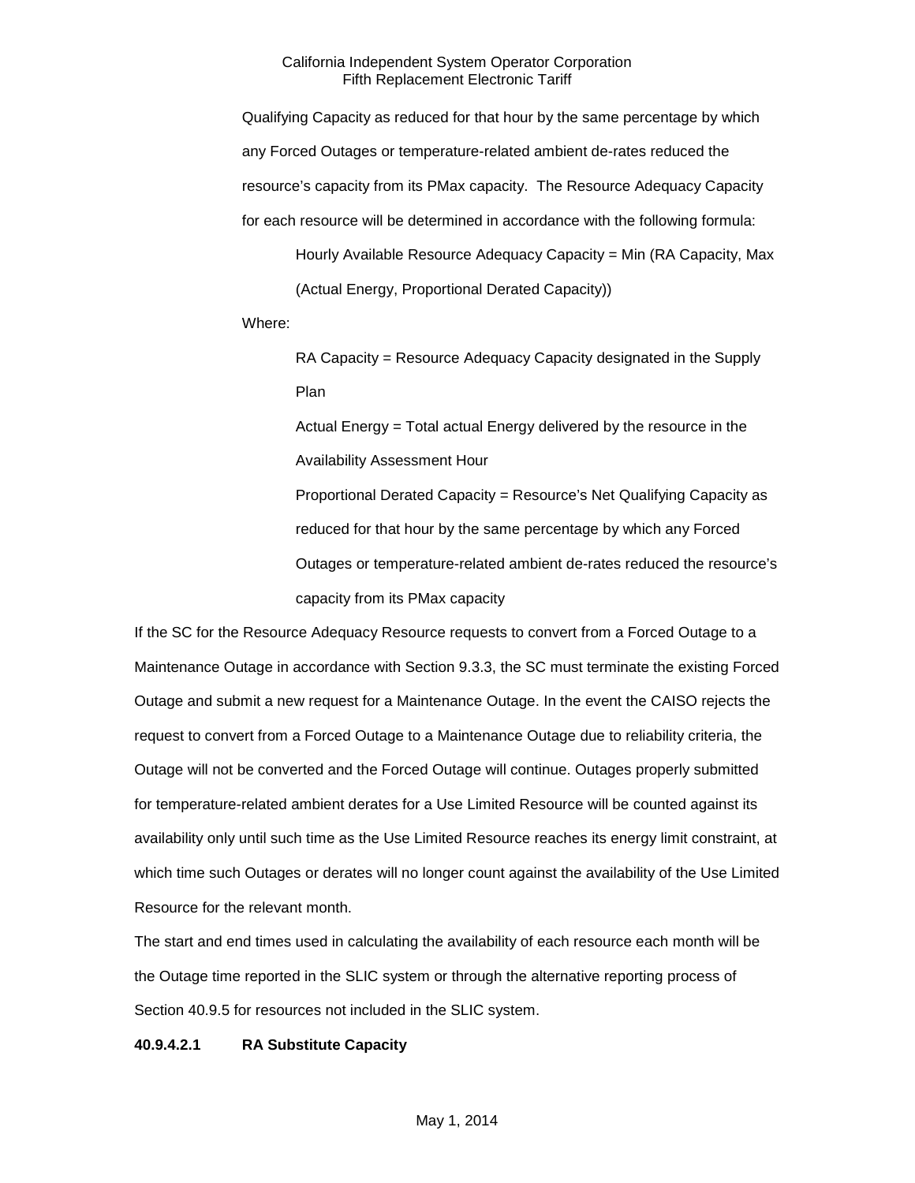Qualifying Capacity as reduced for that hour by the same percentage by which any Forced Outages or temperature-related ambient de-rates reduced the resource's capacity from its PMax capacity. The Resource Adequacy Capacity for each resource will be determined in accordance with the following formula:

Hourly Available Resource Adequacy Capacity = Min (RA Capacity, Max (Actual Energy, Proportional Derated Capacity))

Where:

RA Capacity = Resource Adequacy Capacity designated in the Supply Plan

Actual Energy = Total actual Energy delivered by the resource in the Availability Assessment Hour

Proportional Derated Capacity = Resource's Net Qualifying Capacity as reduced for that hour by the same percentage by which any Forced Outages or temperature-related ambient de-rates reduced the resource's capacity from its PMax capacity

If the SC for the Resource Adequacy Resource requests to convert from a Forced Outage to a Maintenance Outage in accordance with Section 9.3.3, the SC must terminate the existing Forced Outage and submit a new request for a Maintenance Outage. In the event the CAISO rejects the request to convert from a Forced Outage to a Maintenance Outage due to reliability criteria, the Outage will not be converted and the Forced Outage will continue. Outages properly submitted for temperature-related ambient derates for a Use Limited Resource will be counted against its availability only until such time as the Use Limited Resource reaches its energy limit constraint, at which time such Outages or derates will no longer count against the availability of the Use Limited Resource for the relevant month.

The start and end times used in calculating the availability of each resource each month will be the Outage time reported in the SLIC system or through the alternative reporting process of Section 40.9.5 for resources not included in the SLIC system.

**40.9.4.2.1 RA Substitute Capacity**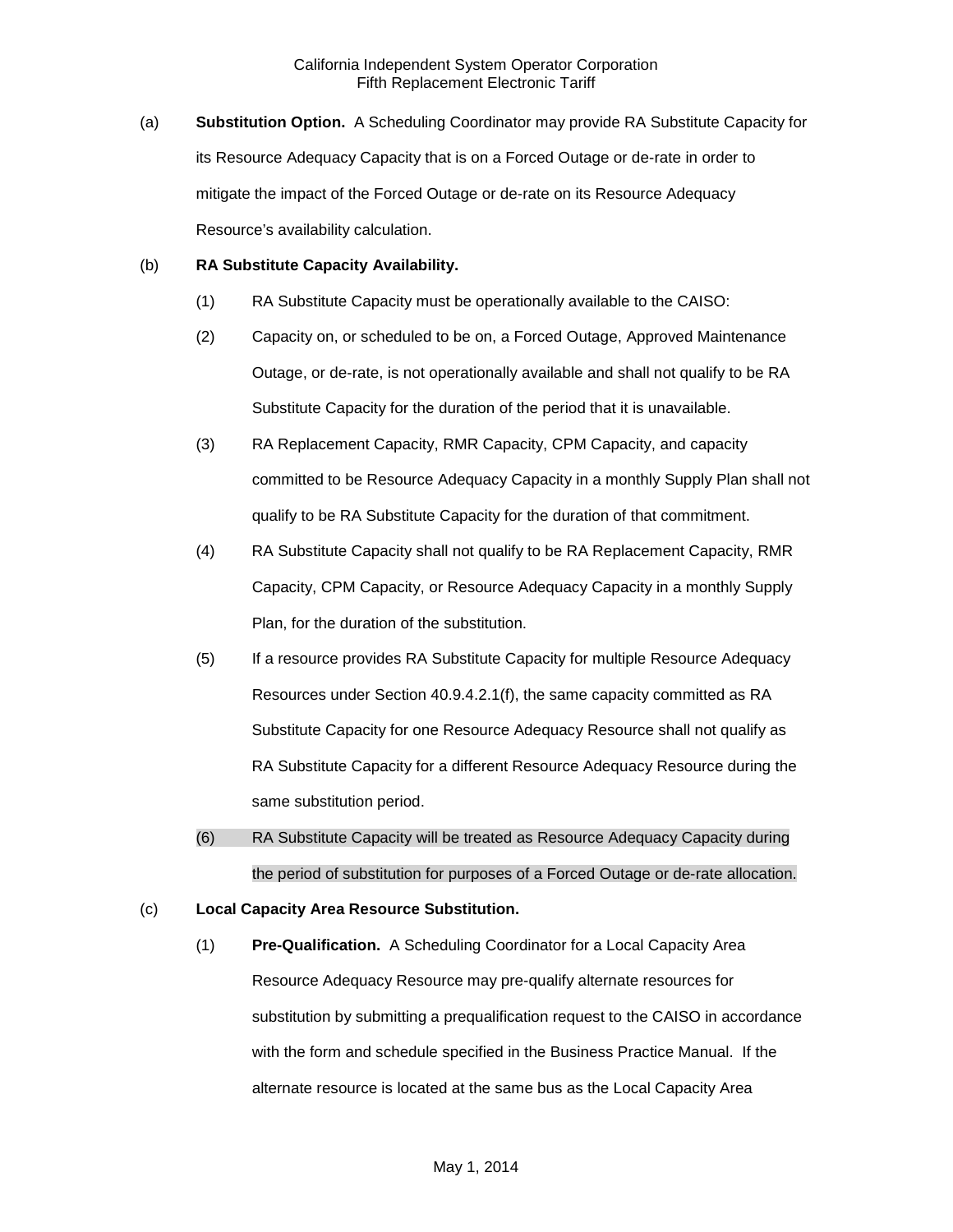(a) **Substitution Option.** A Scheduling Coordinator may provide RA Substitute Capacity for its Resource Adequacy Capacity that is on a Forced Outage or de-rate in order to mitigate the impact of the Forced Outage or de-rate on its Resource Adequacy Resource's availability calculation.

(b) **RA Substitute Capacity Availability.**

(1) RA Substitute Capacity must be operationally available to the CAISO:

(2) Capacity on, or scheduled to be on, a Forced Outage, Approved Maintenance Outage, or de-rate, is not operationally available and shall not qualify to be RA Substitute Capacity for the duration of the period that it is unavailable.

(3) RA Replacement Capacity, RMR Capacity, CPM Capacity, and capacity committed to be Resource Adequacy Capacity in a monthly Supply Plan shall not qualify to be RA Substitute Capacity for the duration of that commitment.

(4) RA Substitute Capacity shall not qualify to be RA Replacement Capacity, RMR Capacity, CPM Capacity, or Resource Adequacy Capacity in a monthly Supply Plan, for the duration of the substitution.

(5) If a resource provides RA Substitute Capacity for multiple Resource Adequacy Resources under Section 40.9.4.2.1(f), the same capacity committed as RA Substitute Capacity for one Resource Adequacy Resource shall not qualify as RA Substitute Capacity for a different Resource Adequacy Resource during the same substitution period.

(6) RA Substitute Capacity will be treated as Resource Adequacy Capacity during the period of substitution for purposes of a Forced Outage or de-rate allocation.

(c) **Local Capacity Area Resource Substitution.**

(1) **Pre-Qualification.** A Scheduling Coordinator for a Local Capacity Area Resource Adequacy Resource may pre-qualify alternate resources for substitution by submitting a prequalification request to the CAISO in accordance with the form and schedule specified in the Business Practice Manual. If the alternate resource is located at the same bus as the Local Capacity Area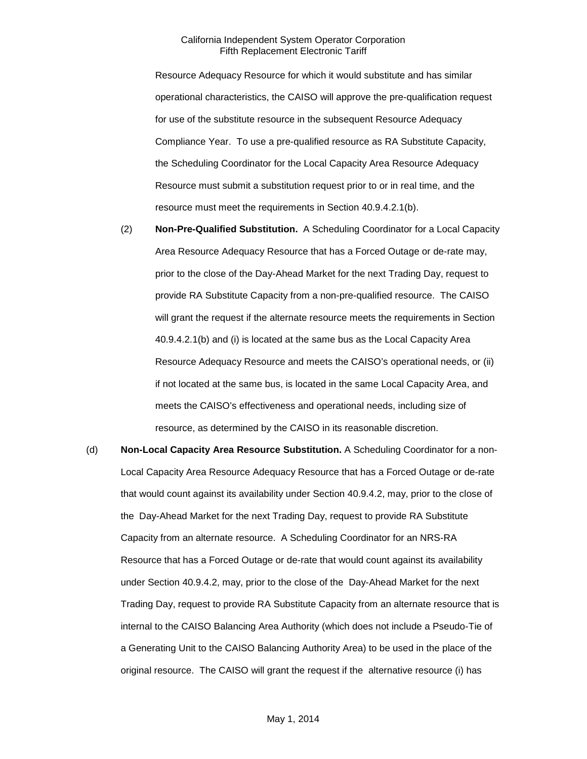Resource Adequacy Resource for which it would substitute and has similar operational characteristics, the CAISO will approve the pre-qualification request for use of the substitute resource in the subsequent Resource Adequacy Compliance Year. To use a pre-qualified resource as RA Substitute Capacity, the Scheduling Coordinator for the Local Capacity Area Resource Adequacy Resource must submit a substitution request prior to or in real time, and the resource must meet the requirements in Section 40.9.4.2.1(b).

(2) **Non-Pre-Qualified Substitution.** A Scheduling Coordinator for a Local Capacity Area Resource Adequacy Resource that has a Forced Outage or de-rate may, prior to the close of the Day-Ahead Market for the next Trading Day, request to provide RA Substitute Capacity from a non-pre-qualified resource. The CAISO will grant the request if the alternate resource meets the requirements in Section 40.9.4.2.1(b) and (i) is located at the same bus as the Local Capacity Area Resource Adequacy Resource and meets the CAISO's operational needs, or (ii) if not located at the same bus, is located in the same Local Capacity Area, and meets the CAISO's effectiveness and operational needs, including size of resource, as determined by the CAISO in its reasonable discretion.

(d) **Non-Local Capacity Area Resource Substitution.** A Scheduling Coordinator for a non-Local Capacity Area Resource Adequacy Resource that has a Forced Outage or de-rate that would count against its availability under Section 40.9.4.2, may, prior to the close of the Day-Ahead Market for the next Trading Day, request to provide RA Substitute Capacity from an alternate resource. A Scheduling Coordinator for an NRS-RA Resource that has a Forced Outage or de-rate that would count against its availability under Section 40.9.4.2, may, prior to the close of the Day-Ahead Market for the next Trading Day, request to provide RA Substitute Capacity from an alternate resource that is internal to the CAISO Balancing Area Authority (which does not include a Pseudo-Tie of a Generating Unit to the CAISO Balancing Authority Area) to be used in the place of the original resource. The CAISO will grant the request if the alternative resource (i) has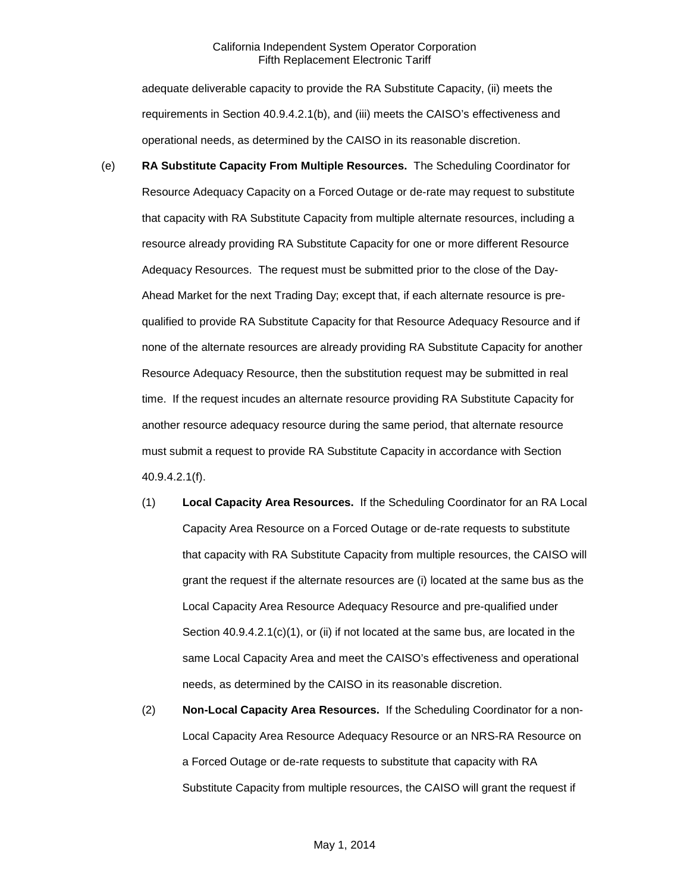adequate deliverable capacity to provide the RA Substitute Capacity, (ii) meets the requirements in Section 40.9.4.2.1(b), and (iii) meets the CAISO's effectiveness and operational needs, as determined by the CAISO in its reasonable discretion.

(e) **RA Substitute Capacity From Multiple Resources.** The Scheduling Coordinator for Resource Adequacy Capacity on a Forced Outage or de-rate may request to substitute that capacity with RA Substitute Capacity from multiple alternate resources, including a resource already providing RA Substitute Capacity for one or more different Resource Adequacy Resources. The request must be submitted prior to the close of the Day-Ahead Market for the next Trading Day; except that, if each alternate resource is pre-qualified to provide RA Substitute Capacity for that Resource Adequacy Resource and if none of the alternate resources are already providing RA Substitute Capacity for another Resource Adequacy Resource, then the substitution request may be submitted in real time. If the request incudes an alternate resource providing RA Substitute Capacity for another resource adequacy resource during the same period, that alternate resource must submit a request to provide RA Substitute Capacity in accordance with Section 40.9.4.2.1(f).

(1) **Local Capacity Area Resources.** If the Scheduling Coordinator for an RA Local Capacity Area Resource on a Forced Outage or de-rate requests to substitute that capacity with RA Substitute Capacity from multiple resources, the CAISO will grant the request if the alternate resources are (i) located at the same bus as the Local Capacity Area Resource Adequacy Resource and pre-qualified under Section 40.9.4.2.1(c)(1), or (ii) if not located at the same bus, are located in the same Local Capacity Area and meet the CAISO's effectiveness and operational needs, as determined by the CAISO in its reasonable discretion.

(2) **Non-Local Capacity Area Resources.** If the Scheduling Coordinator for a non-Local Capacity Area Resource Adequacy Resource or an NRS-RA Resource on a Forced Outage or de-rate requests to substitute that capacity with RA Substitute Capacity from multiple resources, the CAISO will grant the request if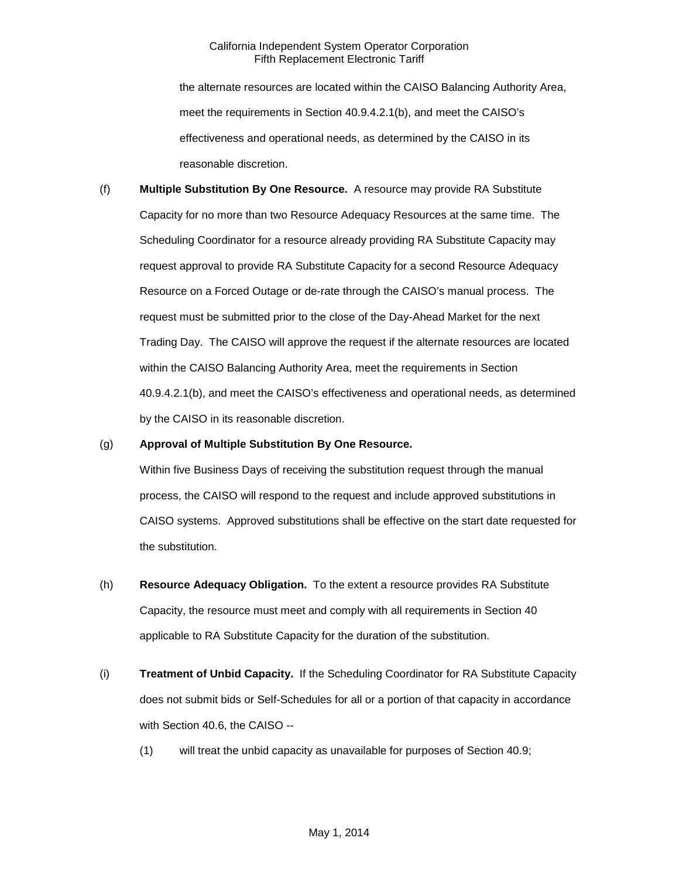the alternate resources are located within the CAISO Balancing Authority Area, meet the requirements in Section 40.9.4.2.1(b), and meet the CAISO's effectiveness and operational needs, as determined by the CAISO in its reasonable discretion.

(f) **Multiple Substitution By One Resource.** A resource may provide RA Substitute Capacity for no more than two Resource Adequacy Resources at the same time. The Scheduling Coordinator for a resource already providing RA Substitute Capacity may request approval to provide RA Substitute Capacity for a second Resource Adequacy Resource on a Forced Outage or de-rate through the CAISO's manual process. The request must be submitted prior to the close of the Day-Ahead Market for the next Trading Day. The CAISO will approve the request if the alternate resources are located within the CAISO Balancing Authority Area, meet the requirements in Section 40.9.4.2.1(b), and meet the CAISO's effectiveness and operational needs, as determined by the CAISO in its reasonable discretion.

(g) **Approval of Multiple Substitution By One Resource.**
Within five Business Days of receiving the substitution request through the manual process, the CAISO will respond to the request and include approved substitutions in CAISO systems. Approved substitutions shall be effective on the start date requested for the substitution.

(h) **Resource Adequacy Obligation.** To the extent a resource provides RA Substitute Capacity, the resource must meet and comply with all requirements in Section 40 applicable to RA Substitute Capacity for the duration of the substitution.

(i) **Treatment of Unbid Capacity.** If the Scheduling Coordinator for RA Substitute Capacity does not submit bids or Self-Schedules for all or a portion of that capacity in accordance with Section 40.6, the CAISO --

(1) will treat the unbid capacity as unavailable for purposes of Section 40.9;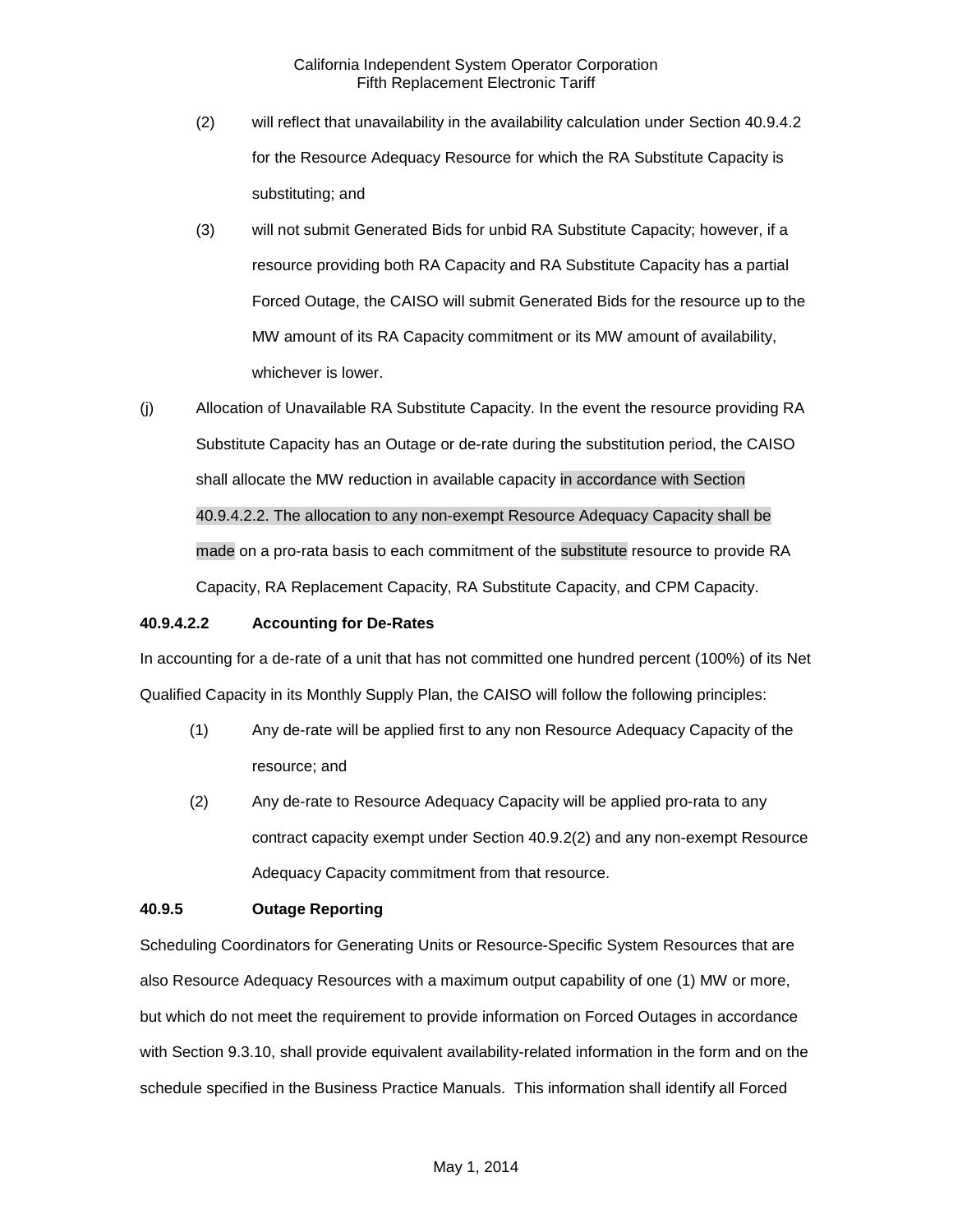(2) will reflect that unavailability in the availability calculation under Section 40.9.4.2 for the Resource Adequacy Resource for which the RA Substitute Capacity is substituting; and

(3) will not submit Generated Bids for unbid RA Substitute Capacity; however, if a resource providing both RA Capacity and RA Substitute Capacity has a partial Forced Outage, the CAISO will submit Generated Bids for the resource up to the MW amount of its RA Capacity commitment or its MW amount of availability, whichever is lower.

(j) Allocation of Unavailable RA Substitute Capacity. In the event the resource providing RA Substitute Capacity has an Outage or de-rate during the substitution period, the CAISO shall allocate the MW reduction in available capacity in accordance with Section 40.9.4.2.2. The allocation to any non-exempt Resource Adequacy Capacity shall be made on a pro-rata basis to each commitment of the substitute resource to provide RA Capacity, RA Replacement Capacity, RA Substitute Capacity, and CPM Capacity.

**40.9.4.2.2 Accounting for De-Rates**

In accounting for a de-rate of a unit that has not committed one hundred percent (100%) of its Net Qualified Capacity in its Monthly Supply Plan, the CAISO will follow the following principles:

(1) Any de-rate will be applied first to any non Resource Adequacy Capacity of the resource; and

(2) Any de-rate to Resource Adequacy Capacity will be applied pro-rata to any contract capacity exempt under Section 40.9.2(2) and any non-exempt Resource Adequacy Capacity commitment from that resource.

**40.9.5 Outage Reporting**

Scheduling Coordinators for Generating Units or Resource-Specific System Resources that are also Resource Adequacy Resources with a maximum output capability of one (1) MW or more, but which do not meet the requirement to provide information on Forced Outages in accordance with Section 9.3.10, shall provide equivalent availability-related information in the form and on the schedule specified in the Business Practice Manuals. This information shall identify all Forced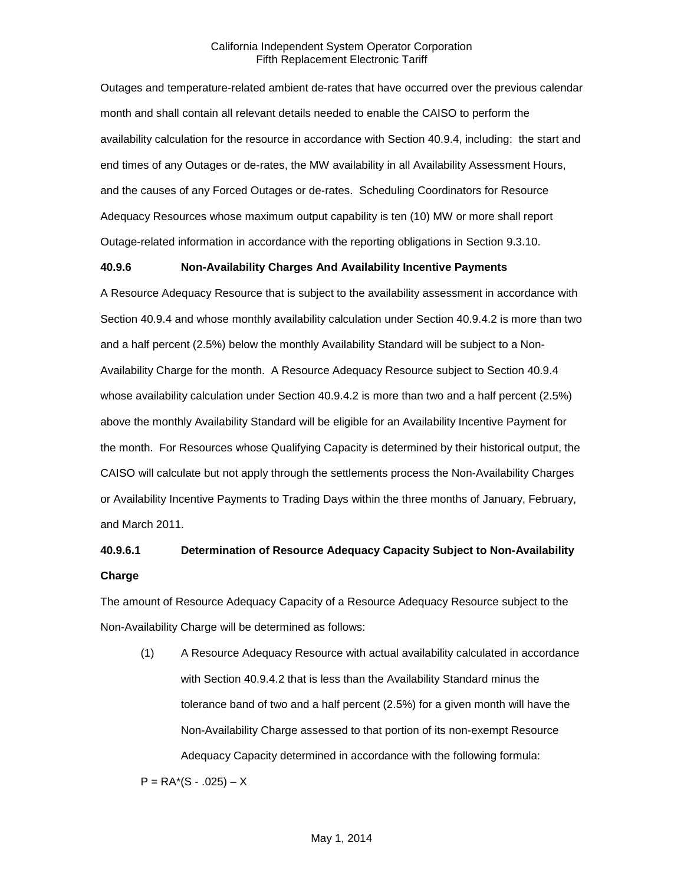Outages and temperature-related ambient de-rates that have occurred over the previous calendar month and shall contain all relevant details needed to enable the CAISO to perform the availability calculation for the resource in accordance with Section 40.9.4, including: the start and end times of any Outages or de-rates, the MW availability in all Availability Assessment Hours, and the causes of any Forced Outages or de-rates. Scheduling Coordinators for Resource Adequacy Resources whose maximum output capability is ten (10) MW or more shall report Outage-related information in accordance with the reporting obligations in Section 9.3.10.

**40.9.6 Non-Availability Charges And Availability Incentive Payments**

A Resource Adequacy Resource that is subject to the availability assessment in accordance with Section 40.9.4 and whose monthly availability calculation under Section 40.9.4.2 is more than two and a half percent (2.5%) below the monthly Availability Standard will be subject to a Non-Availability Charge for the month. A Resource Adequacy Resource subject to Section 40.9.4 whose availability calculation under Section 40.9.4.2 is more than two and a half percent (2.5%) above the monthly Availability Standard will be eligible for an Availability Incentive Payment for the month. For Resources whose Qualifying Capacity is determined by their historical output, the CAISO will calculate but not apply through the settlements process the Non-Availability Charges or Availability Incentive Payments to Trading Days within the three months of January, February, and March 2011.

**40.9.6.1 Determination of Resource Adequacy Capacity Subject to Non-Availability Charge**

The amount of Resource Adequacy Capacity of a Resource Adequacy Resource subject to the Non-Availability Charge will be determined as follows:

(1) A Resource Adequacy Resource with actual availability calculated in accordance with Section 40.9.4.2 that is less than the Availability Standard minus the tolerance band of two and a half percent (2.5%) for a given month will have the Non-Availability Charge assessed to that portion of its non-exempt Resource Adequacy Capacity determined in accordance with the following formula:

$$P = RA*(S - .025) - X$$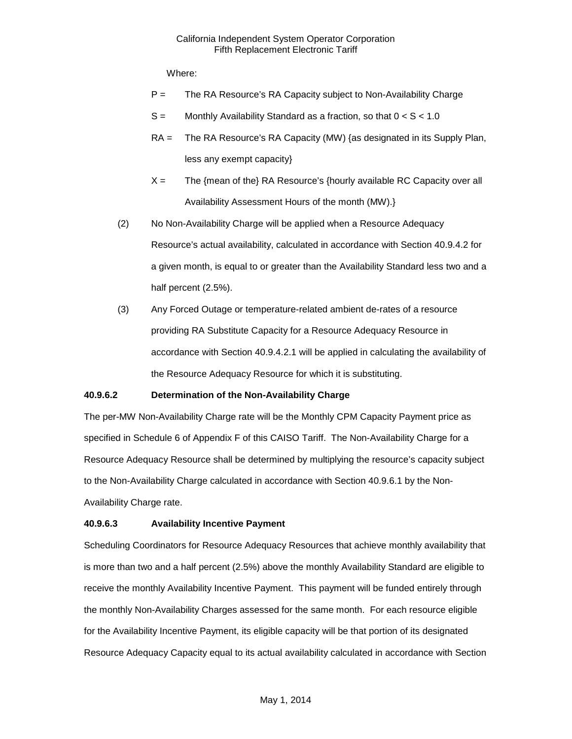Where:

$P$ = The RA Resource's RA Capacity subject to Non-Availability Charge

$S$ = Monthly Availability Standard as a fraction, so that $0 < S < 1.0$

$RA$ = The RA Resource's RA Capacity (MW) {as designated in its Supply Plan, less any exempt capacity}

$X$ = The {mean of the} RA Resource's {hourly available RC Capacity over all Availability Assessment Hours of the month (MW).}

(2) No Non-Availability Charge will be applied when a Resource Adequacy Resource's actual availability, calculated in accordance with Section 40.9.4.2 for a given month, is equal to or greater than the Availability Standard less two and a half percent (2.5%).

(3) Any Forced Outage or temperature-related ambient de-rates of a resource providing RA Substitute Capacity for a Resource Adequacy Resource in accordance with Section 40.9.4.2.1 will be applied in calculating the availability of the Resource Adequacy Resource for which it is substituting.

**40.9.6.2 Determination of the Non-Availability Charge**

The per-MW Non-Availability Charge rate will be the Monthly CPM Capacity Payment price as specified in Schedule 6 of Appendix F of this CAISO Tariff. The Non-Availability Charge for a Resource Adequacy Resource shall be determined by multiplying the resource's capacity subject to the Non-Availability Charge calculated in accordance with Section 40.9.6.1 by the Non-Availability Charge rate.

**40.9.6.3 Availability Incentive Payment**

Scheduling Coordinators for Resource Adequacy Resources that achieve monthly availability that is more than two and a half percent (2.5%) above the monthly Availability Standard are eligible to receive the monthly Availability Incentive Payment. This payment will be funded entirely through the monthly Non-Availability Charges assessed for the same month. For each resource eligible for the Availability Incentive Payment, its eligible capacity will be that portion of its designated Resource Adequacy Capacity equal to its actual availability calculated in accordance with Section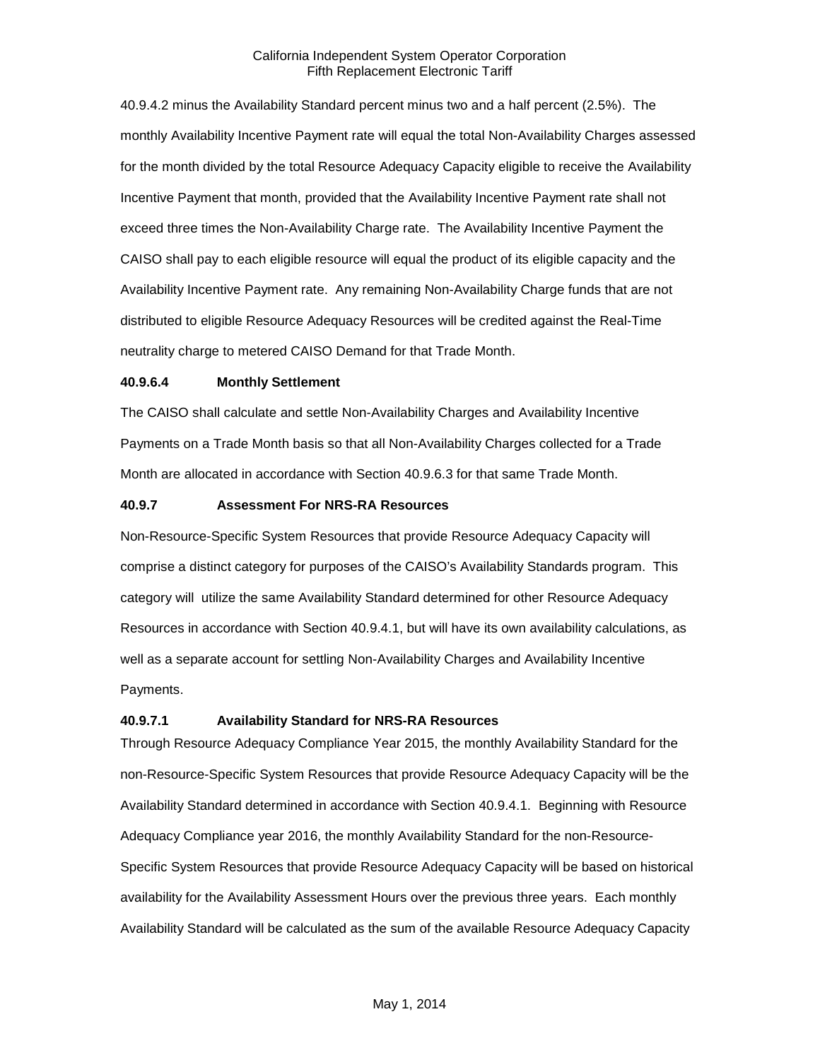40.9.4.2 minus the Availability Standard percent minus two and a half percent (2.5%). The monthly Availability Incentive Payment rate will equal the total Non-Availability Charges assessed for the month divided by the total Resource Adequacy Capacity eligible to receive the Availability Incentive Payment that month, provided that the Availability Incentive Payment rate shall not exceed three times the Non-Availability Charge rate. The Availability Incentive Payment the CAISO shall pay to each eligible resource will equal the product of its eligible capacity and the Availability Incentive Payment rate. Any remaining Non-Availability Charge funds that are not distributed to eligible Resource Adequacy Resources will be credited against the Real-Time neutrality charge to metered CAISO Demand for that Trade Month.

**40.9.6.4 Monthly Settlement**

The CAISO shall calculate and settle Non-Availability Charges and Availability Incentive Payments on a Trade Month basis so that all Non-Availability Charges collected for a Trade Month are allocated in accordance with Section 40.9.6.3 for that same Trade Month.

**40.9.7 Assessment For NRS-RA Resources**

Non-Resource-Specific System Resources that provide Resource Adequacy Capacity will comprise a distinct category for purposes of the CAISO's Availability Standards program. This category will utilize the same Availability Standard determined for other Resource Adequacy Resources in accordance with Section 40.9.4.1, but will have its own availability calculations, as well as a separate account for settling Non-Availability Charges and Availability Incentive Payments.

**40.9.7.1 Availability Standard for NRS-RA Resources**

Through Resource Adequacy Compliance Year 2015, the monthly Availability Standard for the non-Resource-Specific System Resources that provide Resource Adequacy Capacity will be the Availability Standard determined in accordance with Section 40.9.4.1. Beginning with Resource Adequacy Compliance year 2016, the monthly Availability Standard for the non-Resource-Specific System Resources that provide Resource Adequacy Capacity will be based on historical availability for the Availability Assessment Hours over the previous three years. Each monthly Availability Standard will be calculated as the sum of the available Resource Adequacy Capacity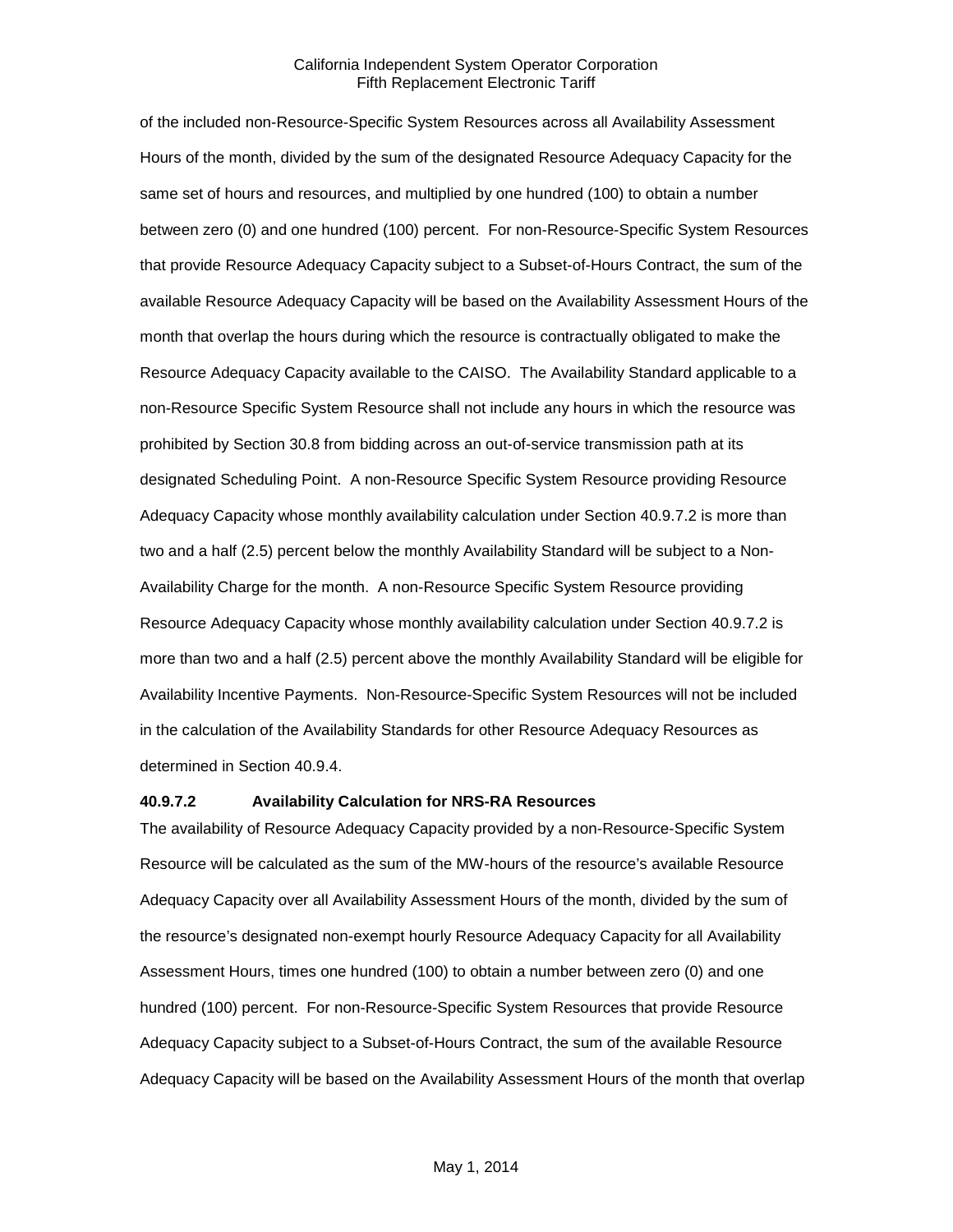of the included non-Resource-Specific System Resources across all Availability Assessment Hours of the month, divided by the sum of the designated Resource Adequacy Capacity for the same set of hours and resources, and multiplied by one hundred (100) to obtain a number between zero (0) and one hundred (100) percent. For non-Resource-Specific System Resources that provide Resource Adequacy Capacity subject to a Subset-of-Hours Contract, the sum of the available Resource Adequacy Capacity will be based on the Availability Assessment Hours of the month that overlap the hours during which the resource is contractually obligated to make the Resource Adequacy Capacity available to the CAISO. The Availability Standard applicable to a non-Resource Specific System Resource shall not include any hours in which the resource was prohibited by Section 30.8 from bidding across an out-of-service transmission path at its designated Scheduling Point. A non-Resource Specific System Resource providing Resource Adequacy Capacity whose monthly availability calculation under Section 40.9.7.2 is more than two and a half (2.5) percent below the monthly Availability Standard will be subject to a Non-Availability Charge for the month. A non-Resource Specific System Resource providing Resource Adequacy Capacity whose monthly availability calculation under Section 40.9.7.2 is more than two and a half (2.5) percent above the monthly Availability Standard will be eligible for Availability Incentive Payments. Non-Resource-Specific System Resources will not be included in the calculation of the Availability Standards for other Resource Adequacy Resources as determined in Section 40.9.4.

**40.9.7.2 Availability Calculation for NRS-RA Resources**

The availability of Resource Adequacy Capacity provided by a non-Resource-Specific System Resource will be calculated as the sum of the MW-hours of the resource's available Resource Adequacy Capacity over all Availability Assessment Hours of the month, divided by the sum of the resource's designated non-exempt hourly Resource Adequacy Capacity for all Availability Assessment Hours, times one hundred (100) to obtain a number between zero (0) and one hundred (100) percent. For non-Resource-Specific System Resources that provide Resource Adequacy Capacity subject to a Subset-of-Hours Contract, the sum of the available Resource Adequacy Capacity will be based on the Availability Assessment Hours of the month that overlap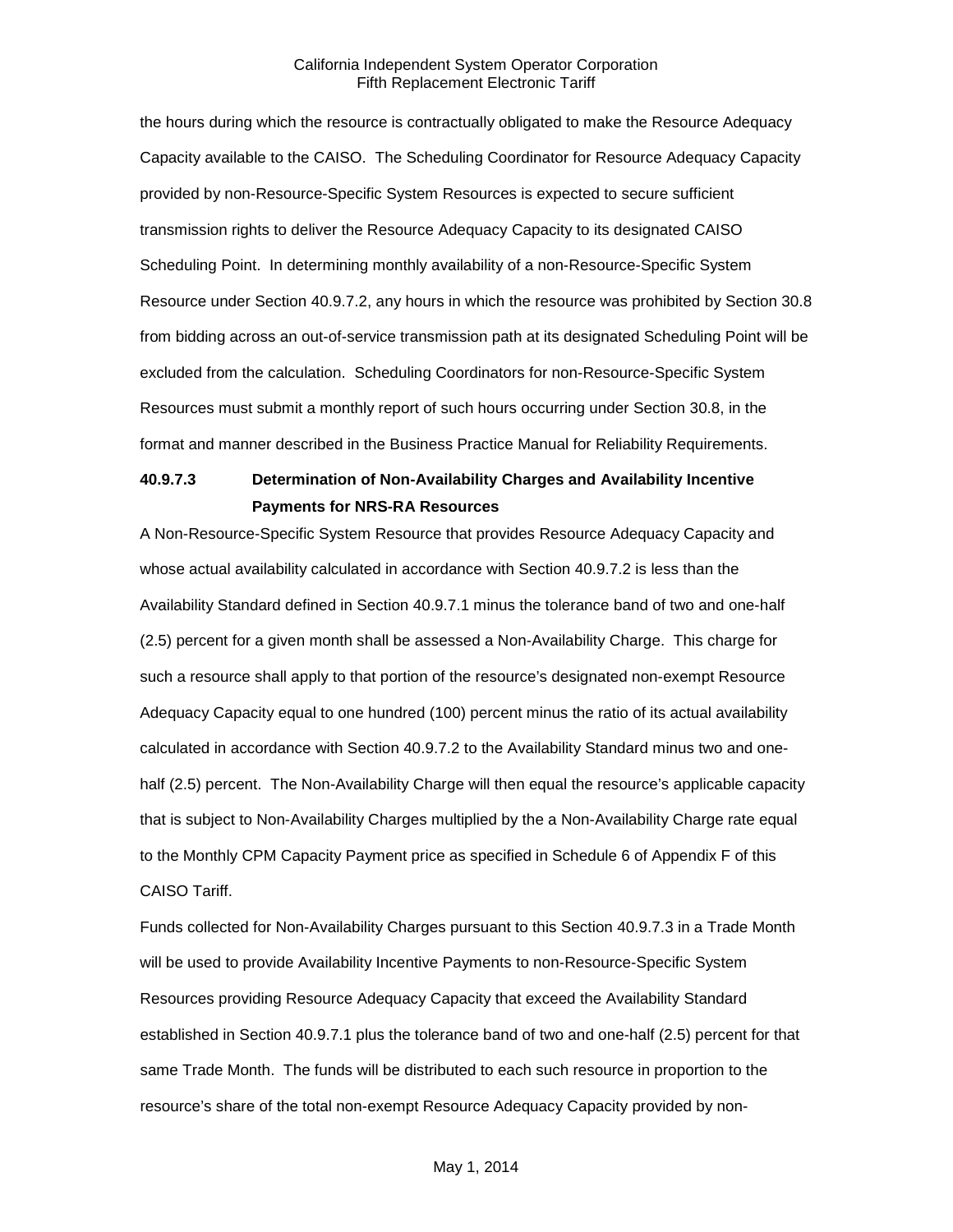the hours during which the resource is contractually obligated to make the Resource Adequacy Capacity available to the CAISO. The Scheduling Coordinator for Resource Adequacy Capacity provided by non-Resource-Specific System Resources is expected to secure sufficient transmission rights to deliver the Resource Adequacy Capacity to its designated CAISO Scheduling Point. In determining monthly availability of a non-Resource-Specific System Resource under Section 40.9.7.2, any hours in which the resource was prohibited by Section 30.8 from bidding across an out-of-service transmission path at its designated Scheduling Point will be excluded from the calculation. Scheduling Coordinators for non-Resource-Specific System Resources must submit a monthly report of such hours occurring under Section 30.8, in the format and manner described in the Business Practice Manual for Reliability Requirements.

**40.9.7.3 Determination of Non-Availability Charges and Availability Incentive Payments for NRS-RA Resources**

A Non-Resource-Specific System Resource that provides Resource Adequacy Capacity and whose actual availability calculated in accordance with Section 40.9.7.2 is less than the Availability Standard defined in Section 40.9.7.1 minus the tolerance band of two and one-half (2.5) percent for a given month shall be assessed a Non-Availability Charge. This charge for such a resource shall apply to that portion of the resource's designated non-exempt Resource Adequacy Capacity equal to one hundred (100) percent minus the ratio of its actual availability calculated in accordance with Section 40.9.7.2 to the Availability Standard minus two and one-half (2.5) percent. The Non-Availability Charge will then equal the resource's applicable capacity that is subject to Non-Availability Charges multiplied by the a Non-Availability Charge rate equal to the Monthly CPM Capacity Payment price as specified in Schedule 6 of Appendix F of this CAISO Tariff.

Funds collected for Non-Availability Charges pursuant to this Section 40.9.7.3 in a Trade Month will be used to provide Availability Incentive Payments to non-Resource-Specific System Resources providing Resource Adequacy Capacity that exceed the Availability Standard established in Section 40.9.7.1 plus the tolerance band of two and one-half (2.5) percent for that same Trade Month. The funds will be distributed to each such resource in proportion to the resource's share of the total non-exempt Resource Adequacy Capacity provided by non-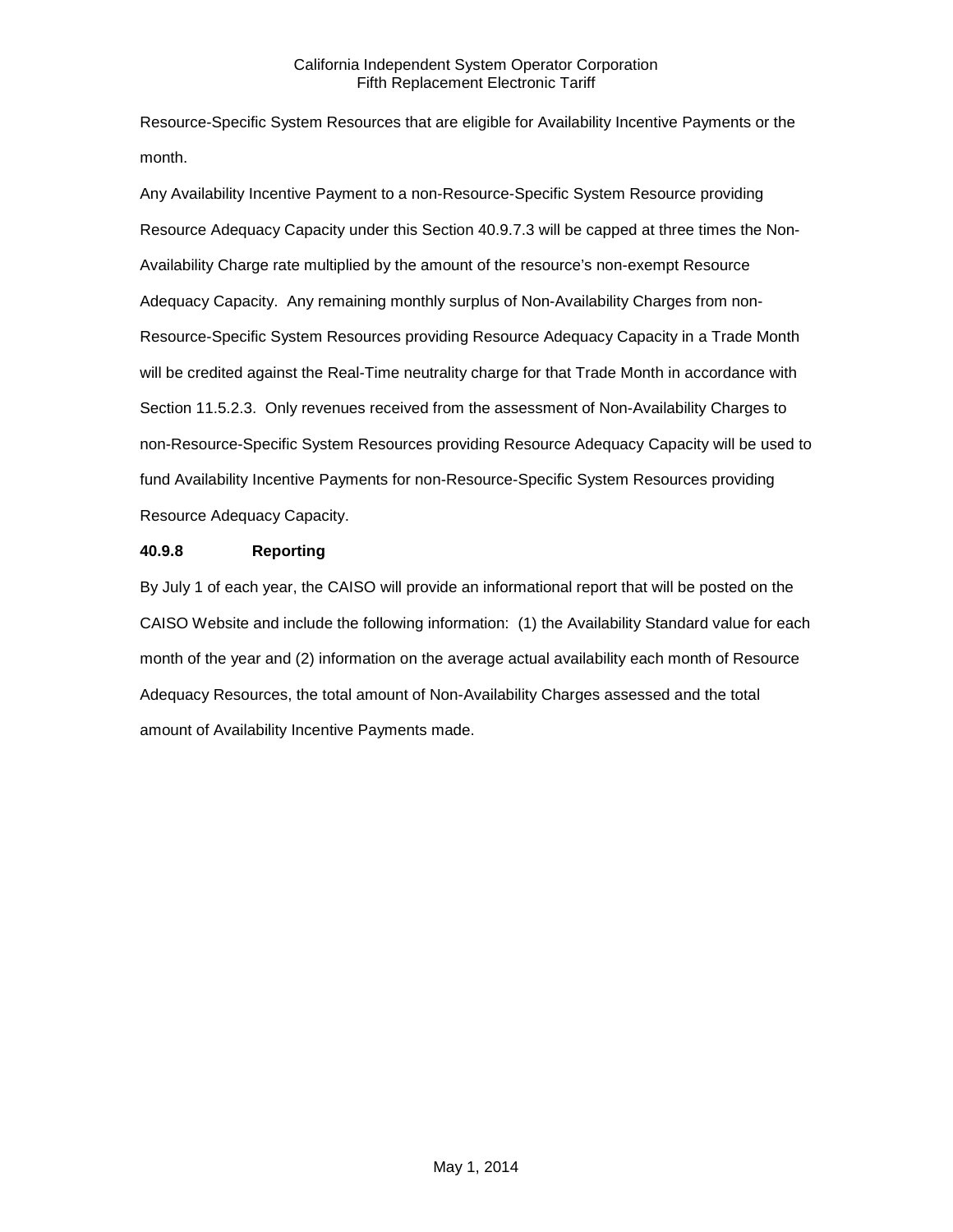Resource-Specific System Resources that are eligible for Availability Incentive Payments or the month.

Any Availability Incentive Payment to a non-Resource-Specific System Resource providing Resource Adequacy Capacity under this Section 40.9.7.3 will be capped at three times the Non-Availability Charge rate multiplied by the amount of the resource's non-exempt Resource Adequacy Capacity. Any remaining monthly surplus of Non-Availability Charges from non-Resource-Specific System Resources providing Resource Adequacy Capacity in a Trade Month will be credited against the Real-Time neutrality charge for that Trade Month in accordance with Section 11.5.2.3. Only revenues received from the assessment of Non-Availability Charges to non-Resource-Specific System Resources providing Resource Adequacy Capacity will be used to fund Availability Incentive Payments for non-Resource-Specific System Resources providing Resource Adequacy Capacity.

**40.9.8 Reporting**

By July 1 of each year, the CAISO will provide an informational report that will be posted on the CAISO Website and include the following information: (1) the Availability Standard value for each month of the year and (2) information on the average actual availability each month of Resource Adequacy Resources, the total amount of Non-Availability Charges assessed and the total amount of Availability Incentive Payments made.